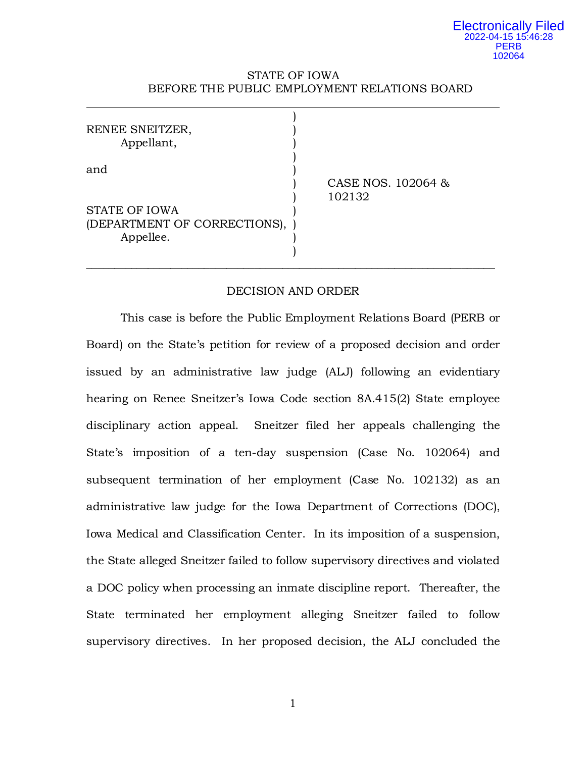Electronically Filed
2022-04-15 15:46:28
PERB
102064

STATE OF IOWA
BEFORE THE PUBLIC EMPLOYMENT RELATIONS BOARD

RENEE SNEITZER,
Appellant,

and

STATE OF IOWA
(DEPARTMENT OF CORRECTIONS),
Appellee.

CASE NOS. 102064 & 102132

## DECISION AND ORDER

This case is before the Public Employment Relations Board (PERB or Board) on the State's petition for review of a proposed decision and order issued by an administrative law judge (ALJ) following an evidentiary hearing on Renee Sneitzer's Iowa Code section 8A.415(2) State employee disciplinary action appeal. Sneitzer filed her appeals challenging the State's imposition of a ten-day suspension (Case No. 102064) and subsequent termination of her employment (Case No. 102132) as an administrative law judge for the Iowa Department of Corrections (DOC), Iowa Medical and Classification Center. In its imposition of a suspension, the State alleged Sneitzer failed to follow supervisory directives and violated a DOC policy when processing an inmate discipline report. Thereafter, the State terminated her employment alleging Sneitzer failed to follow supervisory directives. In her proposed decision, the ALJ concluded the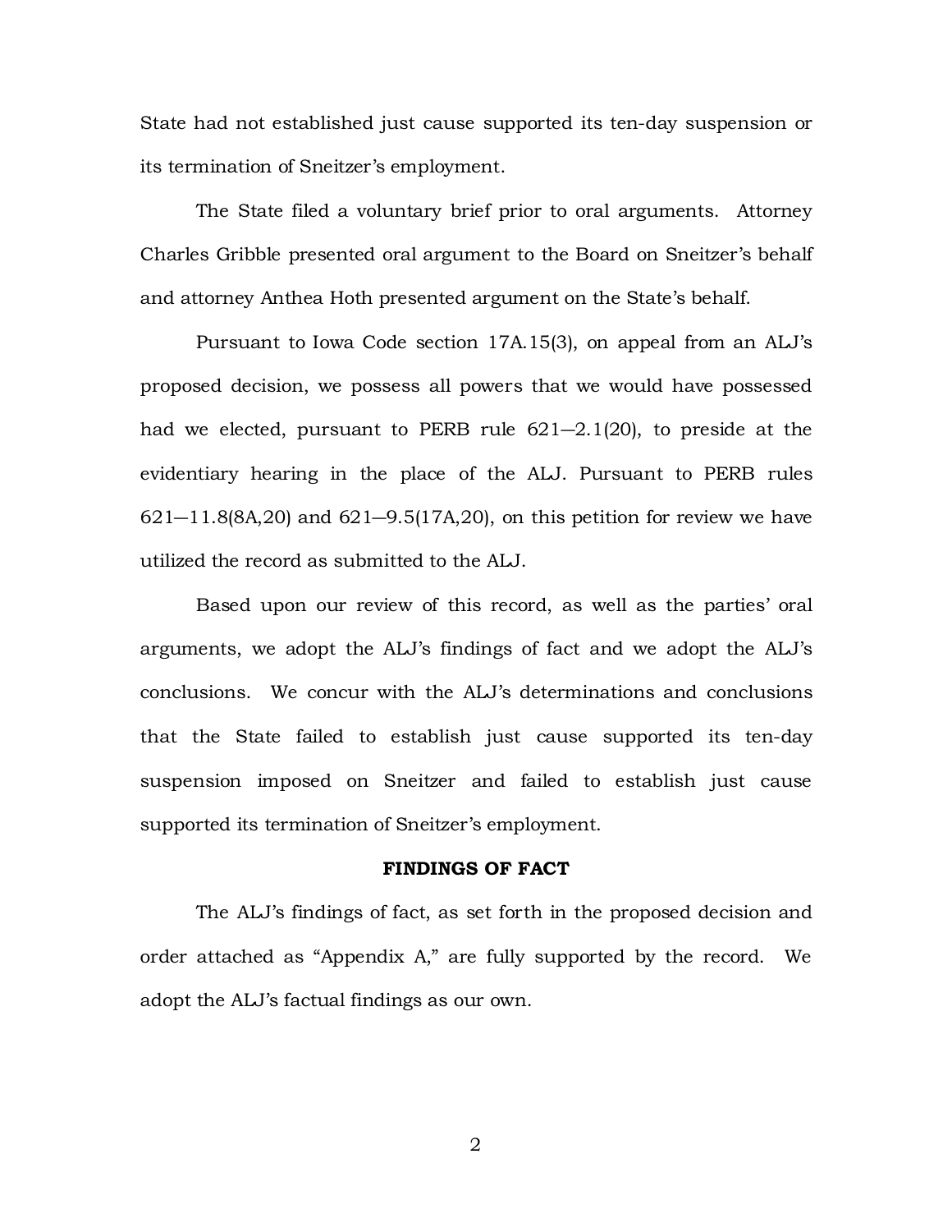State had not established just cause supported its ten-day suspension or its termination of Sneitzer's employment.

The State filed a voluntary brief prior to oral arguments. Attorney Charles Gribble presented oral argument to the Board on Sneitzer's behalf and attorney Anthea Hoth presented argument on the State's behalf.

Pursuant to Iowa Code section 17A.15(3), on appeal from an ALJ's proposed decision, we possess all powers that we would have possessed had we elected, pursuant to PERB rule 621—2.1(20), to preside at the evidentiary hearing in the place of the ALJ. Pursuant to PERB rules 621—11.8(8A,20) and 621—9.5(17A,20), on this petition for review we have utilized the record as submitted to the ALJ.

Based upon our review of this record, as well as the parties' oral arguments, we adopt the ALJ's findings of fact and we adopt the ALJ's conclusions. We concur with the ALJ's determinations and conclusions that the State failed to establish just cause supported its ten-day suspension imposed on Sneitzer and failed to establish just cause supported its termination of Sneitzer's employment.

**FINDINGS OF FACT**

The ALJ's findings of fact, as set forth in the proposed decision and order attached as "Appendix A," are fully supported by the record. We adopt the ALJ's factual findings as our own.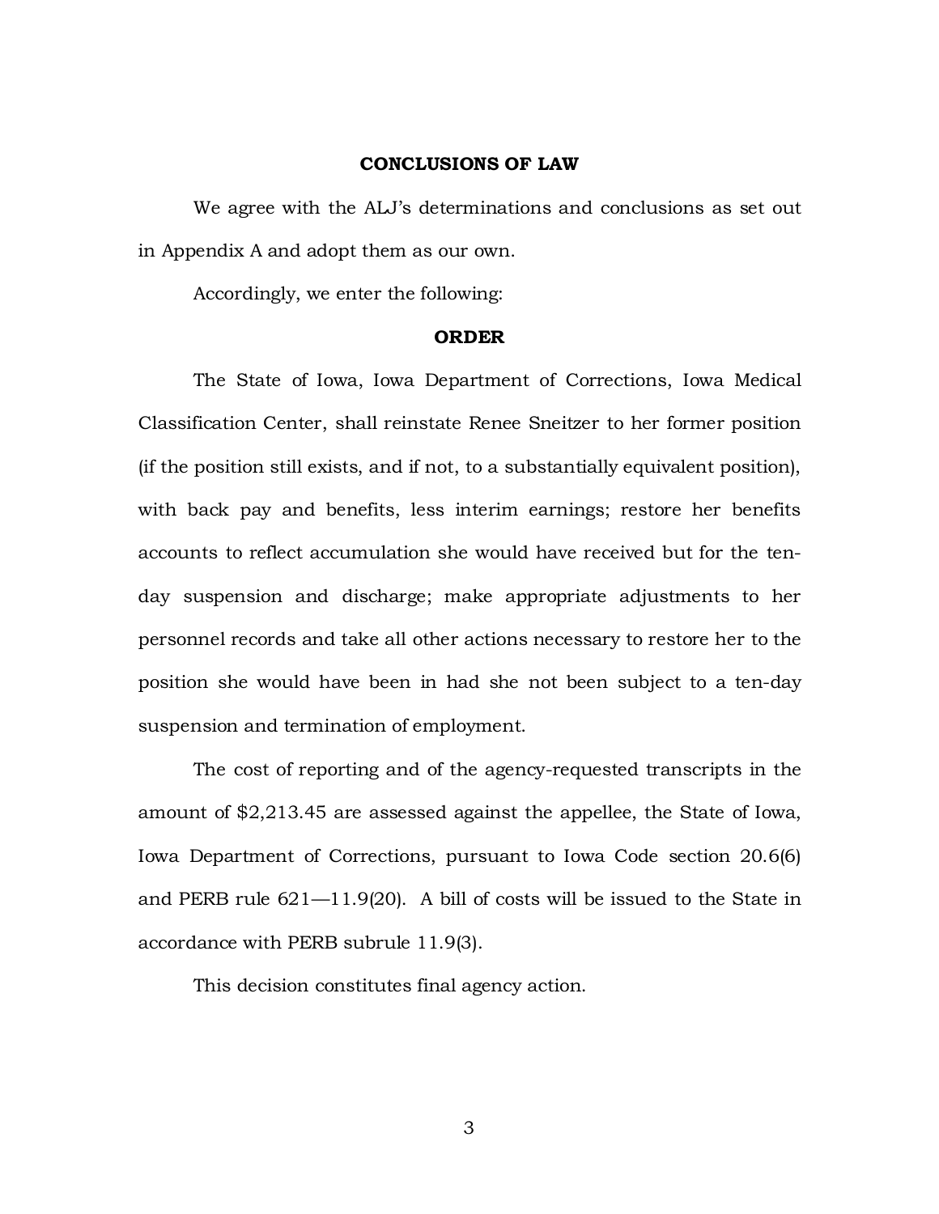## CONCLUSIONS OF LAW

We agree with the ALJ's determinations and conclusions as set out in Appendix A and adopt them as our own.

Accordingly, we enter the following:

## ORDER

The State of Iowa, Iowa Department of Corrections, Iowa Medical Classification Center, shall reinstate Renee Sneitzer to her former position (if the position still exists, and if not, to a substantially equivalent position), with back pay and benefits, less interim earnings; restore her benefits accounts to reflect accumulation she would have received but for the ten-day suspension and discharge; make appropriate adjustments to her personnel records and take all other actions necessary to restore her to the position she would have been in had she not been subject to a ten-day suspension and termination of employment.

The cost of reporting and of the agency-requested transcripts in the amount of $2,213.45 are assessed against the appellee, the State of Iowa, Iowa Department of Corrections, pursuant to Iowa Code section 20.6(6) and PERB rule 621—11.9(20). A bill of costs will be issued to the State in accordance with PERB subrule 11.9(3).

This decision constitutes final agency action.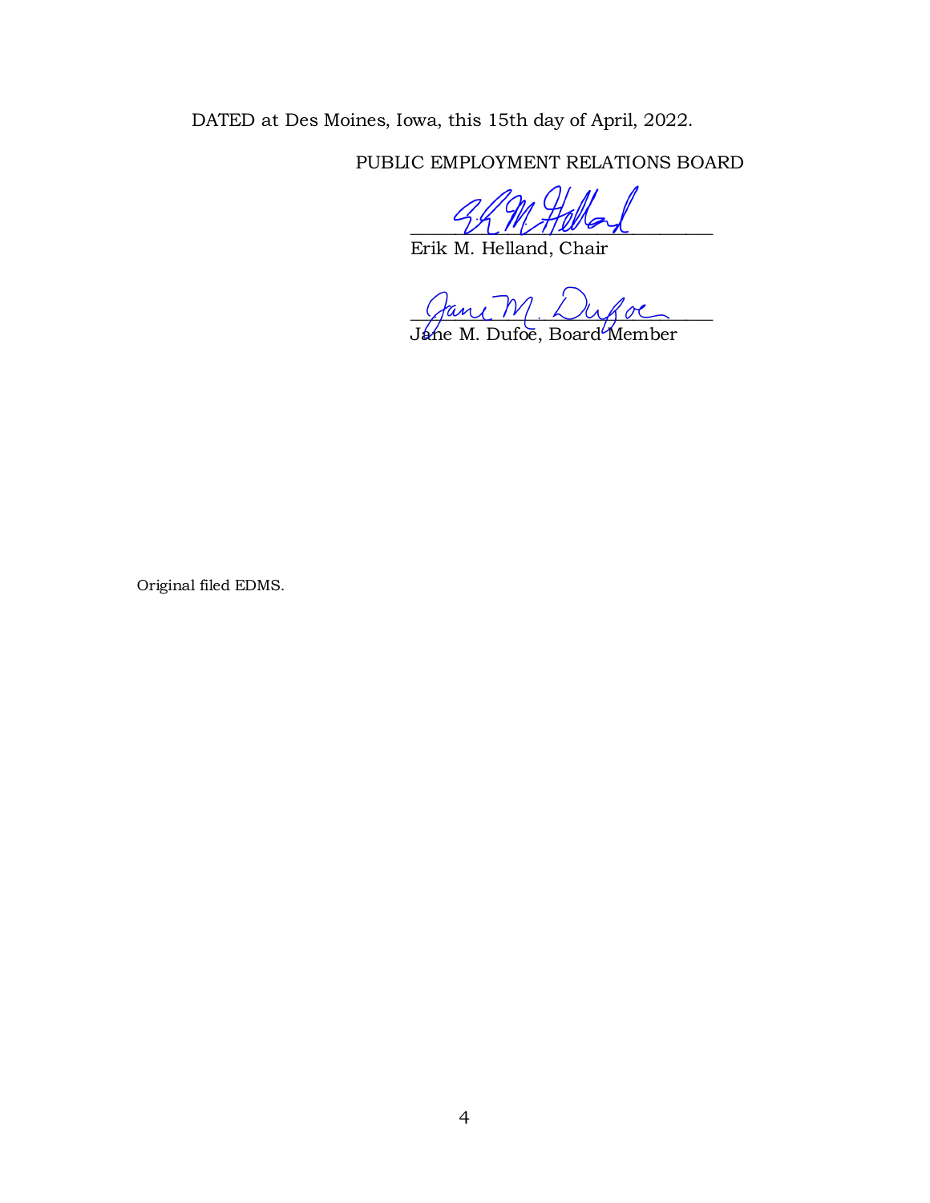DATED at Des Moines, Iowa, this 15th day of April, 2022.

PUBLIC EMPLOYMENT RELATIONS BOARD

______________________________
Erik M. Helland, Chair

______________________________
Jane M. Dufoe, Board Member

Original filed EDMS.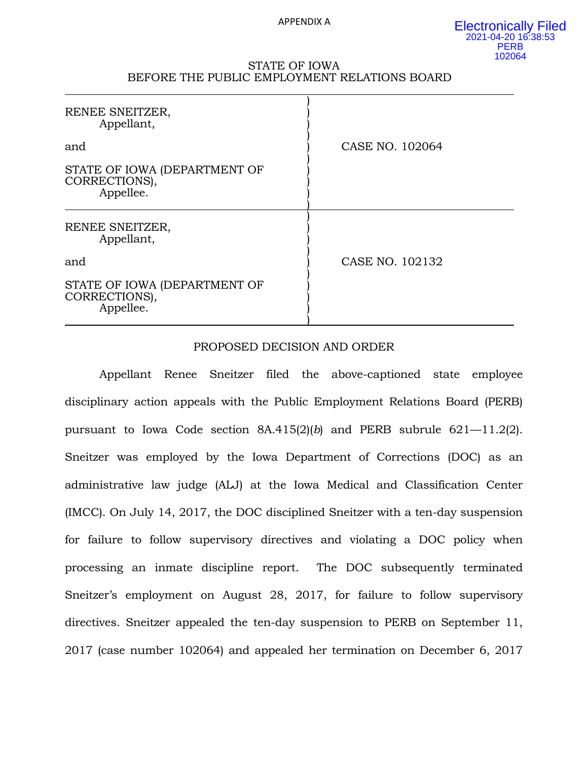APPENDIX A

Electronically Filed
2021-04-20 16:38:53
PERB
102064

STATE OF IOWA
BEFORE THE PUBLIC EMPLOYMENT RELATIONS BOARD

| | |
|---|---|
| RENEE SNEITZER, Appellant, and STATE OF IOWA (DEPARTMENT OF CORRECTIONS), Appellee. | CASE NO. 102064 |
| RENEE SNEITZER, Appellant, and STATE OF IOWA (DEPARTMENT OF CORRECTIONS), Appellee. | CASE NO. 102132 |

PROPOSED DECISION AND ORDER

Appellant Renee Sneitzer filed the above-captioned state employee disciplinary action appeals with the Public Employment Relations Board (PERB) pursuant to Iowa Code section 8A.415(2)(*b*) and PERB subrule 621—11.2(2). Sneitzer was employed by the Iowa Department of Corrections (DOC) as an administrative law judge (ALJ) at the Iowa Medical and Classification Center (IMCC). On July 14, 2017, the DOC disciplined Sneitzer with a ten-day suspension for failure to follow supervisory directives and violating a DOC policy when processing an inmate discipline report. The DOC subsequently terminated Sneitzer's employment on August 28, 2017, for failure to follow supervisory directives. Sneitzer appealed the ten-day suspension to PERB on September 11, 2017 (case number 102064) and appealed her termination on December 6, 2017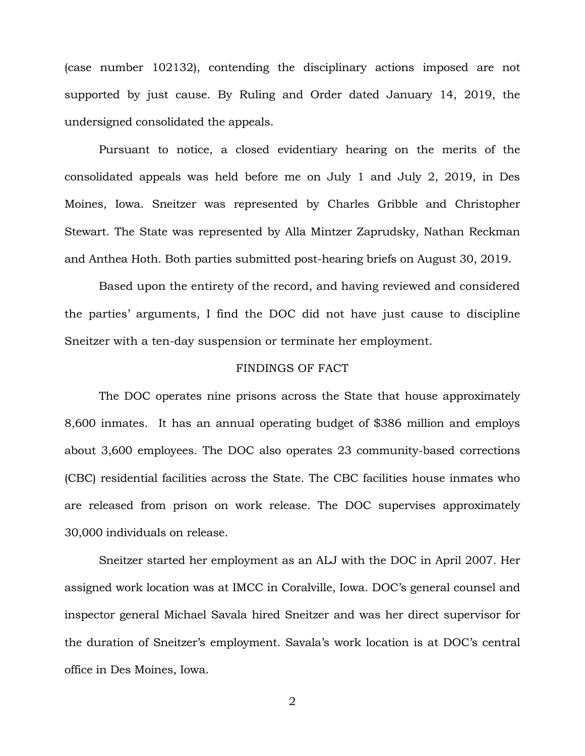(case number 102132), contending the disciplinary actions imposed are not supported by just cause. By Ruling and Order dated January 14, 2019, the undersigned consolidated the appeals.

Pursuant to notice, a closed evidentiary hearing on the merits of the consolidated appeals was held before me on July 1 and July 2, 2019, in Des Moines, Iowa. Sneitzer was represented by Charles Gribble and Christopher Stewart. The State was represented by Alla Mintzer Zaprudsky, Nathan Reckman and Anthea Hoth. Both parties submitted post-hearing briefs on August 30, 2019.

Based upon the entirety of the record, and having reviewed and considered the parties' arguments, I find the DOC did not have just cause to discipline Sneitzer with a ten-day suspension or terminate her employment.

## FINDINGS OF FACT

The DOC operates nine prisons across the State that house approximately 8,600 inmates. It has an annual operating budget of $386 million and employs about 3,600 employees. The DOC also operates 23 community-based corrections (CBC) residential facilities across the State. The CBC facilities house inmates who are released from prison on work release. The DOC supervises approximately 30,000 individuals on release.

Sneitzer started her employment as an ALJ with the DOC in April 2007. Her assigned work location was at IMCC in Coralville, Iowa. DOC's general counsel and inspector general Michael Savala hired Sneitzer and was her direct supervisor for the duration of Sneitzer's employment. Savala's work location is at DOC's central office in Des Moines, Iowa.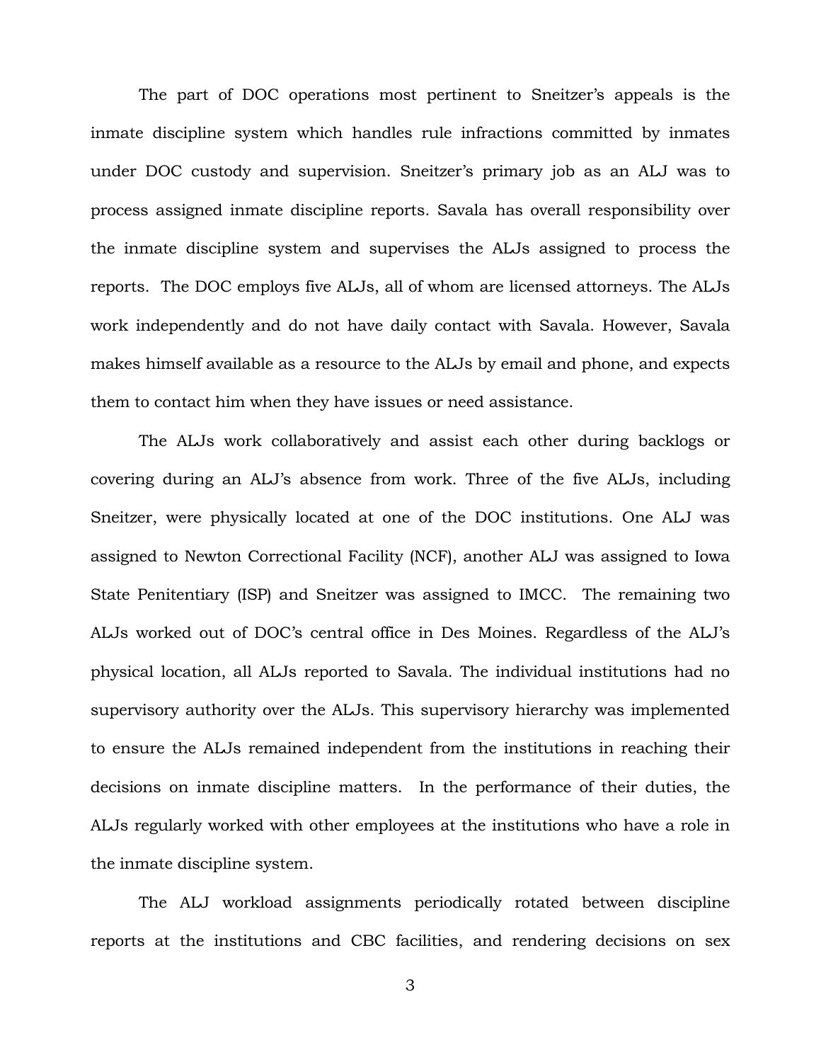The part of DOC operations most pertinent to Sneitzer's appeals is the inmate discipline system which handles rule infractions committed by inmates under DOC custody and supervision. Sneitzer's primary job as an ALJ was to process assigned inmate discipline reports. Savala has overall responsibility over the inmate discipline system and supervises the ALJs assigned to process the reports. The DOC employs five ALJs, all of whom are licensed attorneys. The ALJs work independently and do not have daily contact with Savala. However, Savala makes himself available as a resource to the ALJs by email and phone, and expects them to contact him when they have issues or need assistance.

The ALJs work collaboratively and assist each other during backlogs or covering during an ALJ's absence from work. Three of the five ALJs, including Sneitzer, were physically located at one of the DOC institutions. One ALJ was assigned to Newton Correctional Facility (NCF), another ALJ was assigned to Iowa State Penitentiary (ISP) and Sneitzer was assigned to IMCC. The remaining two ALJs worked out of DOC's central office in Des Moines. Regardless of the ALJ's physical location, all ALJs reported to Savala. The individual institutions had no supervisory authority over the ALJs. This supervisory hierarchy was implemented to ensure the ALJs remained independent from the institutions in reaching their decisions on inmate discipline matters. In the performance of their duties, the ALJs regularly worked with other employees at the institutions who have a role in the inmate discipline system.

The ALJ workload assignments periodically rotated between discipline reports at the institutions and CBC facilities, and rendering decisions on sex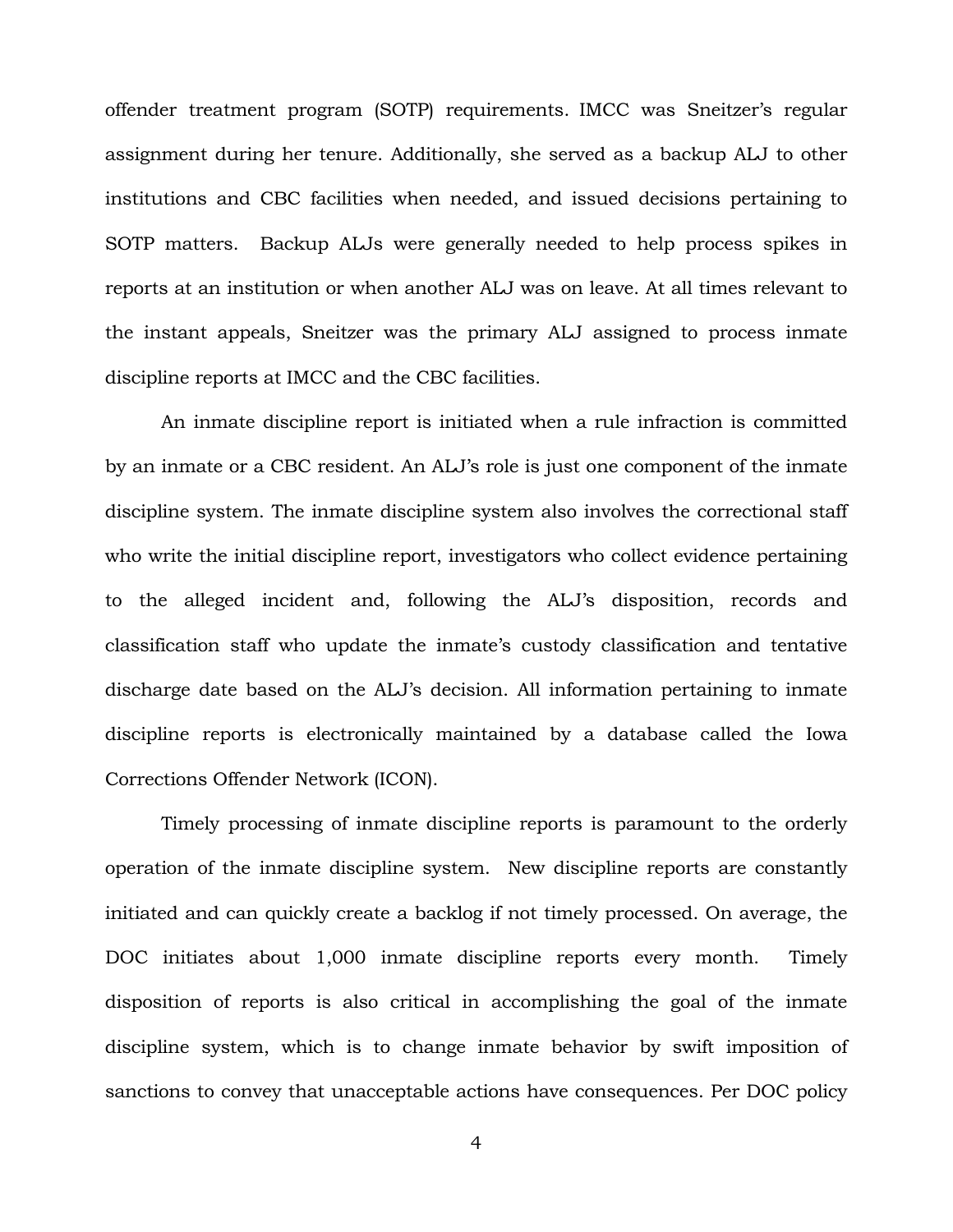offender treatment program (SOTP) requirements. IMCC was Sneitzer's regular assignment during her tenure. Additionally, she served as a backup ALJ to other institutions and CBC facilities when needed, and issued decisions pertaining to SOTP matters. Backup ALJs were generally needed to help process spikes in reports at an institution or when another ALJ was on leave. At all times relevant to the instant appeals, Sneitzer was the primary ALJ assigned to process inmate discipline reports at IMCC and the CBC facilities.

An inmate discipline report is initiated when a rule infraction is committed by an inmate or a CBC resident. An ALJ's role is just one component of the inmate discipline system. The inmate discipline system also involves the correctional staff who write the initial discipline report, investigators who collect evidence pertaining to the alleged incident and, following the ALJ's disposition, records and classification staff who update the inmate's custody classification and tentative discharge date based on the ALJ's decision. All information pertaining to inmate discipline reports is electronically maintained by a database called the Iowa Corrections Offender Network (ICON).

Timely processing of inmate discipline reports is paramount to the orderly operation of the inmate discipline system. New discipline reports are constantly initiated and can quickly create a backlog if not timely processed. On average, the DOC initiates about 1,000 inmate discipline reports every month. Timely disposition of reports is also critical in accomplishing the goal of the inmate discipline system, which is to change inmate behavior by swift imposition of sanctions to convey that unacceptable actions have consequences. Per DOC policy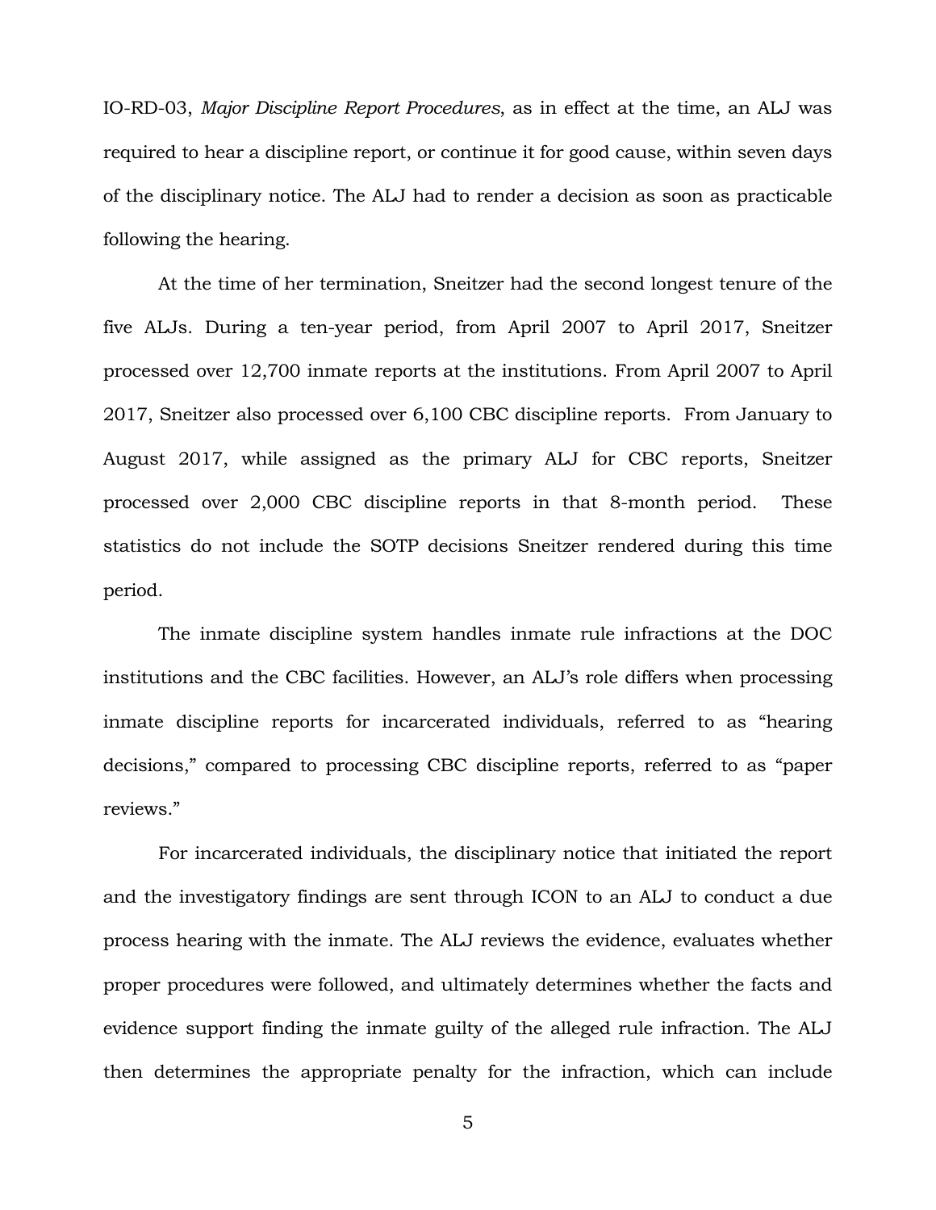IO-RD-03, *Major Discipline Report Procedures*, as in effect at the time, an ALJ was required to hear a discipline report, or continue it for good cause, within seven days of the disciplinary notice. The ALJ had to render a decision as soon as practicable following the hearing.

At the time of her termination, Sneitzer had the second longest tenure of the five ALJs. During a ten-year period, from April 2007 to April 2017, Sneitzer processed over 12,700 inmate reports at the institutions. From April 2007 to April 2017, Sneitzer also processed over 6,100 CBC discipline reports. From January to August 2017, while assigned as the primary ALJ for CBC reports, Sneitzer processed over 2,000 CBC discipline reports in that 8-month period. These statistics do not include the SOTP decisions Sneitzer rendered during this time period.

The inmate discipline system handles inmate rule infractions at the DOC institutions and the CBC facilities. However, an ALJ's role differs when processing inmate discipline reports for incarcerated individuals, referred to as "hearing decisions," compared to processing CBC discipline reports, referred to as "paper reviews."

For incarcerated individuals, the disciplinary notice that initiated the report and the investigatory findings are sent through ICON to an ALJ to conduct a due process hearing with the inmate. The ALJ reviews the evidence, evaluates whether proper procedures were followed, and ultimately determines whether the facts and evidence support finding the inmate guilty of the alleged rule infraction. The ALJ then determines the appropriate penalty for the infraction, which can include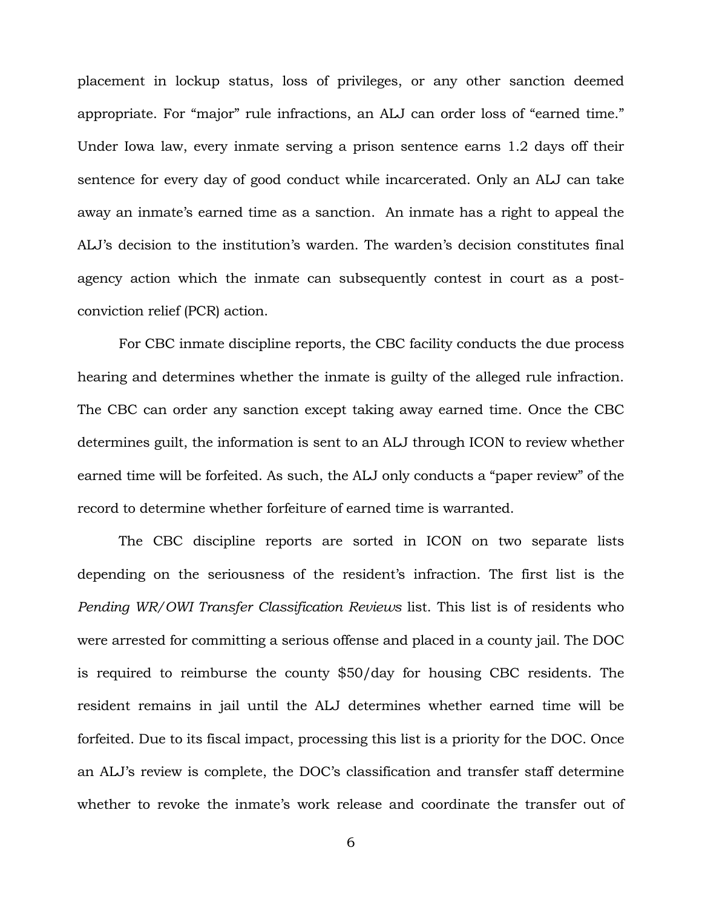placement in lockup status, loss of privileges, or any other sanction deemed appropriate. For "major" rule infractions, an ALJ can order loss of "earned time." Under Iowa law, every inmate serving a prison sentence earns 1.2 days off their sentence for every day of good conduct while incarcerated. Only an ALJ can take away an inmate's earned time as a sanction. An inmate has a right to appeal the ALJ's decision to the institution's warden. The warden's decision constitutes final agency action which the inmate can subsequently contest in court as a post-conviction relief (PCR) action.

For CBC inmate discipline reports, the CBC facility conducts the due process hearing and determines whether the inmate is guilty of the alleged rule infraction. The CBC can order any sanction except taking away earned time. Once the CBC determines guilt, the information is sent to an ALJ through ICON to review whether earned time will be forfeited. As such, the ALJ only conducts a "paper review" of the record to determine whether forfeiture of earned time is warranted.

The CBC discipline reports are sorted in ICON on two separate lists depending on the seriousness of the resident's infraction. The first list is the *Pending WR/OWI Transfer Classification Reviews* list. This list is of residents who were arrested for committing a serious offense and placed in a county jail. The DOC is required to reimburse the county $50/day for housing CBC residents. The resident remains in jail until the ALJ determines whether earned time will be forfeited. Due to its fiscal impact, processing this list is a priority for the DOC. Once an ALJ's review is complete, the DOC's classification and transfer staff determine whether to revoke the inmate's work release and coordinate the transfer out of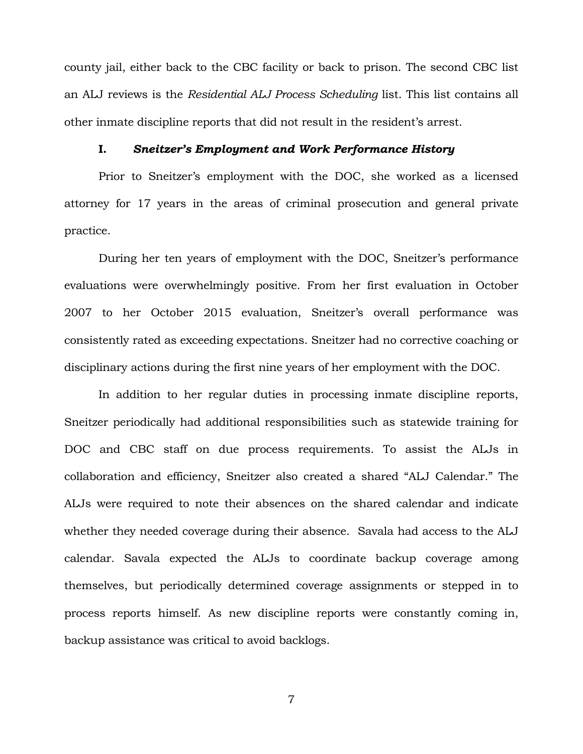county jail, either back to the CBC facility or back to prison. The second CBC list an ALJ reviews is the *Residential ALJ Process Scheduling* list. This list contains all other inmate discipline reports that did not result in the resident's arrest.

### I. *Sneitzer's Employment and Work Performance History*

Prior to Sneitzer's employment with the DOC, she worked as a licensed attorney for 17 years in the areas of criminal prosecution and general private practice.

During her ten years of employment with the DOC, Sneitzer's performance evaluations were overwhelmingly positive. From her first evaluation in October 2007 to her October 2015 evaluation, Sneitzer's overall performance was consistently rated as exceeding expectations. Sneitzer had no corrective coaching or disciplinary actions during the first nine years of her employment with the DOC.

In addition to her regular duties in processing inmate discipline reports, Sneitzer periodically had additional responsibilities such as statewide training for DOC and CBC staff on due process requirements. To assist the ALJs in collaboration and efficiency, Sneitzer also created a shared "ALJ Calendar." The ALJs were required to note their absences on the shared calendar and indicate whether they needed coverage during their absence. Savala had access to the ALJ calendar. Savala expected the ALJs to coordinate backup coverage among themselves, but periodically determined coverage assignments or stepped in to process reports himself. As new discipline reports were constantly coming in, backup assistance was critical to avoid backlogs.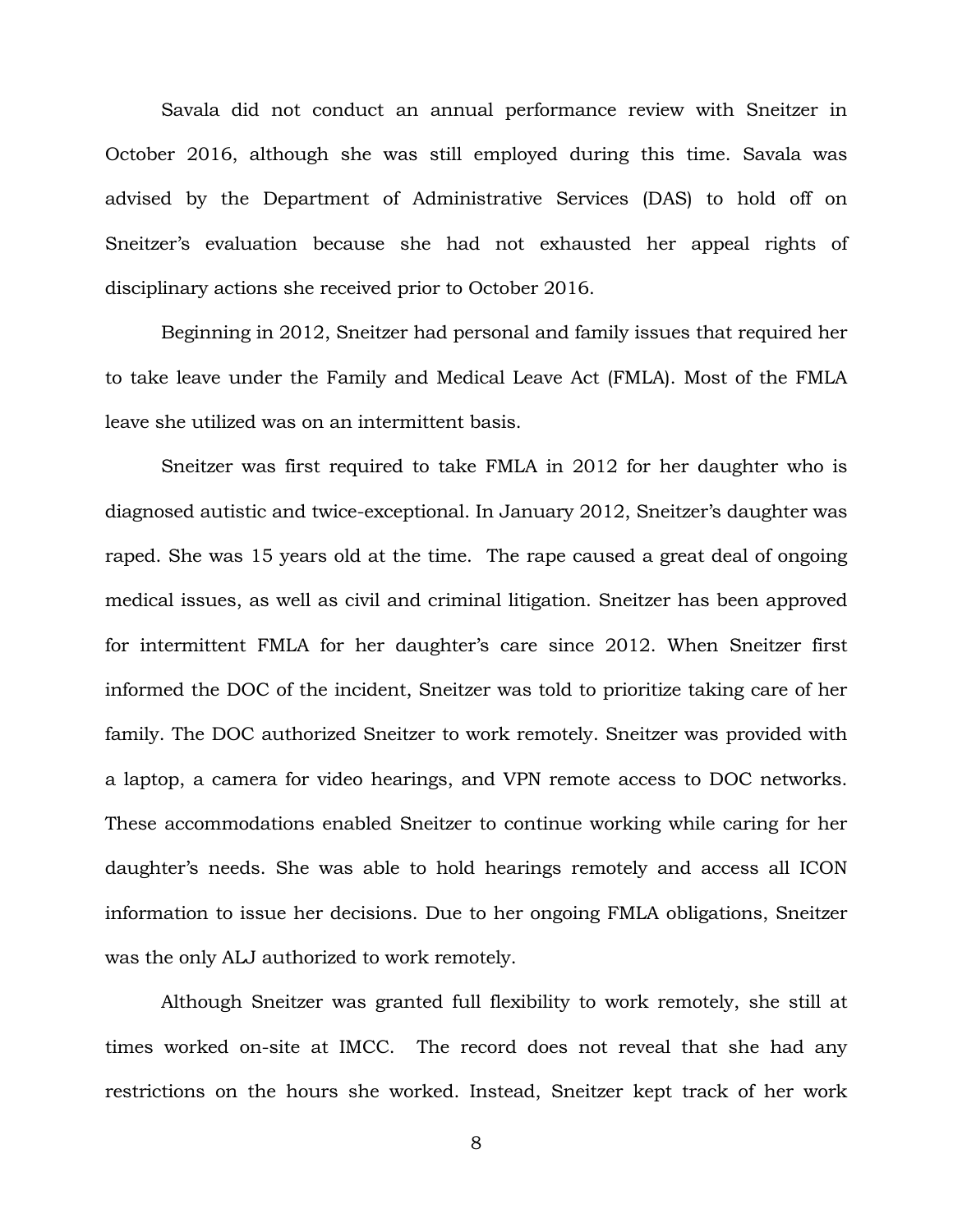Savala did not conduct an annual performance review with Sneitzer in October 2016, although she was still employed during this time. Savala was advised by the Department of Administrative Services (DAS) to hold off on Sneitzer's evaluation because she had not exhausted her appeal rights of disciplinary actions she received prior to October 2016.

Beginning in 2012, Sneitzer had personal and family issues that required her to take leave under the Family and Medical Leave Act (FMLA). Most of the FMLA leave she utilized was on an intermittent basis.

Sneitzer was first required to take FMLA in 2012 for her daughter who is diagnosed autistic and twice-exceptional. In January 2012, Sneitzer's daughter was raped. She was 15 years old at the time. The rape caused a great deal of ongoing medical issues, as well as civil and criminal litigation. Sneitzer has been approved for intermittent FMLA for her daughter's care since 2012. When Sneitzer first informed the DOC of the incident, Sneitzer was told to prioritize taking care of her family. The DOC authorized Sneitzer to work remotely. Sneitzer was provided with a laptop, a camera for video hearings, and VPN remote access to DOC networks. These accommodations enabled Sneitzer to continue working while caring for her daughter's needs. She was able to hold hearings remotely and access all ICON information to issue her decisions. Due to her ongoing FMLA obligations, Sneitzer was the only ALJ authorized to work remotely.

Although Sneitzer was granted full flexibility to work remotely, she still at times worked on-site at IMCC. The record does not reveal that she had any restrictions on the hours she worked. Instead, Sneitzer kept track of her work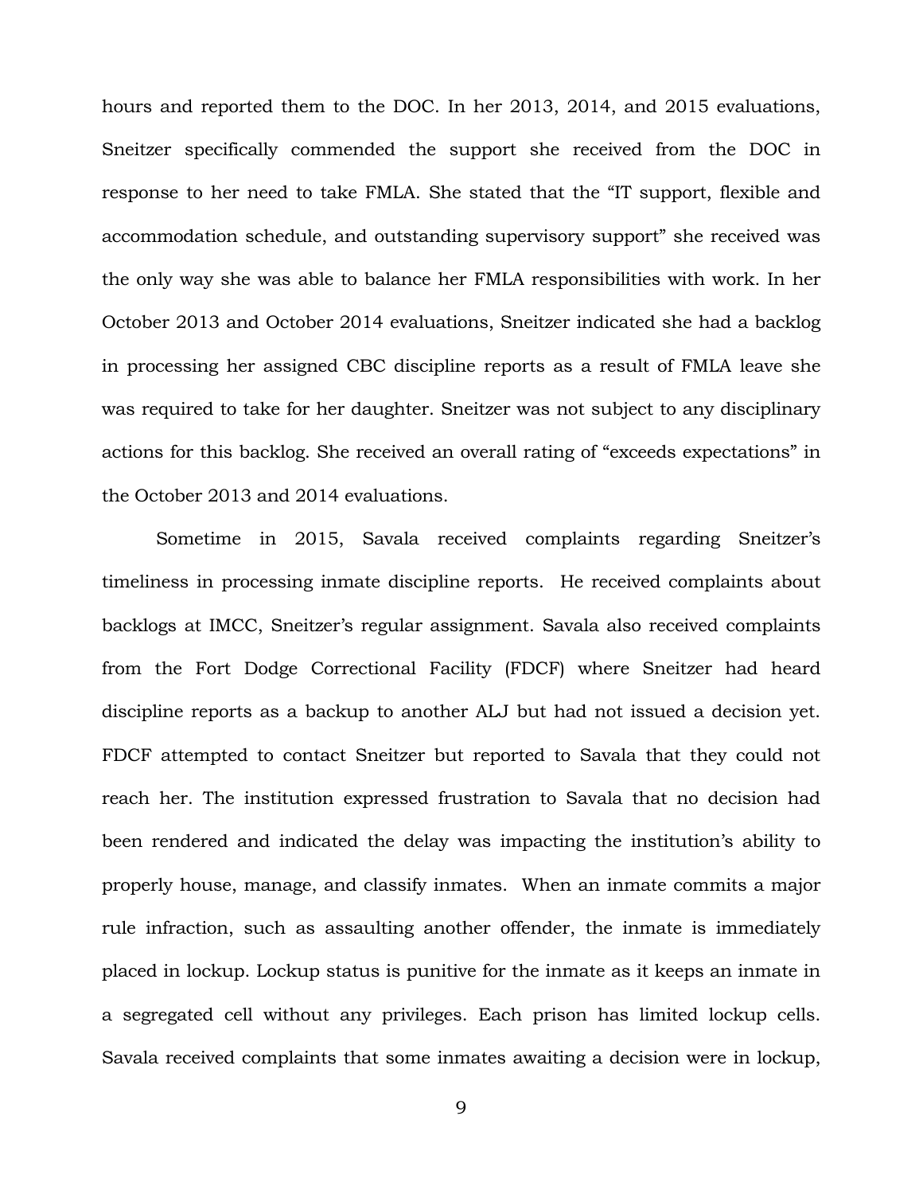hours and reported them to the DOC. In her 2013, 2014, and 2015 evaluations, Sneitzer specifically commended the support she received from the DOC in response to her need to take FMLA. She stated that the "IT support, flexible and accommodation schedule, and outstanding supervisory support" she received was the only way she was able to balance her FMLA responsibilities with work. In her October 2013 and October 2014 evaluations, Sneitzer indicated she had a backlog in processing her assigned CBC discipline reports as a result of FMLA leave she was required to take for her daughter. Sneitzer was not subject to any disciplinary actions for this backlog. She received an overall rating of "exceeds expectations" in the October 2013 and 2014 evaluations.

Sometime in 2015, Savala received complaints regarding Sneitzer's timeliness in processing inmate discipline reports. He received complaints about backlogs at IMCC, Sneitzer's regular assignment. Savala also received complaints from the Fort Dodge Correctional Facility (FDCF) where Sneitzer had heard discipline reports as a backup to another ALJ but had not issued a decision yet. FDCF attempted to contact Sneitzer but reported to Savala that they could not reach her. The institution expressed frustration to Savala that no decision had been rendered and indicated the delay was impacting the institution's ability to properly house, manage, and classify inmates. When an inmate commits a major rule infraction, such as assaulting another offender, the inmate is immediately placed in lockup. Lockup status is punitive for the inmate as it keeps an inmate in a segregated cell without any privileges. Each prison has limited lockup cells. Savala received complaints that some inmates awaiting a decision were in lockup,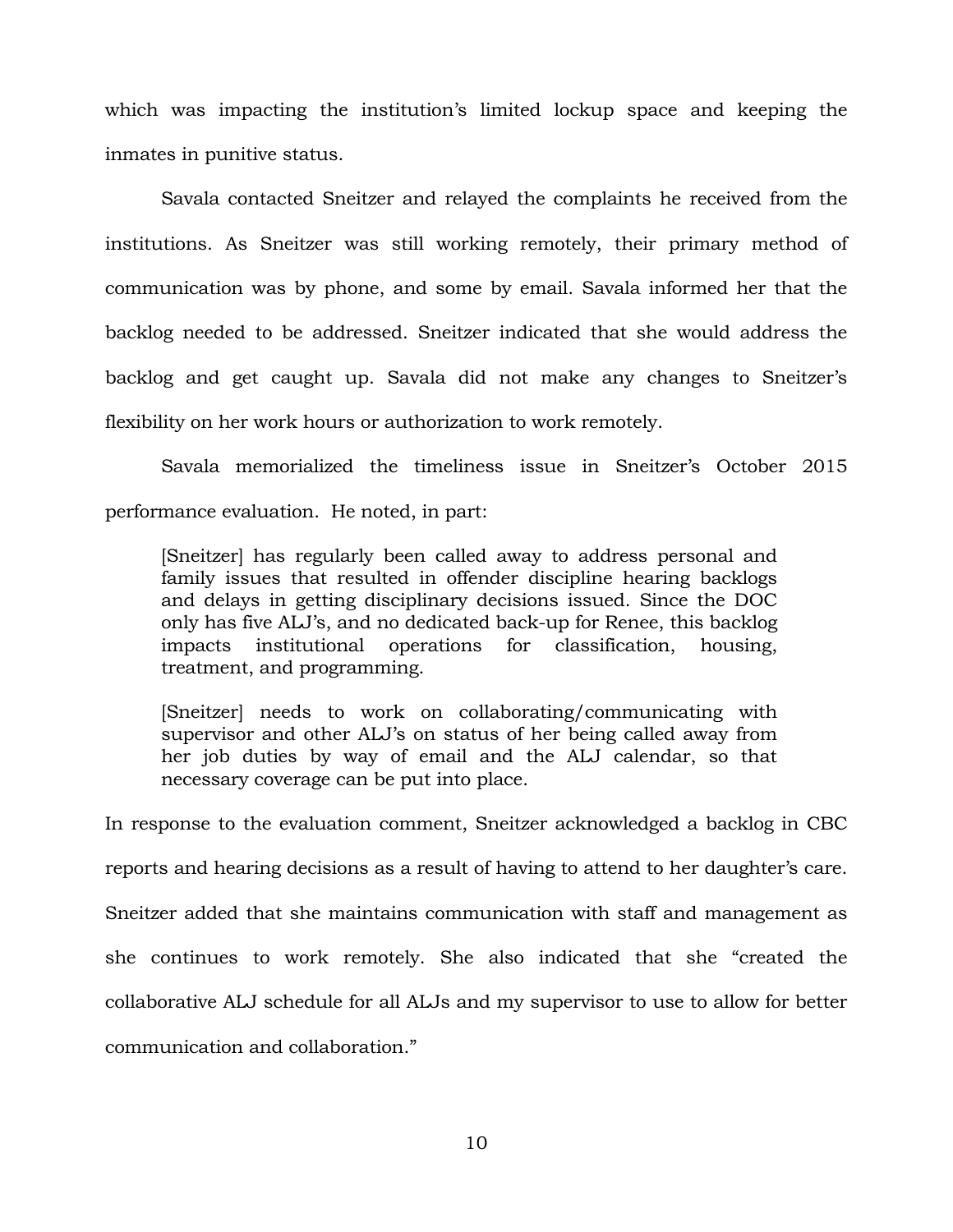which was impacting the institution's limited lockup space and keeping the inmates in punitive status.

Savala contacted Sneitzer and relayed the complaints he received from the institutions. As Sneitzer was still working remotely, their primary method of communication was by phone, and some by email. Savala informed her that the backlog needed to be addressed. Sneitzer indicated that she would address the backlog and get caught up. Savala did not make any changes to Sneitzer's flexibility on her work hours or authorization to work remotely.

Savala memorialized the timeliness issue in Sneitzer's October 2015 performance evaluation. He noted, in part:

> [Sneitzer] has regularly been called away to address personal and family issues that resulted in offender discipline hearing backlogs and delays in getting disciplinary decisions issued. Since the DOC only has five ALJ's, and no dedicated back-up for Renee, this backlog impacts institutional operations for classification, housing, treatment, and programming.
>
> [Sneitzer] needs to work on collaborating/communicating with supervisor and other ALJ's on status of her being called away from her job duties by way of email and the ALJ calendar, so that necessary coverage can be put into place.

In response to the evaluation comment, Sneitzer acknowledged a backlog in CBC reports and hearing decisions as a result of having to attend to her daughter's care. Sneitzer added that she maintains communication with staff and management as she continues to work remotely. She also indicated that she "created the collaborative ALJ schedule for all ALJs and my supervisor to use to allow for better communication and collaboration."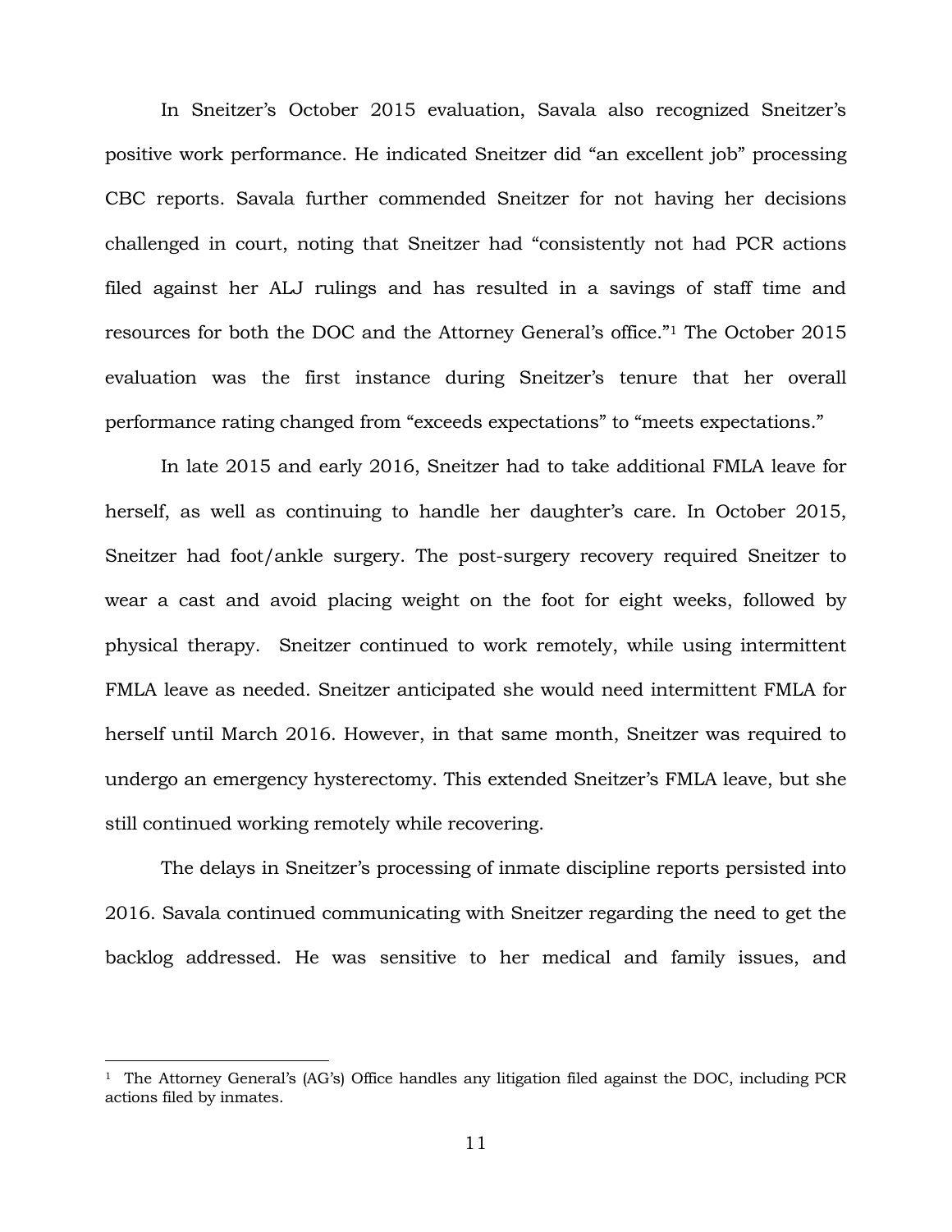In Sneitzer's October 2015 evaluation, Savala also recognized Sneitzer's positive work performance. He indicated Sneitzer did "an excellent job" processing CBC reports. Savala further commended Sneitzer for not having her decisions challenged in court, noting that Sneitzer had "consistently not had PCR actions filed against her ALJ rulings and has resulted in a savings of staff time and resources for both the DOC and the Attorney General's office."[1] The October 2015 evaluation was the first instance during Sneitzer's tenure that her overall performance rating changed from "exceeds expectations" to "meets expectations."

In late 2015 and early 2016, Sneitzer had to take additional FMLA leave for herself, as well as continuing to handle her daughter's care. In October 2015, Sneitzer had foot/ankle surgery. The post-surgery recovery required Sneitzer to wear a cast and avoid placing weight on the foot for eight weeks, followed by physical therapy. Sneitzer continued to work remotely, while using intermittent FMLA leave as needed. Sneitzer anticipated she would need intermittent FMLA for herself until March 2016. However, in that same month, Sneitzer was required to undergo an emergency hysterectomy. This extended Sneitzer's FMLA leave, but she still continued working remotely while recovering.

The delays in Sneitzer's processing of inmate discipline reports persisted into 2016. Savala continued communicating with Sneitzer regarding the need to get the backlog addressed. He was sensitive to her medical and family issues, and

[1] The Attorney General's (AG's) Office handles any litigation filed against the DOC, including PCR actions filed by inmates.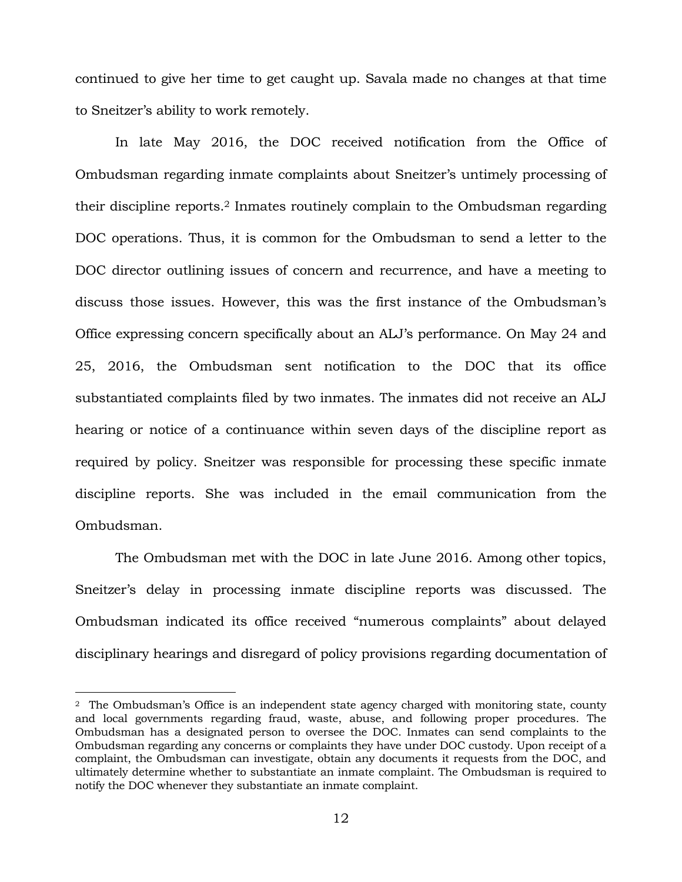continued to give her time to get caught up. Savala made no changes at that time to Sneitzer's ability to work remotely.

In late May 2016, the DOC received notification from the Office of Ombudsman regarding inmate complaints about Sneitzer's untimely processing of their discipline reports.[2] Inmates routinely complain to the Ombudsman regarding DOC operations. Thus, it is common for the Ombudsman to send a letter to the DOC director outlining issues of concern and recurrence, and have a meeting to discuss those issues. However, this was the first instance of the Ombudsman's Office expressing concern specifically about an ALJ's performance. On May 24 and 25, 2016, the Ombudsman sent notification to the DOC that its office substantiated complaints filed by two inmates. The inmates did not receive an ALJ hearing or notice of a continuance within seven days of the discipline report as required by policy. Sneitzer was responsible for processing these specific inmate discipline reports. She was included in the email communication from the Ombudsman.

The Ombudsman met with the DOC in late June 2016. Among other topics, Sneitzer's delay in processing inmate discipline reports was discussed. The Ombudsman indicated its office received "numerous complaints" about delayed disciplinary hearings and disregard of policy provisions regarding documentation of

---

[2] The Ombudsman's Office is an independent state agency charged with monitoring state, county and local governments regarding fraud, waste, abuse, and following proper procedures. The Ombudsman has a designated person to oversee the DOC. Inmates can send complaints to the Ombudsman regarding any concerns or complaints they have under DOC custody. Upon receipt of a complaint, the Ombudsman can investigate, obtain any documents it requests from the DOC, and ultimately determine whether to substantiate an inmate complaint. The Ombudsman is required to notify the DOC whenever they substantiate an inmate complaint.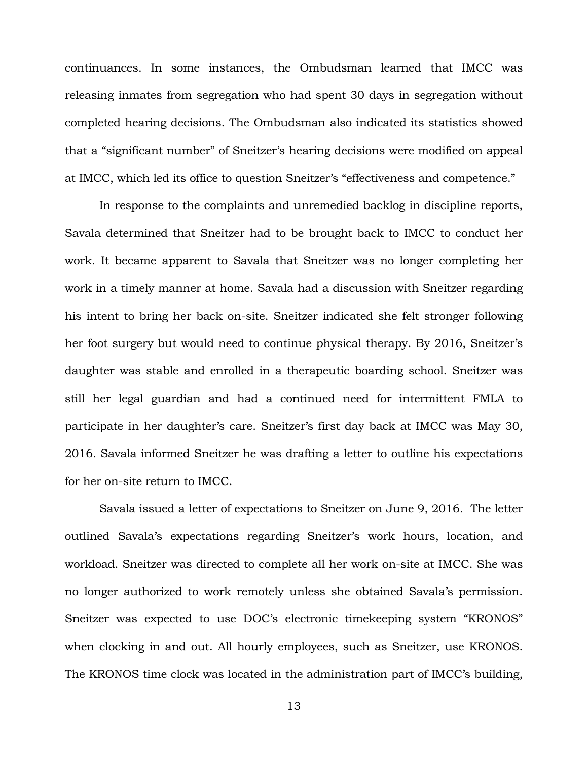continuances. In some instances, the Ombudsman learned that IMCC was releasing inmates from segregation who had spent 30 days in segregation without completed hearing decisions. The Ombudsman also indicated its statistics showed that a "significant number" of Sneitzer's hearing decisions were modified on appeal at IMCC, which led its office to question Sneitzer's "effectiveness and competence."

In response to the complaints and unremedied backlog in discipline reports, Savala determined that Sneitzer had to be brought back to IMCC to conduct her work. It became apparent to Savala that Sneitzer was no longer completing her work in a timely manner at home. Savala had a discussion with Sneitzer regarding his intent to bring her back on-site. Sneitzer indicated she felt stronger following her foot surgery but would need to continue physical therapy. By 2016, Sneitzer's daughter was stable and enrolled in a therapeutic boarding school. Sneitzer was still her legal guardian and had a continued need for intermittent FMLA to participate in her daughter's care. Sneitzer's first day back at IMCC was May 30, 2016. Savala informed Sneitzer he was drafting a letter to outline his expectations for her on-site return to IMCC.

Savala issued a letter of expectations to Sneitzer on June 9, 2016. The letter outlined Savala's expectations regarding Sneitzer's work hours, location, and workload. Sneitzer was directed to complete all her work on-site at IMCC. She was no longer authorized to work remotely unless she obtained Savala's permission. Sneitzer was expected to use DOC's electronic timekeeping system "KRONOS" when clocking in and out. All hourly employees, such as Sneitzer, use KRONOS. The KRONOS time clock was located in the administration part of IMCC's building,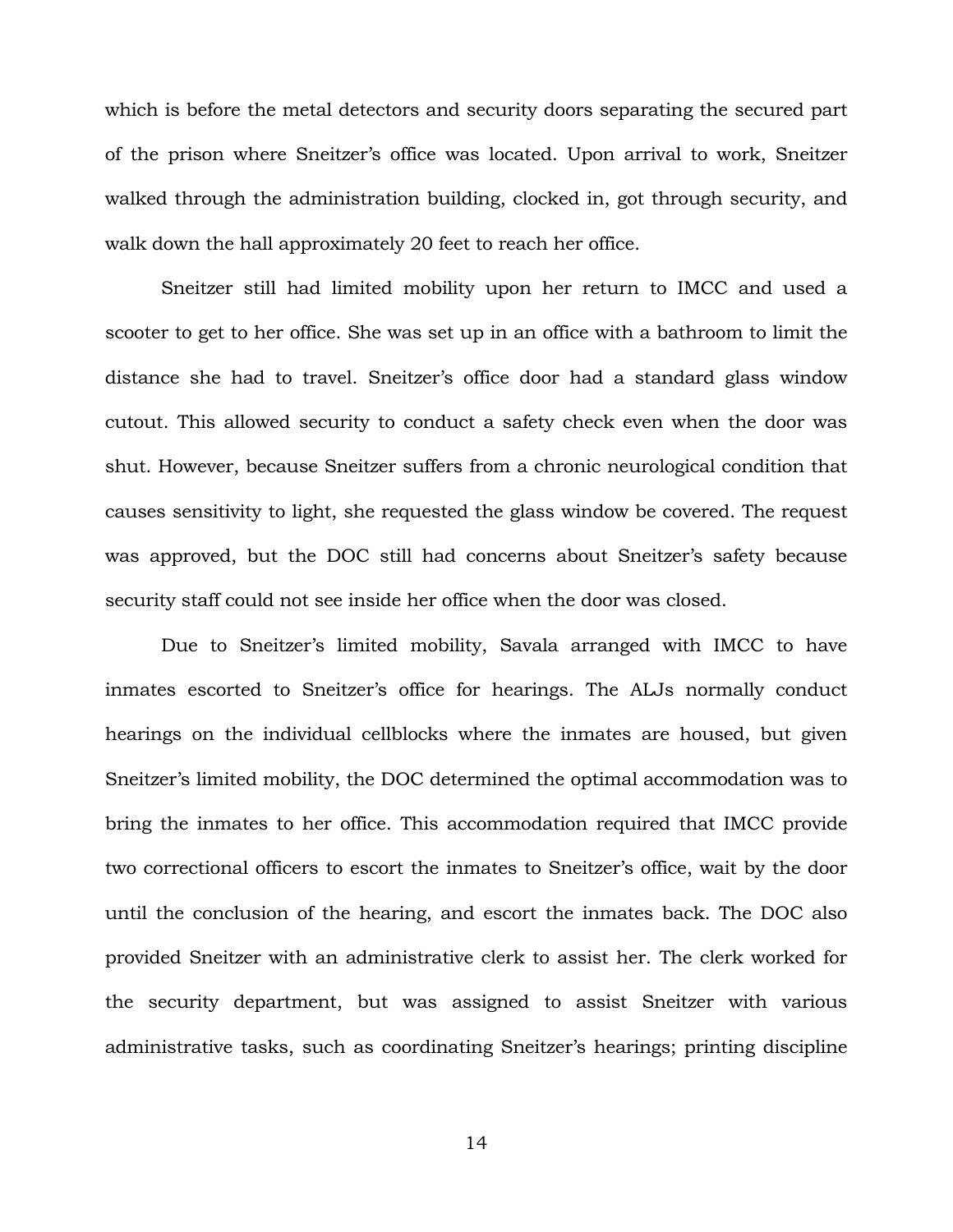which is before the metal detectors and security doors separating the secured part of the prison where Sneitzer's office was located. Upon arrival to work, Sneitzer walked through the administration building, clocked in, got through security, and walk down the hall approximately 20 feet to reach her office.

Sneitzer still had limited mobility upon her return to IMCC and used a scooter to get to her office. She was set up in an office with a bathroom to limit the distance she had to travel. Sneitzer's office door had a standard glass window cutout. This allowed security to conduct a safety check even when the door was shut. However, because Sneitzer suffers from a chronic neurological condition that causes sensitivity to light, she requested the glass window be covered. The request was approved, but the DOC still had concerns about Sneitzer's safety because security staff could not see inside her office when the door was closed.

Due to Sneitzer's limited mobility, Savala arranged with IMCC to have inmates escorted to Sneitzer's office for hearings. The ALJs normally conduct hearings on the individual cellblocks where the inmates are housed, but given Sneitzer's limited mobility, the DOC determined the optimal accommodation was to bring the inmates to her office. This accommodation required that IMCC provide two correctional officers to escort the inmates to Sneitzer's office, wait by the door until the conclusion of the hearing, and escort the inmates back. The DOC also provided Sneitzer with an administrative clerk to assist her. The clerk worked for the security department, but was assigned to assist Sneitzer with various administrative tasks, such as coordinating Sneitzer's hearings; printing discipline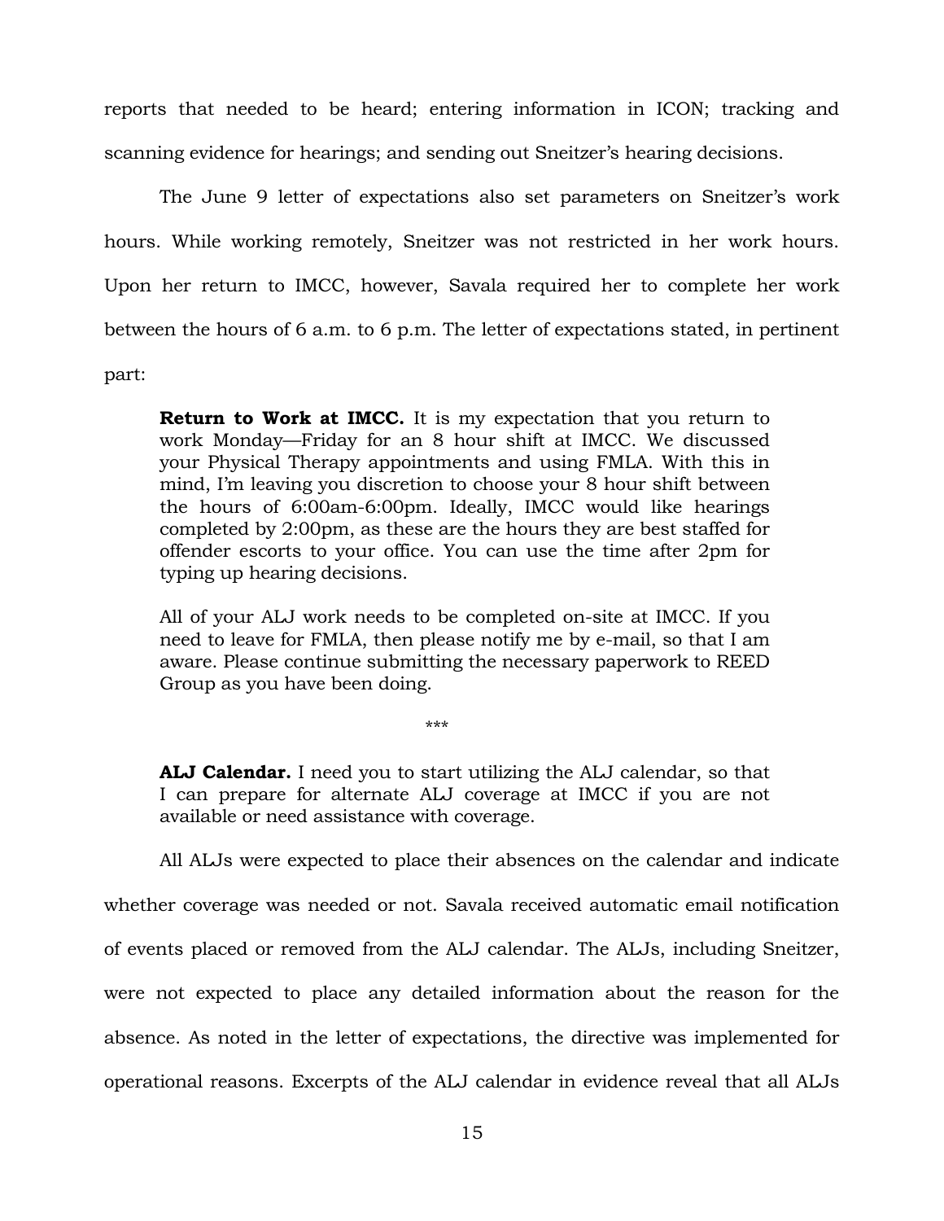reports that needed to be heard; entering information in ICON; tracking and scanning evidence for hearings; and sending out Sneitzer's hearing decisions.

The June 9 letter of expectations also set parameters on Sneitzer's work hours. While working remotely, Sneitzer was not restricted in her work hours. Upon her return to IMCC, however, Savala required her to complete her work between the hours of 6 a.m. to 6 p.m. The letter of expectations stated, in pertinent part:

> **Return to Work at IMCC.** It is my expectation that you return to work Monday—Friday for an 8 hour shift at IMCC. We discussed your Physical Therapy appointments and using FMLA. With this in mind, I'm leaving you discretion to choose your 8 hour shift between the hours of 6:00am-6:00pm. Ideally, IMCC would like hearings completed by 2:00pm, as these are the hours they are best staffed for offender escorts to your office. You can use the time after 2pm for typing up hearing decisions.
>
> All of your ALJ work needs to be completed on-site at IMCC. If you need to leave for FMLA, then please notify me by e-mail, so that I am aware. Please continue submitting the necessary paperwork to REED Group as you have been doing.
>
> \*\*\*
>
> **ALJ Calendar.** I need you to start utilizing the ALJ calendar, so that I can prepare for alternate ALJ coverage at IMCC if you are not available or need assistance with coverage.

All ALJs were expected to place their absences on the calendar and indicate whether coverage was needed or not. Savala received automatic email notification of events placed or removed from the ALJ calendar. The ALJs, including Sneitzer, were not expected to place any detailed information about the reason for the absence. As noted in the letter of expectations, the directive was implemented for operational reasons. Excerpts of the ALJ calendar in evidence reveal that all ALJs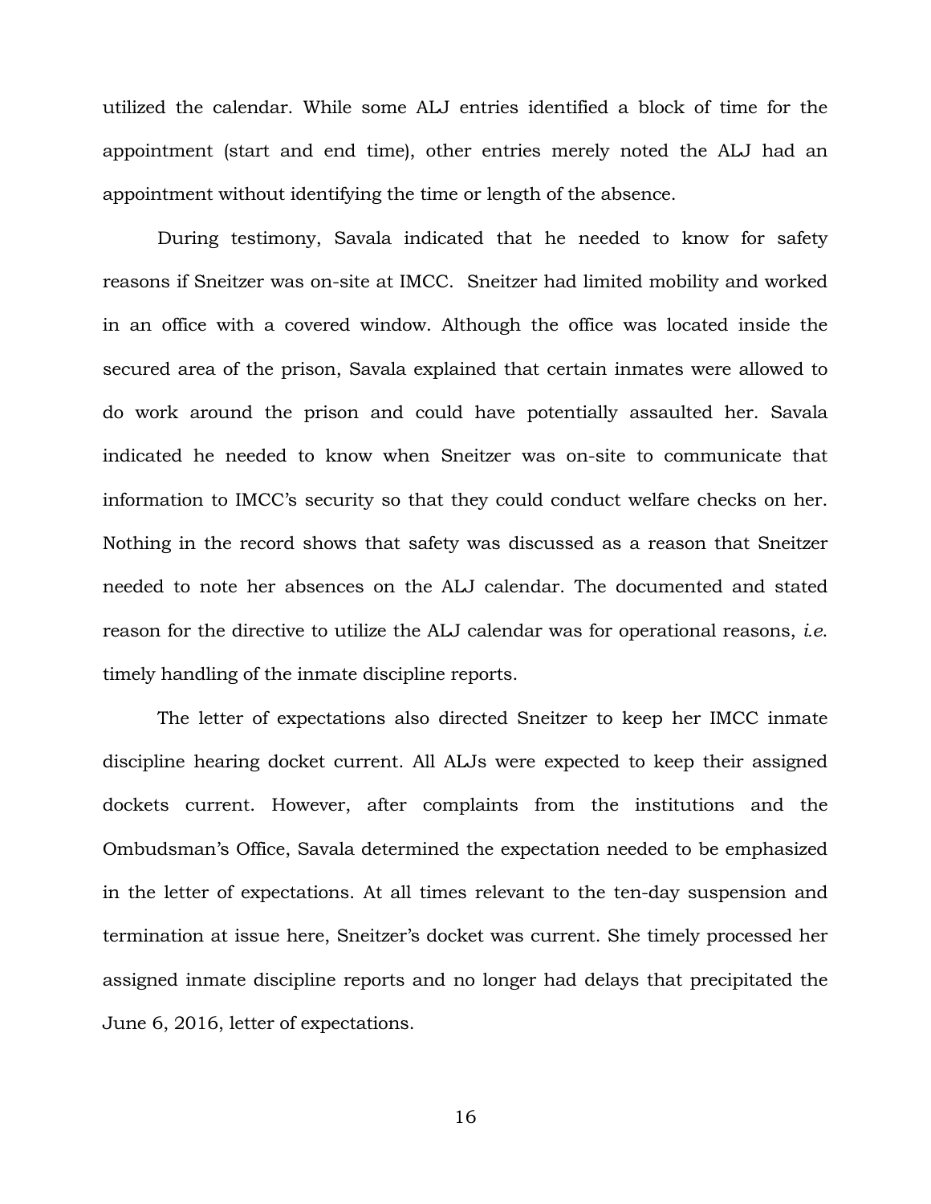utilized the calendar. While some ALJ entries identified a block of time for the appointment (start and end time), other entries merely noted the ALJ had an appointment without identifying the time or length of the absence.

During testimony, Savala indicated that he needed to know for safety reasons if Sneitzer was on-site at IMCC. Sneitzer had limited mobility and worked in an office with a covered window. Although the office was located inside the secured area of the prison, Savala explained that certain inmates were allowed to do work around the prison and could have potentially assaulted her. Savala indicated he needed to know when Sneitzer was on-site to communicate that information to IMCC's security so that they could conduct welfare checks on her. Nothing in the record shows that safety was discussed as a reason that Sneitzer needed to note her absences on the ALJ calendar. The documented and stated reason for the directive to utilize the ALJ calendar was for operational reasons, *i.e.* timely handling of the inmate discipline reports.

The letter of expectations also directed Sneitzer to keep her IMCC inmate discipline hearing docket current. All ALJs were expected to keep their assigned dockets current. However, after complaints from the institutions and the Ombudsman's Office, Savala determined the expectation needed to be emphasized in the letter of expectations. At all times relevant to the ten-day suspension and termination at issue here, Sneitzer's docket was current. She timely processed her assigned inmate discipline reports and no longer had delays that precipitated the June 6, 2016, letter of expectations.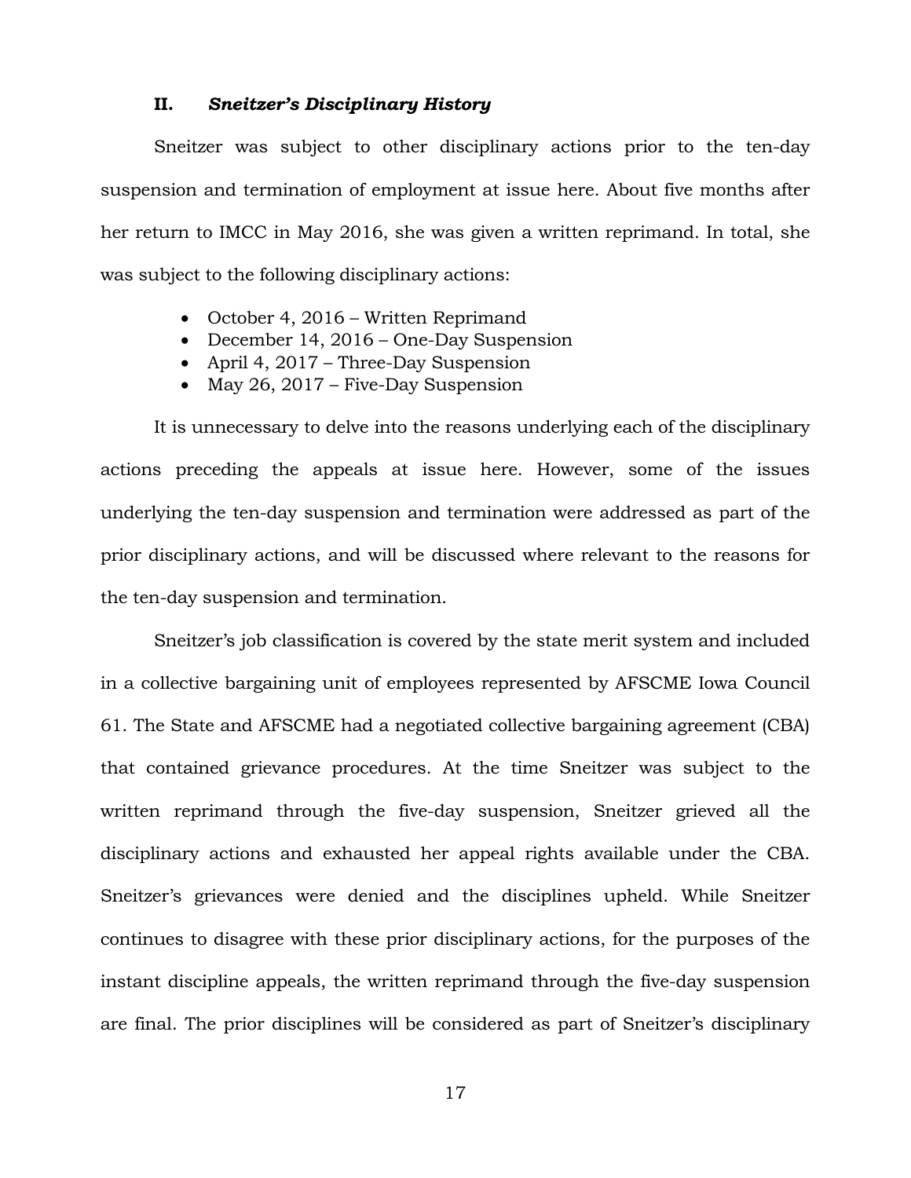## II. *Sneitzer's Disciplinary History*

Sneitzer was subject to other disciplinary actions prior to the ten-day suspension and termination of employment at issue here. About five months after her return to IMCC in May 2016, she was given a written reprimand. In total, she was subject to the following disciplinary actions:

- October 4, 2016 – Written Reprimand
- December 14, 2016 – One-Day Suspension
- April 4, 2017 – Three-Day Suspension
- May 26, 2017 – Five-Day Suspension

It is unnecessary to delve into the reasons underlying each of the disciplinary actions preceding the appeals at issue here. However, some of the issues underlying the ten-day suspension and termination were addressed as part of the prior disciplinary actions, and will be discussed where relevant to the reasons for the ten-day suspension and termination.

Sneitzer's job classification is covered by the state merit system and included in a collective bargaining unit of employees represented by AFSCME Iowa Council 61. The State and AFSCME had a negotiated collective bargaining agreement (CBA) that contained grievance procedures. At the time Sneitzer was subject to the written reprimand through the five-day suspension, Sneitzer grieved all the disciplinary actions and exhausted her appeal rights available under the CBA. Sneitzer's grievances were denied and the disciplines upheld. While Sneitzer continues to disagree with these prior disciplinary actions, for the purposes of the instant discipline appeals, the written reprimand through the five-day suspension are final. The prior disciplines will be considered as part of Sneitzer's disciplinary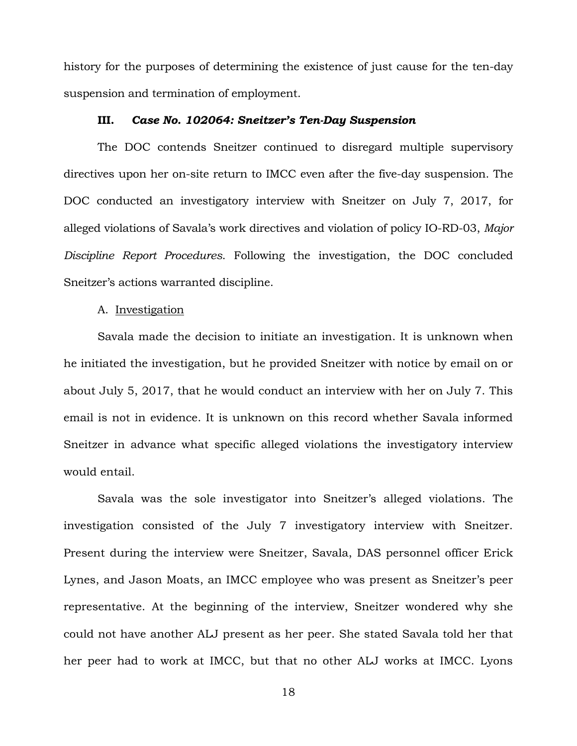history for the purposes of determining the existence of just cause for the ten-day suspension and termination of employment.

### III. *Case No. 102064: Sneitzer's Ten-Day Suspension*

The DOC contends Sneitzer continued to disregard multiple supervisory directives upon her on-site return to IMCC even after the five-day suspension. The DOC conducted an investigatory interview with Sneitzer on July 7, 2017, for alleged violations of Savala's work directives and violation of policy IO-RD-03, *Major Discipline Report Procedures*. Following the investigation, the DOC concluded Sneitzer's actions warranted discipline.

A. Investigation

Savala made the decision to initiate an investigation. It is unknown when he initiated the investigation, but he provided Sneitzer with notice by email on or about July 5, 2017, that he would conduct an interview with her on July 7. This email is not in evidence. It is unknown on this record whether Savala informed Sneitzer in advance what specific alleged violations the investigatory interview would entail.

Savala was the sole investigator into Sneitzer's alleged violations. The investigation consisted of the July 7 investigatory interview with Sneitzer. Present during the interview were Sneitzer, Savala, DAS personnel officer Erick Lynes, and Jason Moats, an IMCC employee who was present as Sneitzer's peer representative. At the beginning of the interview, Sneitzer wondered why she could not have another ALJ present as her peer. She stated Savala told her that her peer had to work at IMCC, but that no other ALJ works at IMCC. Lyons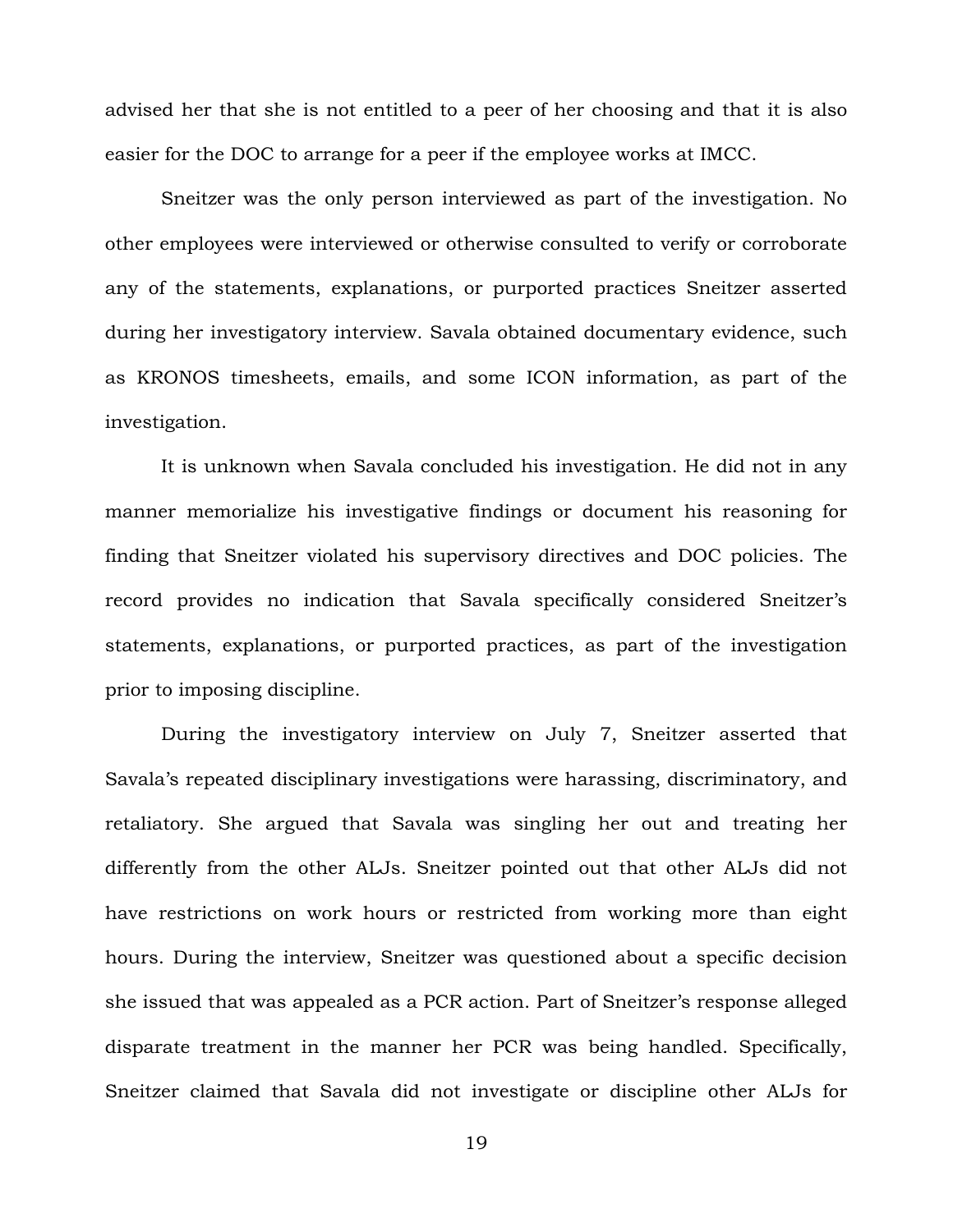advised her that she is not entitled to a peer of her choosing and that it is also easier for the DOC to arrange for a peer if the employee works at IMCC.

Sneitzer was the only person interviewed as part of the investigation. No other employees were interviewed or otherwise consulted to verify or corroborate any of the statements, explanations, or purported practices Sneitzer asserted during her investigatory interview. Savala obtained documentary evidence, such as KRONOS timesheets, emails, and some ICON information, as part of the investigation.

It is unknown when Savala concluded his investigation. He did not in any manner memorialize his investigative findings or document his reasoning for finding that Sneitzer violated his supervisory directives and DOC policies. The record provides no indication that Savala specifically considered Sneitzer's statements, explanations, or purported practices, as part of the investigation prior to imposing discipline.

During the investigatory interview on July 7, Sneitzer asserted that Savala's repeated disciplinary investigations were harassing, discriminatory, and retaliatory. She argued that Savala was singling her out and treating her differently from the other ALJs. Sneitzer pointed out that other ALJs did not have restrictions on work hours or restricted from working more than eight hours. During the interview, Sneitzer was questioned about a specific decision she issued that was appealed as a PCR action. Part of Sneitzer's response alleged disparate treatment in the manner her PCR was being handled. Specifically, Sneitzer claimed that Savala did not investigate or discipline other ALJs for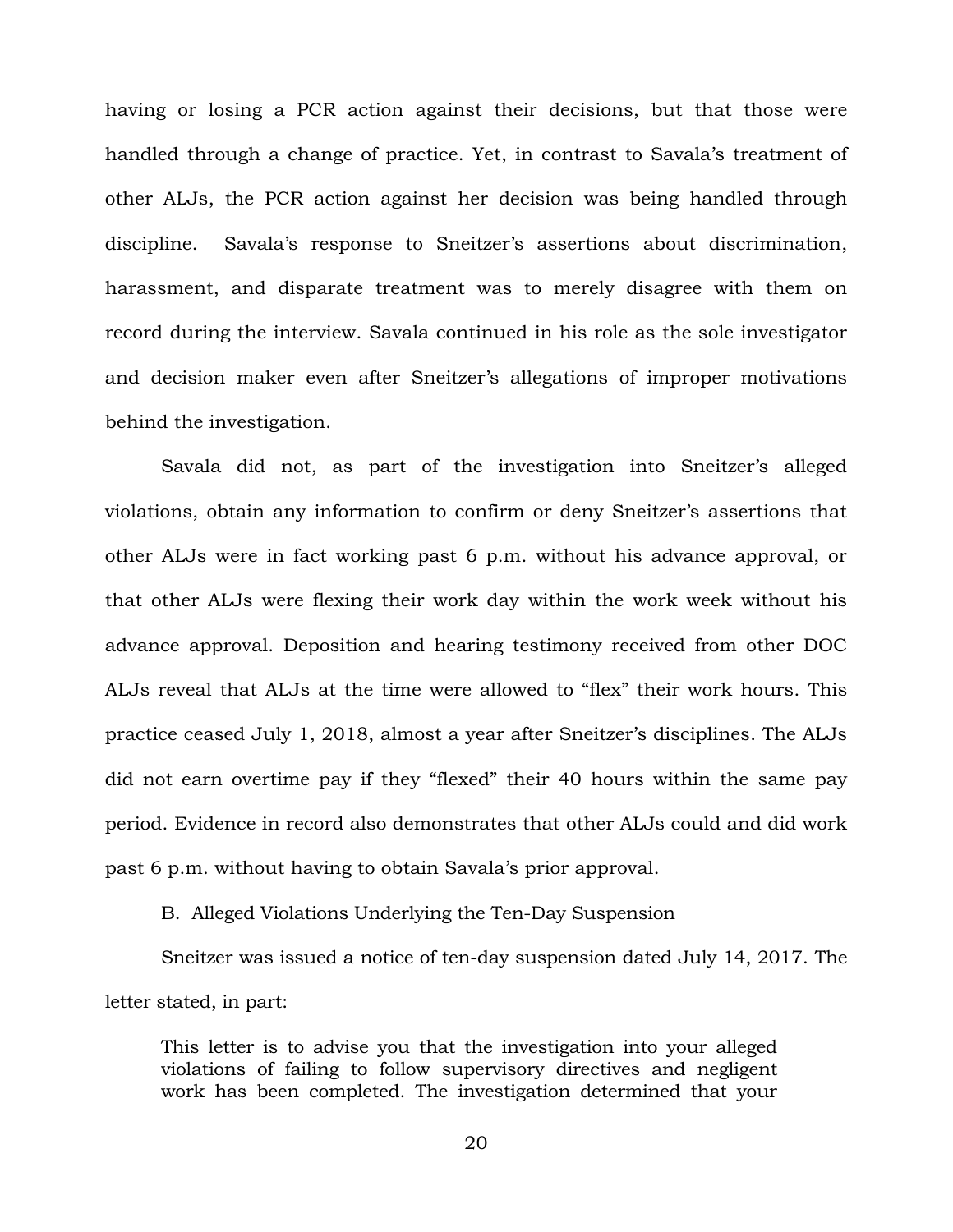having or losing a PCR action against their decisions, but that those were handled through a change of practice. Yet, in contrast to Savala's treatment of other ALJs, the PCR action against her decision was being handled through discipline. Savala's response to Sneitzer's assertions about discrimination, harassment, and disparate treatment was to merely disagree with them on record during the interview. Savala continued in his role as the sole investigator and decision maker even after Sneitzer's allegations of improper motivations behind the investigation.

Savala did not, as part of the investigation into Sneitzer's alleged violations, obtain any information to confirm or deny Sneitzer's assertions that other ALJs were in fact working past 6 p.m. without his advance approval, or that other ALJs were flexing their work day within the work week without his advance approval. Deposition and hearing testimony received from other DOC ALJs reveal that ALJs at the time were allowed to "flex" their work hours. This practice ceased July 1, 2018, almost a year after Sneitzer's disciplines. The ALJs did not earn overtime pay if they "flexed" their 40 hours within the same pay period. Evidence in record also demonstrates that other ALJs could and did work past 6 p.m. without having to obtain Savala's prior approval.

B. <u>Alleged Violations Underlying the Ten-Day Suspension</u>

Sneitzer was issued a notice of ten-day suspension dated July 14, 2017. The letter stated, in part:

> This letter is to advise you that the investigation into your alleged violations of failing to follow supervisory directives and negligent work has been completed. The investigation determined that your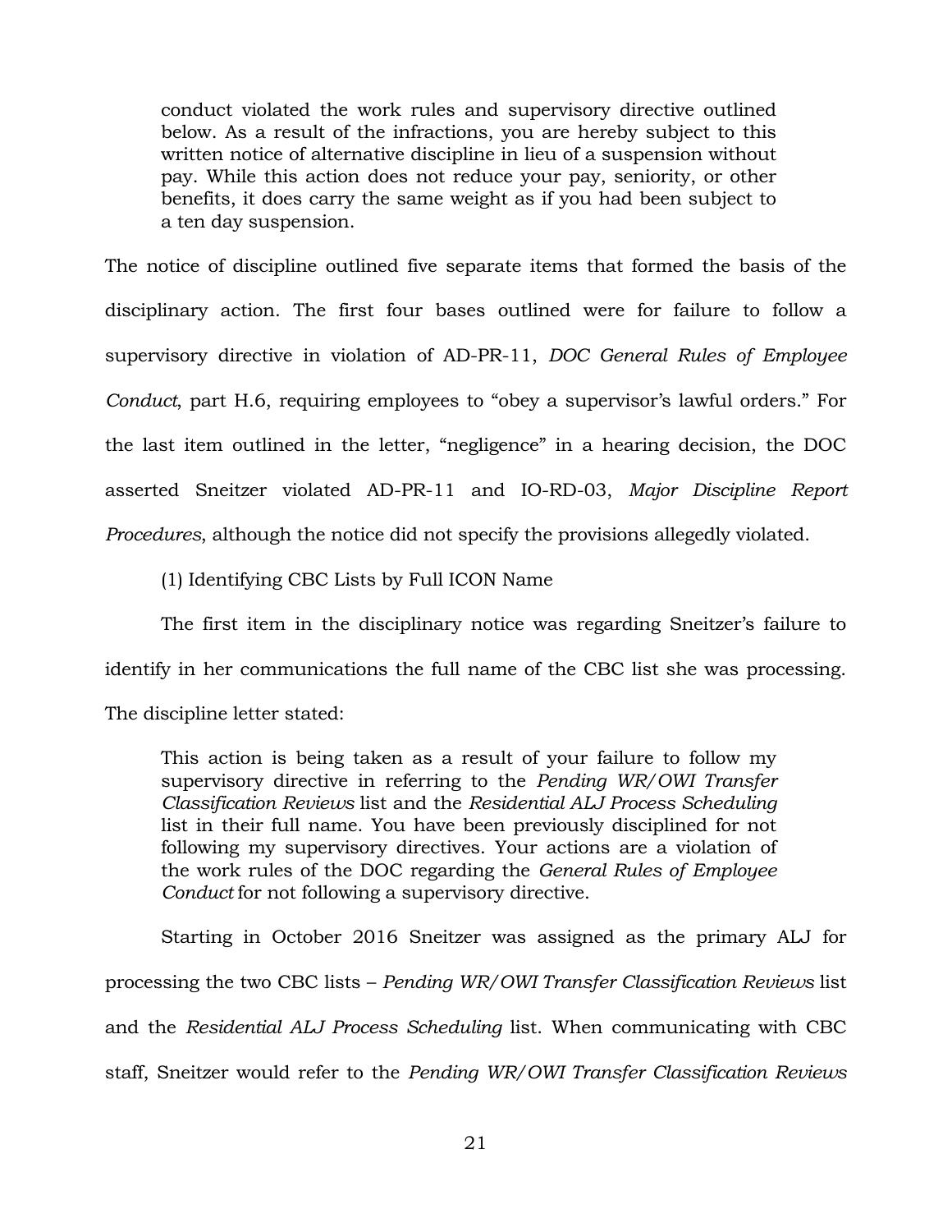> conduct violated the work rules and supervisory directive outlined below. As a result of the infractions, you are hereby subject to this written notice of alternative discipline in lieu of a suspension without pay. While this action does not reduce your pay, seniority, or other benefits, it does carry the same weight as if you had been subject to a ten day suspension.

The notice of discipline outlined five separate items that formed the basis of the disciplinary action. The first four bases outlined were for failure to follow a supervisory directive in violation of AD-PR-11, *DOC General Rules of Employee Conduct*, part H.6, requiring employees to "obey a supervisor's lawful orders." For the last item outlined in the letter, "negligence" in a hearing decision, the DOC asserted Sneitzer violated AD-PR-11 and IO-RD-03, *Major Discipline Report Procedures*, although the notice did not specify the provisions allegedly violated.

(1) Identifying CBC Lists by Full ICON Name

The first item in the disciplinary notice was regarding Sneitzer's failure to identify in her communications the full name of the CBC list she was processing. The discipline letter stated:

> This action is being taken as a result of your failure to follow my supervisory directive in referring to the *Pending WR/OWI Transfer Classification Reviews* list and the *Residential ALJ Process Scheduling* list in their full name. You have been previously disciplined for not following my supervisory directives. Your actions are a violation of the work rules of the DOC regarding the *General Rules of Employee Conduct* for not following a supervisory directive.

Starting in October 2016 Sneitzer was assigned as the primary ALJ for processing the two CBC lists – *Pending WR/OWI Transfer Classification Reviews* list and the *Residential ALJ Process Scheduling* list. When communicating with CBC staff, Sneitzer would refer to the *Pending WR/OWI Transfer Classification Reviews*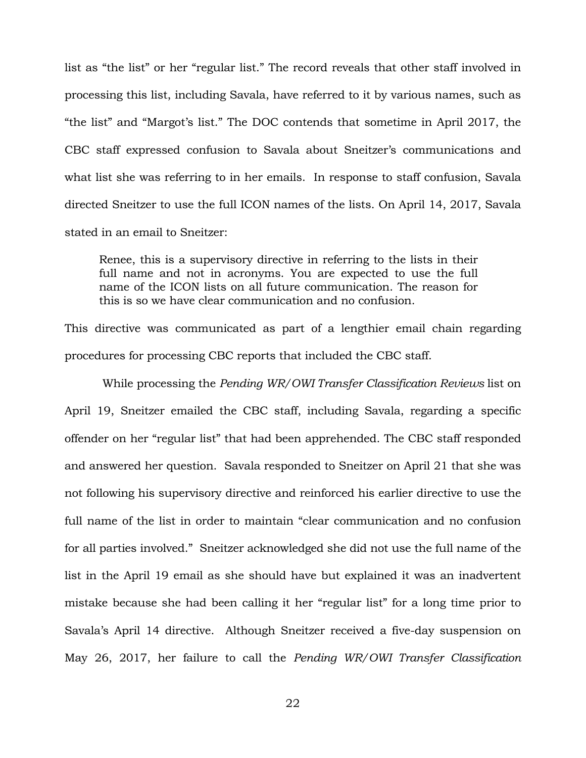list as "the list" or her "regular list." The record reveals that other staff involved in processing this list, including Savala, have referred to it by various names, such as "the list" and "Margot's list." The DOC contends that sometime in April 2017, the CBC staff expressed confusion to Savala about Sneitzer's communications and what list she was referring to in her emails. In response to staff confusion, Savala directed Sneitzer to use the full ICON names of the lists. On April 14, 2017, Savala stated in an email to Sneitzer:

> Renee, this is a supervisory directive in referring to the lists in their full name and not in acronyms. You are expected to use the full name of the ICON lists on all future communication. The reason for this is so we have clear communication and no confusion.

This directive was communicated as part of a lengthier email chain regarding procedures for processing CBC reports that included the CBC staff.

While processing the *Pending WR/OWI Transfer Classification Reviews* list on April 19, Sneitzer emailed the CBC staff, including Savala, regarding a specific offender on her "regular list" that had been apprehended. The CBC staff responded and answered her question. Savala responded to Sneitzer on April 21 that she was not following his supervisory directive and reinforced his earlier directive to use the full name of the list in order to maintain "clear communication and no confusion for all parties involved." Sneitzer acknowledged she did not use the full name of the list in the April 19 email as she should have but explained it was an inadvertent mistake because she had been calling it her "regular list" for a long time prior to Savala's April 14 directive. Although Sneitzer received a five-day suspension on May 26, 2017, her failure to call the *Pending WR/OWI Transfer Classification*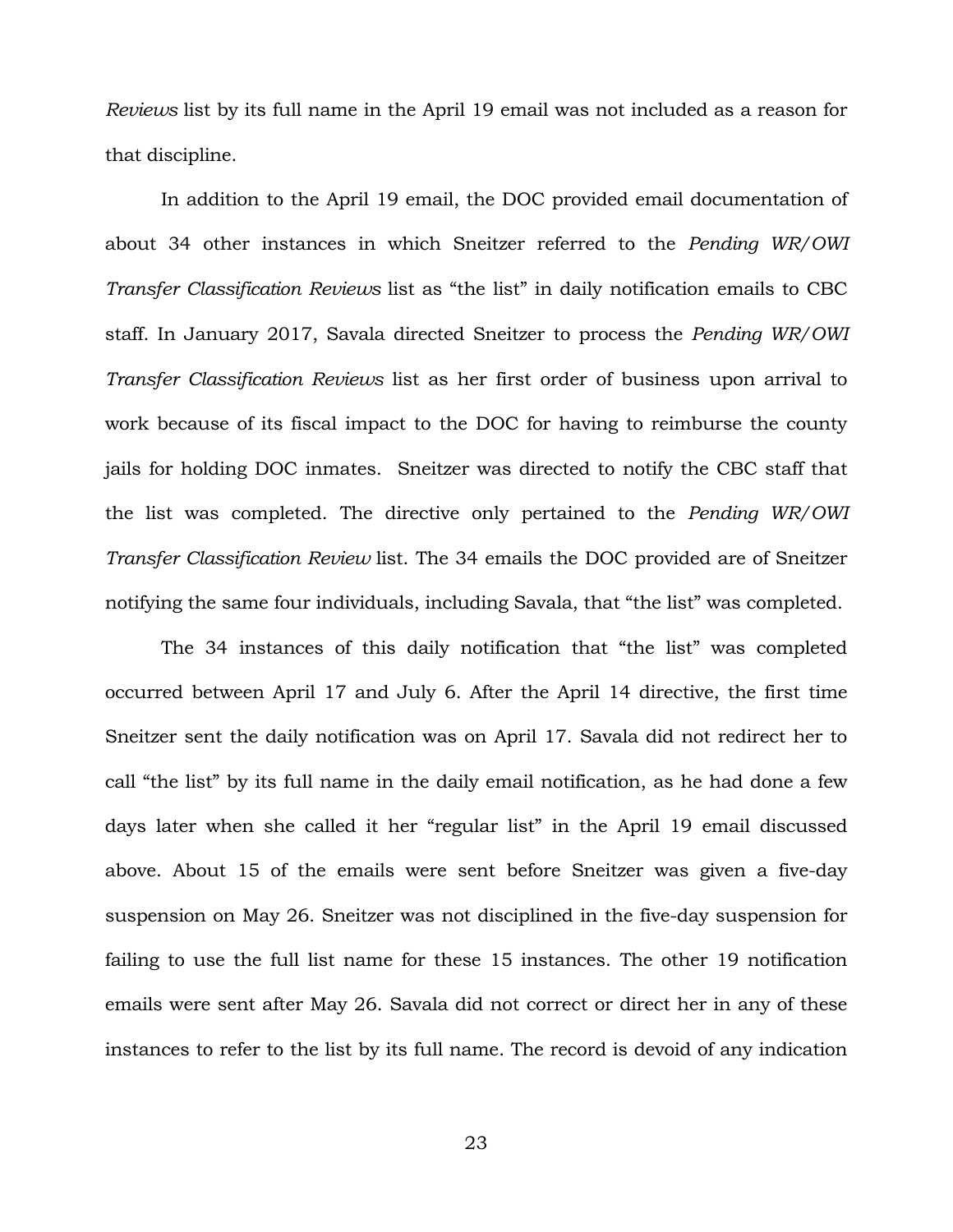*Reviews* list by its full name in the April 19 email was not included as a reason for that discipline.

In addition to the April 19 email, the DOC provided email documentation of about 34 other instances in which Sneitzer referred to the *Pending WR/OWI Transfer Classification Reviews* list as "the list" in daily notification emails to CBC staff. In January 2017, Savala directed Sneitzer to process the *Pending WR/OWI Transfer Classification Reviews* list as her first order of business upon arrival to work because of its fiscal impact to the DOC for having to reimburse the county jails for holding DOC inmates. Sneitzer was directed to notify the CBC staff that the list was completed. The directive only pertained to the *Pending WR/OWI Transfer Classification Review* list. The 34 emails the DOC provided are of Sneitzer notifying the same four individuals, including Savala, that "the list" was completed.

The 34 instances of this daily notification that "the list" was completed occurred between April 17 and July 6. After the April 14 directive, the first time Sneitzer sent the daily notification was on April 17. Savala did not redirect her to call "the list" by its full name in the daily email notification, as he had done a few days later when she called it her "regular list" in the April 19 email discussed above. About 15 of the emails were sent before Sneitzer was given a five-day suspension on May 26. Sneitzer was not disciplined in the five-day suspension for failing to use the full list name for these 15 instances. The other 19 notification emails were sent after May 26. Savala did not correct or direct her in any of these instances to refer to the list by its full name. The record is devoid of any indication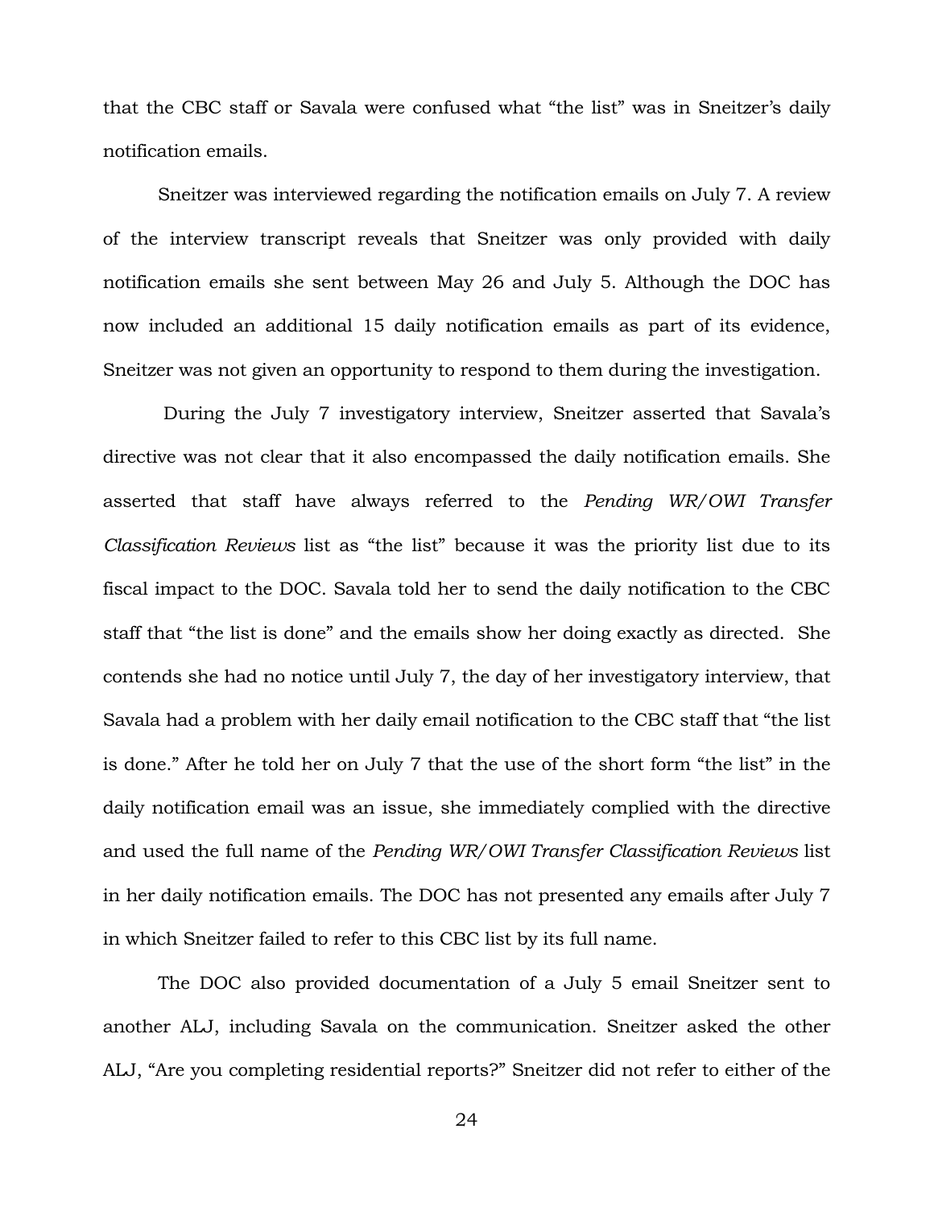that the CBC staff or Savala were confused what "the list" was in Sneitzer's daily notification emails.

Sneitzer was interviewed regarding the notification emails on July 7. A review of the interview transcript reveals that Sneitzer was only provided with daily notification emails she sent between May 26 and July 5. Although the DOC has now included an additional 15 daily notification emails as part of its evidence, Sneitzer was not given an opportunity to respond to them during the investigation.

During the July 7 investigatory interview, Sneitzer asserted that Savala's directive was not clear that it also encompassed the daily notification emails. She asserted that staff have always referred to the *Pending WR/OWI Transfer Classification Reviews* list as "the list" because it was the priority list due to its fiscal impact to the DOC. Savala told her to send the daily notification to the CBC staff that "the list is done" and the emails show her doing exactly as directed. She contends she had no notice until July 7, the day of her investigatory interview, that Savala had a problem with her daily email notification to the CBC staff that "the list is done." After he told her on July 7 that the use of the short form "the list" in the daily notification email was an issue, she immediately complied with the directive and used the full name of the *Pending WR/OWI Transfer Classification Reviews* list in her daily notification emails. The DOC has not presented any emails after July 7 in which Sneitzer failed to refer to this CBC list by its full name.

The DOC also provided documentation of a July 5 email Sneitzer sent to another ALJ, including Savala on the communication. Sneitzer asked the other ALJ, "Are you completing residential reports?" Sneitzer did not refer to either of the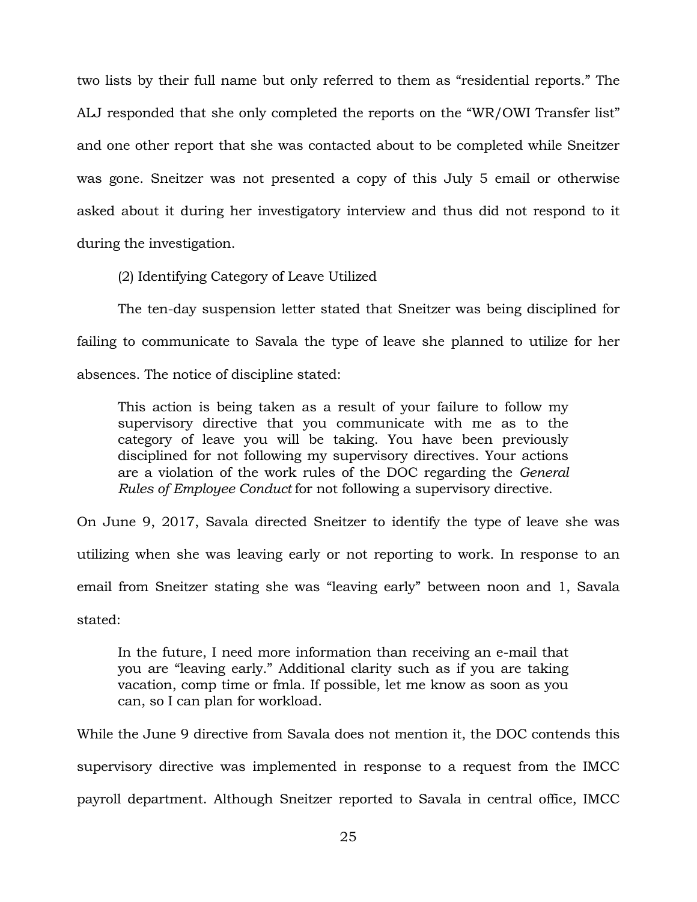two lists by their full name but only referred to them as "residential reports." The ALJ responded that she only completed the reports on the "WR/OWI Transfer list" and one other report that she was contacted about to be completed while Sneitzer was gone. Sneitzer was not presented a copy of this July 5 email or otherwise asked about it during her investigatory interview and thus did not respond to it during the investigation.

(2) Identifying Category of Leave Utilized

The ten-day suspension letter stated that Sneitzer was being disciplined for failing to communicate to Savala the type of leave she planned to utilize for her absences. The notice of discipline stated:

> This action is being taken as a result of your failure to follow my supervisory directive that you communicate with me as to the category of leave you will be taking. You have been previously disciplined for not following my supervisory directives. Your actions are a violation of the work rules of the DOC regarding the *General Rules of Employee Conduct* for not following a supervisory directive.

On June 9, 2017, Savala directed Sneitzer to identify the type of leave she was utilizing when she was leaving early or not reporting to work. In response to an email from Sneitzer stating she was "leaving early" between noon and 1, Savala stated:

> In the future, I need more information than receiving an e-mail that you are "leaving early." Additional clarity such as if you are taking vacation, comp time or fmla. If possible, let me know as soon as you can, so I can plan for workload.

While the June 9 directive from Savala does not mention it, the DOC contends this supervisory directive was implemented in response to a request from the IMCC payroll department. Although Sneitzer reported to Savala in central office, IMCC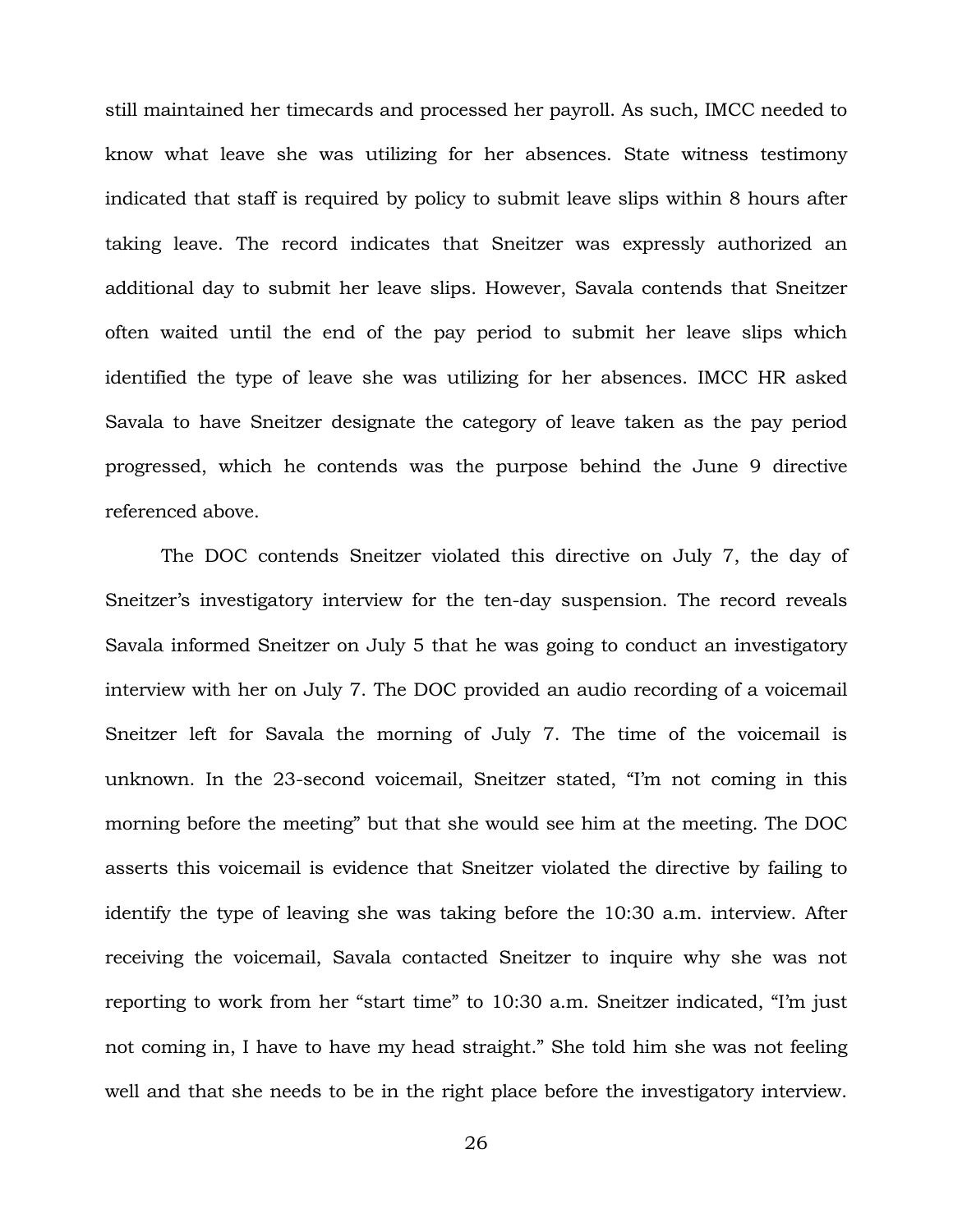still maintained her timecards and processed her payroll. As such, IMCC needed to know what leave she was utilizing for her absences. State witness testimony indicated that staff is required by policy to submit leave slips within 8 hours after taking leave. The record indicates that Sneitzer was expressly authorized an additional day to submit her leave slips. However, Savala contends that Sneitzer often waited until the end of the pay period to submit her leave slips which identified the type of leave she was utilizing for her absences. IMCC HR asked Savala to have Sneitzer designate the category of leave taken as the pay period progressed, which he contends was the purpose behind the June 9 directive referenced above.

The DOC contends Sneitzer violated this directive on July 7, the day of Sneitzer's investigatory interview for the ten-day suspension. The record reveals Savala informed Sneitzer on July 5 that he was going to conduct an investigatory interview with her on July 7. The DOC provided an audio recording of a voicemail Sneitzer left for Savala the morning of July 7. The time of the voicemail is unknown. In the 23-second voicemail, Sneitzer stated, "I'm not coming in this morning before the meeting" but that she would see him at the meeting. The DOC asserts this voicemail is evidence that Sneitzer violated the directive by failing to identify the type of leaving she was taking before the 10:30 a.m. interview. After receiving the voicemail, Savala contacted Sneitzer to inquire why she was not reporting to work from her "start time" to 10:30 a.m. Sneitzer indicated, "I'm just not coming in, I have to have my head straight." She told him she was not feeling well and that she needs to be in the right place before the investigatory interview.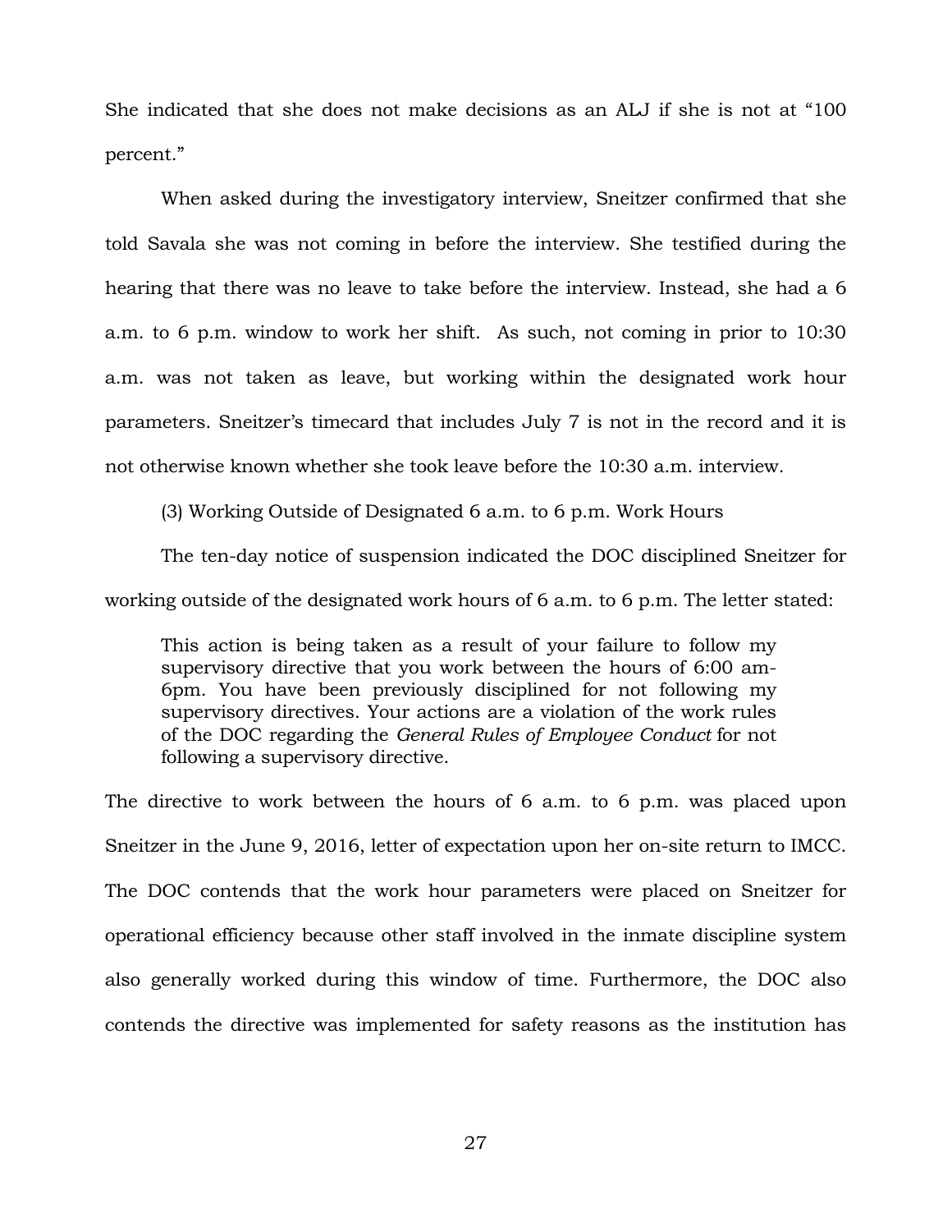She indicated that she does not make decisions as an ALJ if she is not at "100 percent."

When asked during the investigatory interview, Sneitzer confirmed that she told Savala she was not coming in before the interview. She testified during the hearing that there was no leave to take before the interview. Instead, she had a 6 a.m. to 6 p.m. window to work her shift. As such, not coming in prior to 10:30 a.m. was not taken as leave, but working within the designated work hour parameters. Sneitzer's timecard that includes July 7 is not in the record and it is not otherwise known whether she took leave before the 10:30 a.m. interview.

(3) Working Outside of Designated 6 a.m. to 6 p.m. Work Hours

The ten-day notice of suspension indicated the DOC disciplined Sneitzer for working outside of the designated work hours of 6 a.m. to 6 p.m. The letter stated:

> This action is being taken as a result of your failure to follow my supervisory directive that you work between the hours of 6:00 am-6pm. You have been previously disciplined for not following my supervisory directives. Your actions are a violation of the work rules of the DOC regarding the *General Rules of Employee Conduct* for not following a supervisory directive.

The directive to work between the hours of 6 a.m. to 6 p.m. was placed upon Sneitzer in the June 9, 2016, letter of expectation upon her on-site return to IMCC. The DOC contends that the work hour parameters were placed on Sneitzer for operational efficiency because other staff involved in the inmate discipline system also generally worked during this window of time. Furthermore, the DOC also contends the directive was implemented for safety reasons as the institution has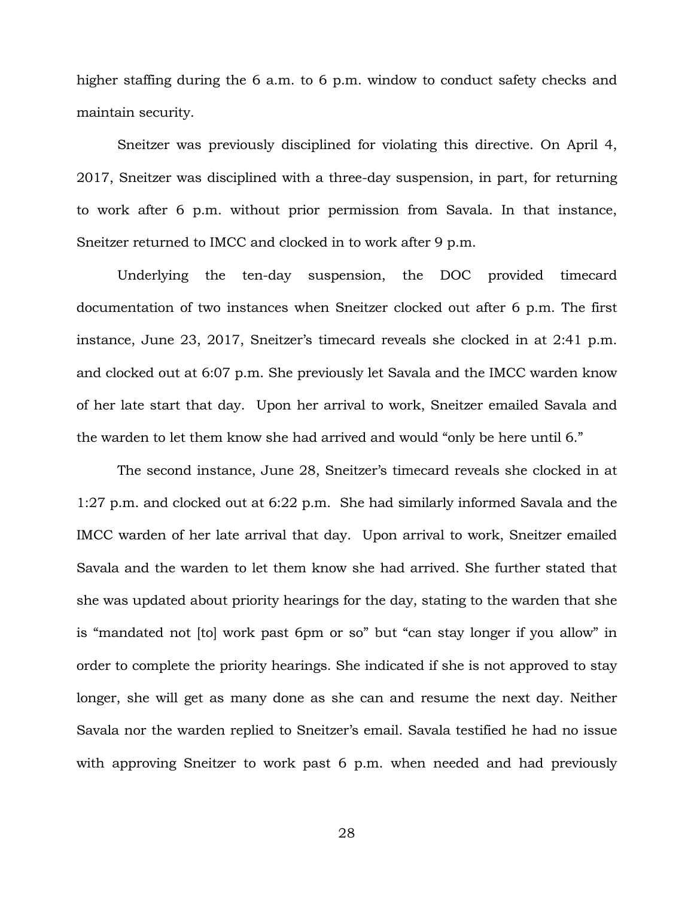higher staffing during the 6 a.m. to 6 p.m. window to conduct safety checks and maintain security.

Sneitzer was previously disciplined for violating this directive. On April 4, 2017, Sneitzer was disciplined with a three-day suspension, in part, for returning to work after 6 p.m. without prior permission from Savala. In that instance, Sneitzer returned to IMCC and clocked in to work after 9 p.m.

Underlying the ten-day suspension, the DOC provided timecard documentation of two instances when Sneitzer clocked out after 6 p.m. The first instance, June 23, 2017, Sneitzer's timecard reveals she clocked in at 2:41 p.m. and clocked out at 6:07 p.m. She previously let Savala and the IMCC warden know of her late start that day. Upon her arrival to work, Sneitzer emailed Savala and the warden to let them know she had arrived and would "only be here until 6."

The second instance, June 28, Sneitzer's timecard reveals she clocked in at 1:27 p.m. and clocked out at 6:22 p.m. She had similarly informed Savala and the IMCC warden of her late arrival that day. Upon arrival to work, Sneitzer emailed Savala and the warden to let them know she had arrived. She further stated that she was updated about priority hearings for the day, stating to the warden that she is "mandated not [to] work past 6pm or so" but "can stay longer if you allow" in order to complete the priority hearings. She indicated if she is not approved to stay longer, she will get as many done as she can and resume the next day. Neither Savala nor the warden replied to Sneitzer's email. Savala testified he had no issue with approving Sneitzer to work past 6 p.m. when needed and had previously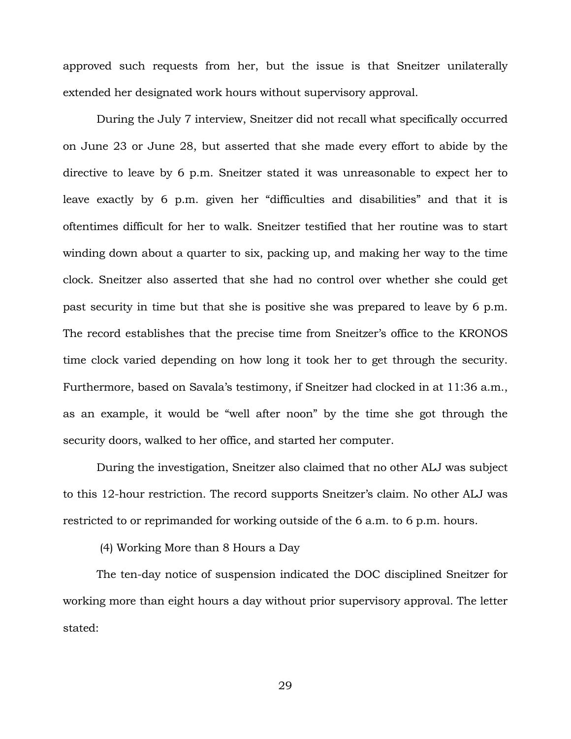approved such requests from her, but the issue is that Sneitzer unilaterally extended her designated work hours without supervisory approval.

During the July 7 interview, Sneitzer did not recall what specifically occurred on June 23 or June 28, but asserted that she made every effort to abide by the directive to leave by 6 p.m. Sneitzer stated it was unreasonable to expect her to leave exactly by 6 p.m. given her "difficulties and disabilities" and that it is oftentimes difficult for her to walk. Sneitzer testified that her routine was to start winding down about a quarter to six, packing up, and making her way to the time clock. Sneitzer also asserted that she had no control over whether she could get past security in time but that she is positive she was prepared to leave by 6 p.m. The record establishes that the precise time from Sneitzer's office to the KRONOS time clock varied depending on how long it took her to get through the security. Furthermore, based on Savala's testimony, if Sneitzer had clocked in at 11:36 a.m., as an example, it would be "well after noon" by the time she got through the security doors, walked to her office, and started her computer.

During the investigation, Sneitzer also claimed that no other ALJ was subject to this 12-hour restriction. The record supports Sneitzer's claim. No other ALJ was restricted to or reprimanded for working outside of the 6 a.m. to 6 p.m. hours.

(4) Working More than 8 Hours a Day

The ten-day notice of suspension indicated the DOC disciplined Sneitzer for working more than eight hours a day without prior supervisory approval. The letter stated: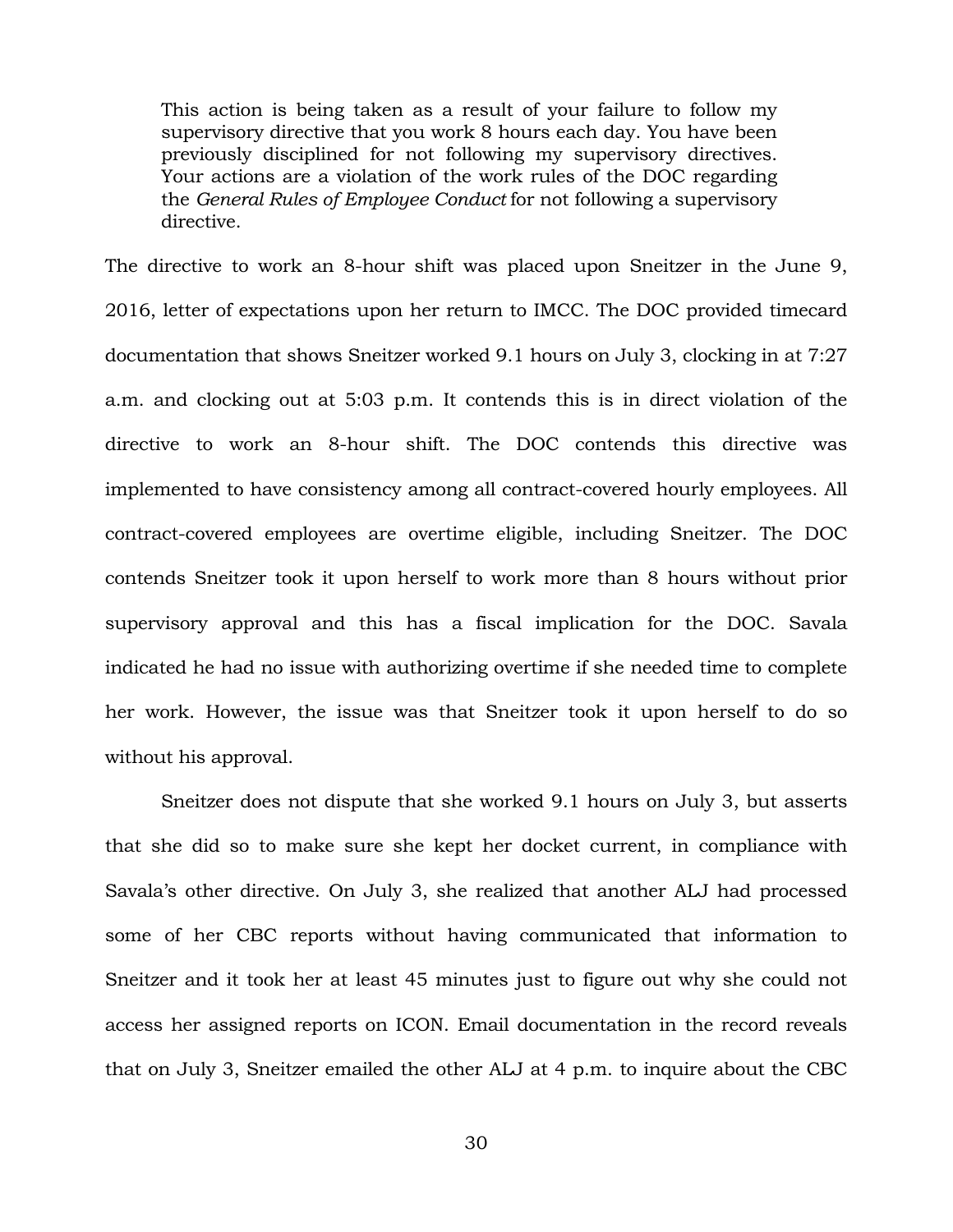> This action is being taken as a result of your failure to follow my supervisory directive that you work 8 hours each day. You have been previously disciplined for not following my supervisory directives. Your actions are a violation of the work rules of the DOC regarding the *General Rules of Employee Conduct* for not following a supervisory directive.

The directive to work an 8-hour shift was placed upon Sneitzer in the June 9, 2016, letter of expectations upon her return to IMCC. The DOC provided timecard documentation that shows Sneitzer worked 9.1 hours on July 3, clocking in at 7:27 a.m. and clocking out at 5:03 p.m. It contends this is in direct violation of the directive to work an 8-hour shift. The DOC contends this directive was implemented to have consistency among all contract-covered hourly employees. All contract-covered employees are overtime eligible, including Sneitzer. The DOC contends Sneitzer took it upon herself to work more than 8 hours without prior supervisory approval and this has a fiscal implication for the DOC. Savala indicated he had no issue with authorizing overtime if she needed time to complete her work. However, the issue was that Sneitzer took it upon herself to do so without his approval.

Sneitzer does not dispute that she worked 9.1 hours on July 3, but asserts that she did so to make sure she kept her docket current, in compliance with Savala's other directive. On July 3, she realized that another ALJ had processed some of her CBC reports without having communicated that information to Sneitzer and it took her at least 45 minutes just to figure out why she could not access her assigned reports on ICON. Email documentation in the record reveals that on July 3, Sneitzer emailed the other ALJ at 4 p.m. to inquire about the CBC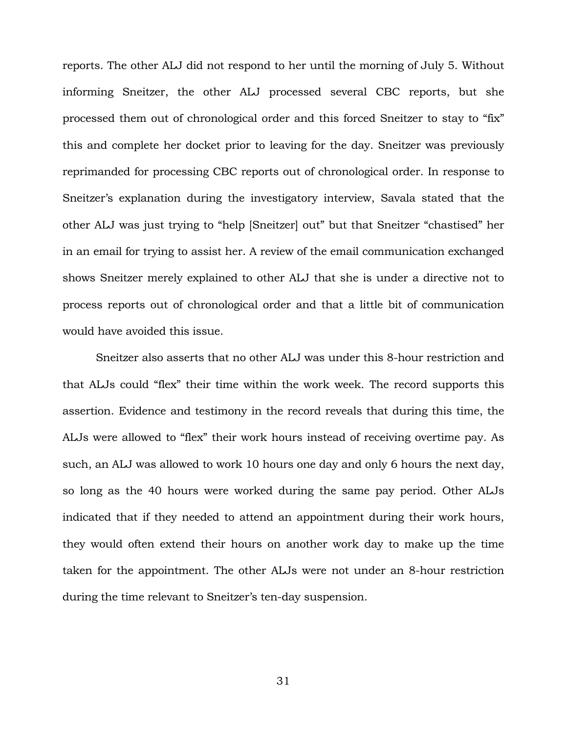reports. The other ALJ did not respond to her until the morning of July 5. Without informing Sneitzer, the other ALJ processed several CBC reports, but she processed them out of chronological order and this forced Sneitzer to stay to "fix" this and complete her docket prior to leaving for the day. Sneitzer was previously reprimanded for processing CBC reports out of chronological order. In response to Sneitzer's explanation during the investigatory interview, Savala stated that the other ALJ was just trying to "help [Sneitzer] out" but that Sneitzer "chastised" her in an email for trying to assist her. A review of the email communication exchanged shows Sneitzer merely explained to other ALJ that she is under a directive not to process reports out of chronological order and that a little bit of communication would have avoided this issue.

Sneitzer also asserts that no other ALJ was under this 8-hour restriction and that ALJs could "flex" their time within the work week. The record supports this assertion. Evidence and testimony in the record reveals that during this time, the ALJs were allowed to "flex" their work hours instead of receiving overtime pay. As such, an ALJ was allowed to work 10 hours one day and only 6 hours the next day, so long as the 40 hours were worked during the same pay period. Other ALJs indicated that if they needed to attend an appointment during their work hours, they would often extend their hours on another work day to make up the time taken for the appointment. The other ALJs were not under an 8-hour restriction during the time relevant to Sneitzer's ten-day suspension.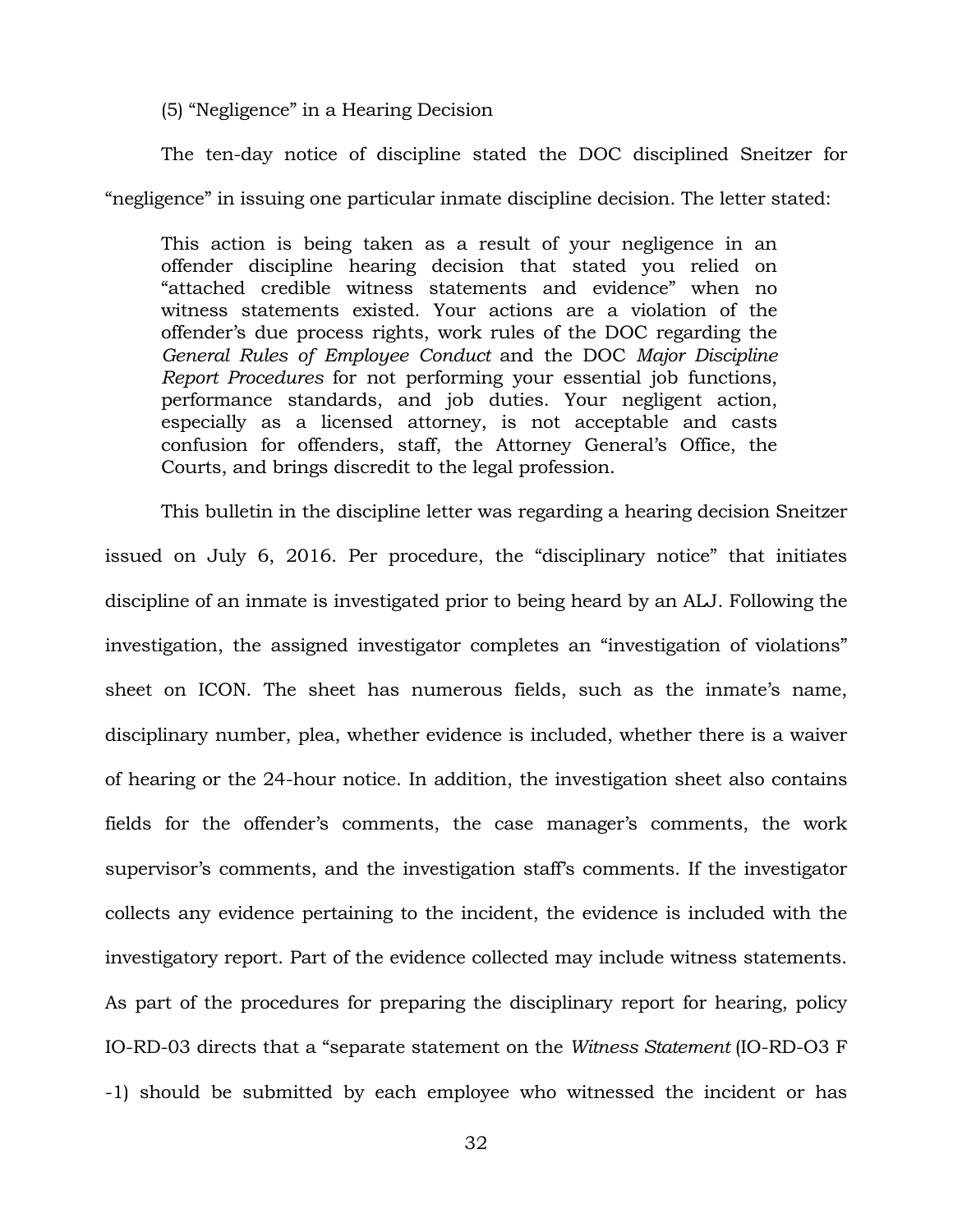(5) "Negligence" in a Hearing Decision

The ten-day notice of discipline stated the DOC disciplined Sneitzer for "negligence" in issuing one particular inmate discipline decision. The letter stated:

> This action is being taken as a result of your negligence in an offender discipline hearing decision that stated you relied on "attached credible witness statements and evidence" when no witness statements existed. Your actions are a violation of the offender's due process rights, work rules of the DOC regarding the *General Rules of Employee Conduct* and the DOC *Major Discipline Report Procedures* for not performing your essential job functions, performance standards, and job duties. Your negligent action, especially as a licensed attorney, is not acceptable and casts confusion for offenders, staff, the Attorney General's Office, the Courts, and brings discredit to the legal profession.

This bulletin in the discipline letter was regarding a hearing decision Sneitzer issued on July 6, 2016. Per procedure, the "disciplinary notice" that initiates discipline of an inmate is investigated prior to being heard by an ALJ. Following the investigation, the assigned investigator completes an "investigation of violations" sheet on ICON. The sheet has numerous fields, such as the inmate's name, disciplinary number, plea, whether evidence is included, whether there is a waiver of hearing or the 24-hour notice. In addition, the investigation sheet also contains fields for the offender's comments, the case manager's comments, the work supervisor's comments, and the investigation staff's comments. If the investigator collects any evidence pertaining to the incident, the evidence is included with the investigatory report. Part of the evidence collected may include witness statements. As part of the procedures for preparing the disciplinary report for hearing, policy IO-RD-03 directs that a "separate statement on the *Witness Statement* (IO-RD-O3 F -1) should be submitted by each employee who witnessed the incident or has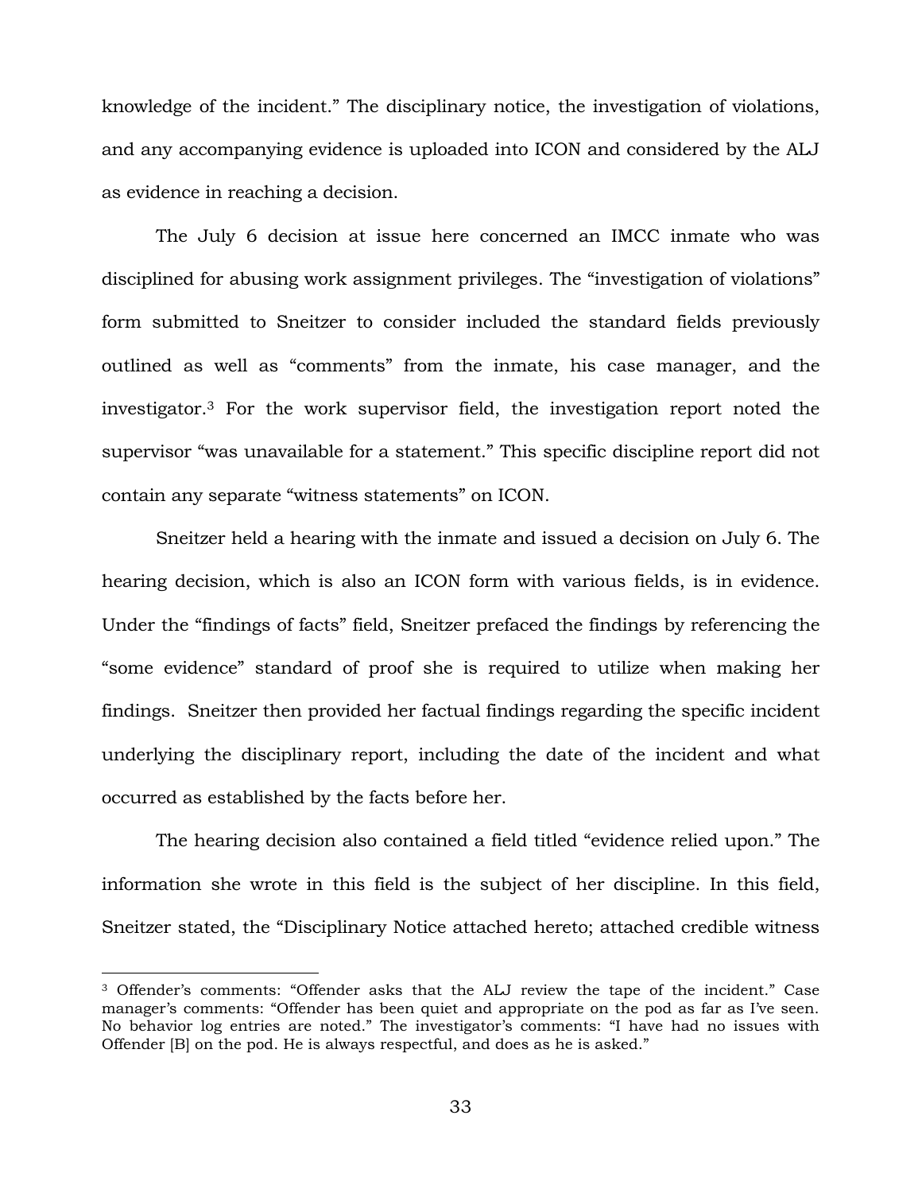knowledge of the incident." The disciplinary notice, the investigation of violations, and any accompanying evidence is uploaded into ICON and considered by the ALJ as evidence in reaching a decision.

The July 6 decision at issue here concerned an IMCC inmate who was disciplined for abusing work assignment privileges. The "investigation of violations" form submitted to Sneitzer to consider included the standard fields previously outlined as well as "comments" from the inmate, his case manager, and the investigator.[3] For the work supervisor field, the investigation report noted the supervisor "was unavailable for a statement." This specific discipline report did not contain any separate "witness statements" on ICON.

Sneitzer held a hearing with the inmate and issued a decision on July 6. The hearing decision, which is also an ICON form with various fields, is in evidence. Under the "findings of facts" field, Sneitzer prefaced the findings by referencing the "some evidence" standard of proof she is required to utilize when making her findings. Sneitzer then provided her factual findings regarding the specific incident underlying the disciplinary report, including the date of the incident and what occurred as established by the facts before her.

The hearing decision also contained a field titled "evidence relied upon." The information she wrote in this field is the subject of her discipline. In this field, Sneitzer stated, the "Disciplinary Notice attached hereto; attached credible witness

---

[3] Offender's comments: "Offender asks that the ALJ review the tape of the incident." Case manager's comments: "Offender has been quiet and appropriate on the pod as far as I've seen. No behavior log entries are noted." The investigator's comments: "I have had no issues with Offender [B] on the pod. He is always respectful, and does as he is asked."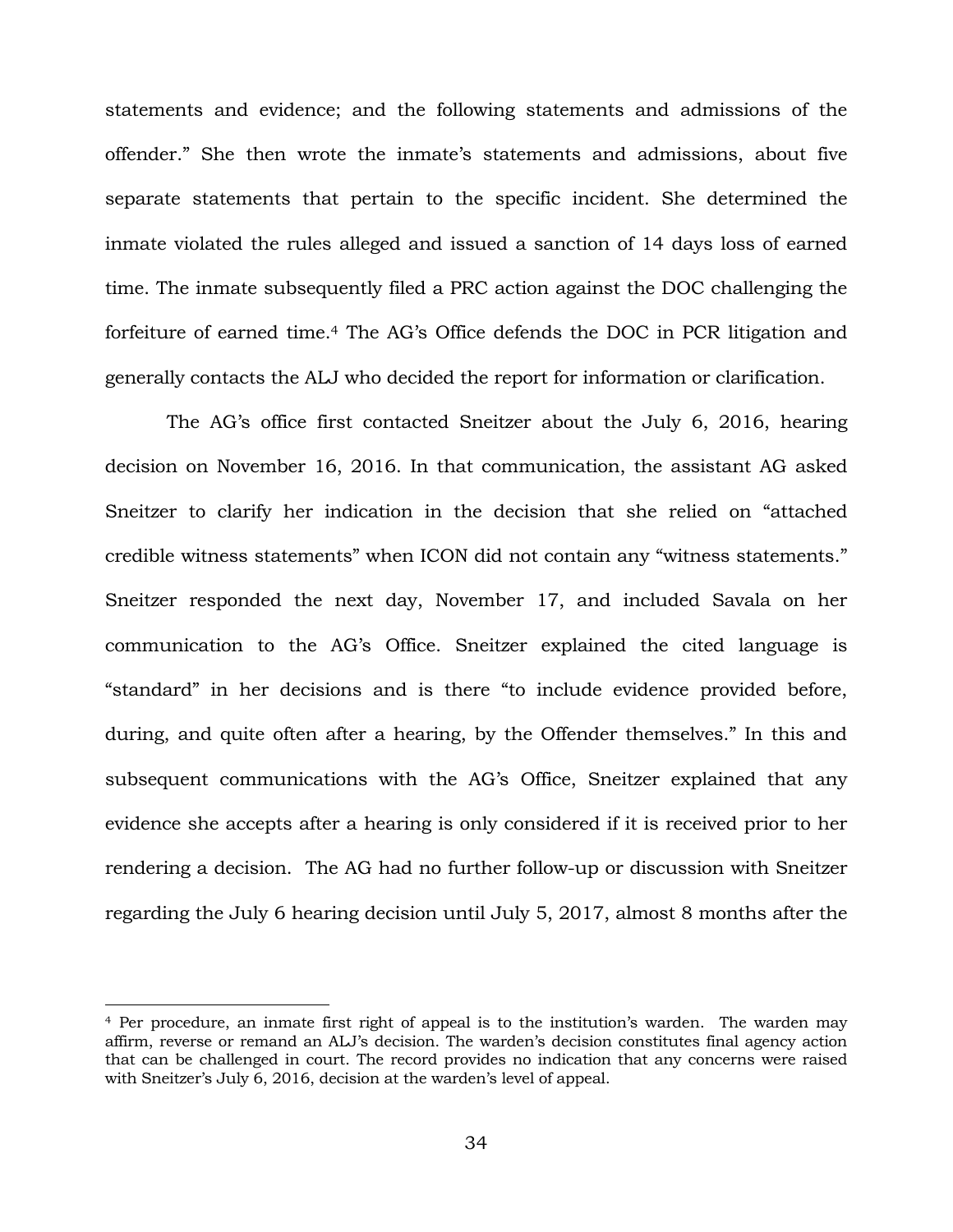statements and evidence; and the following statements and admissions of the offender." She then wrote the inmate's statements and admissions, about five separate statements that pertain to the specific incident. She determined the inmate violated the rules alleged and issued a sanction of 14 days loss of earned time. The inmate subsequently filed a PRC action against the DOC challenging the forfeiture of earned time.[4] The AG's Office defends the DOC in PCR litigation and generally contacts the ALJ who decided the report for information or clarification.

The AG's office first contacted Sneitzer about the July 6, 2016, hearing decision on November 16, 2016. In that communication, the assistant AG asked Sneitzer to clarify her indication in the decision that she relied on "attached credible witness statements" when ICON did not contain any "witness statements." Sneitzer responded the next day, November 17, and included Savala on her communication to the AG's Office. Sneitzer explained the cited language is "standard" in her decisions and is there "to include evidence provided before, during, and quite often after a hearing, by the Offender themselves." In this and subsequent communications with the AG's Office, Sneitzer explained that any evidence she accepts after a hearing is only considered if it is received prior to her rendering a decision. The AG had no further follow-up or discussion with Sneitzer regarding the July 6 hearing decision until July 5, 2017, almost 8 months after the

[4] Per procedure, an inmate first right of appeal is to the institution's warden. The warden may affirm, reverse or remand an ALJ's decision. The warden's decision constitutes final agency action that can be challenged in court. The record provides no indication that any concerns were raised with Sneitzer's July 6, 2016, decision at the warden's level of appeal.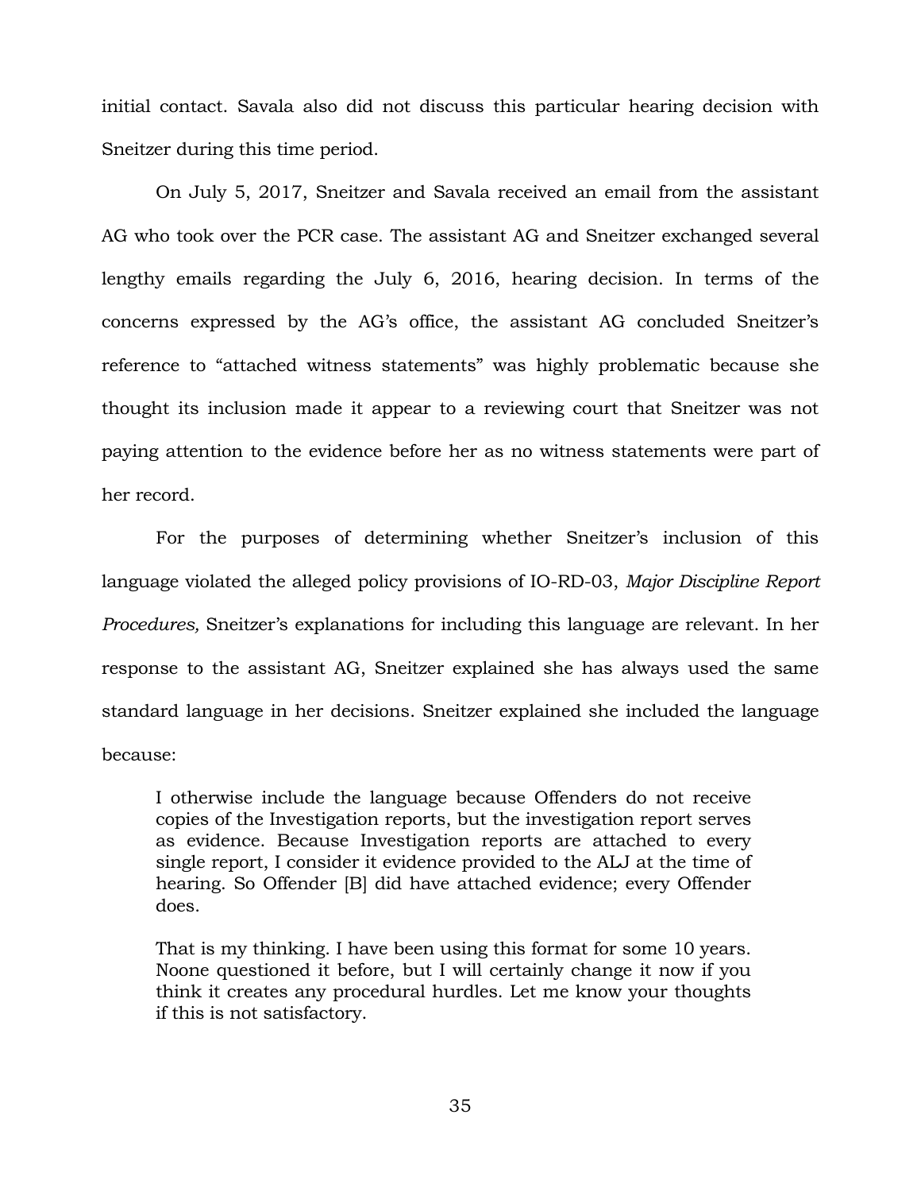initial contact. Savala also did not discuss this particular hearing decision with Sneitzer during this time period.

On July 5, 2017, Sneitzer and Savala received an email from the assistant AG who took over the PCR case. The assistant AG and Sneitzer exchanged several lengthy emails regarding the July 6, 2016, hearing decision. In terms of the concerns expressed by the AG's office, the assistant AG concluded Sneitzer's reference to "attached witness statements" was highly problematic because she thought its inclusion made it appear to a reviewing court that Sneitzer was not paying attention to the evidence before her as no witness statements were part of her record.

For the purposes of determining whether Sneitzer's inclusion of this language violated the alleged policy provisions of IO-RD-03, *Major Discipline Report Procedures,* Sneitzer's explanations for including this language are relevant. In her response to the assistant AG, Sneitzer explained she has always used the same standard language in her decisions. Sneitzer explained she included the language because:

> I otherwise include the language because Offenders do not receive copies of the Investigation reports, but the investigation report serves as evidence. Because Investigation reports are attached to every single report, I consider it evidence provided to the ALJ at the time of hearing. So Offender [B] did have attached evidence; every Offender does.
>
> That is my thinking. I have been using this format for some 10 years. Noone questioned it before, but I will certainly change it now if you think it creates any procedural hurdles. Let me know your thoughts if this is not satisfactory.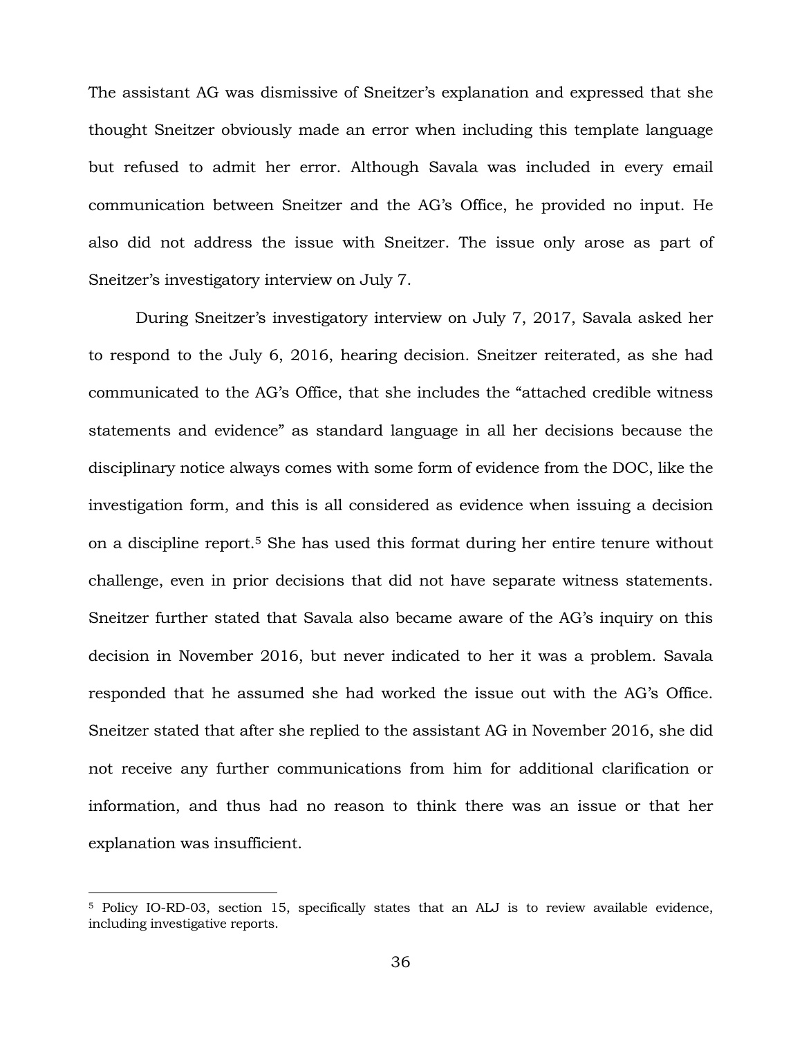The assistant AG was dismissive of Sneitzer's explanation and expressed that she thought Sneitzer obviously made an error when including this template language but refused to admit her error. Although Savala was included in every email communication between Sneitzer and the AG's Office, he provided no input. He also did not address the issue with Sneitzer. The issue only arose as part of Sneitzer's investigatory interview on July 7.

During Sneitzer's investigatory interview on July 7, 2017, Savala asked her to respond to the July 6, 2016, hearing decision. Sneitzer reiterated, as she had communicated to the AG's Office, that she includes the "attached credible witness statements and evidence" as standard language in all her decisions because the disciplinary notice always comes with some form of evidence from the DOC, like the investigation form, and this is all considered as evidence when issuing a decision on a discipline report.[5] She has used this format during her entire tenure without challenge, even in prior decisions that did not have separate witness statements. Sneitzer further stated that Savala also became aware of the AG's inquiry on this decision in November 2016, but never indicated to her it was a problem. Savala responded that he assumed she had worked the issue out with the AG's Office. Sneitzer stated that after she replied to the assistant AG in November 2016, she did not receive any further communications from him for additional clarification or information, and thus had no reason to think there was an issue or that her explanation was insufficient.

[5] Policy IO-RD-03, section 15, specifically states that an ALJ is to review available evidence, including investigative reports.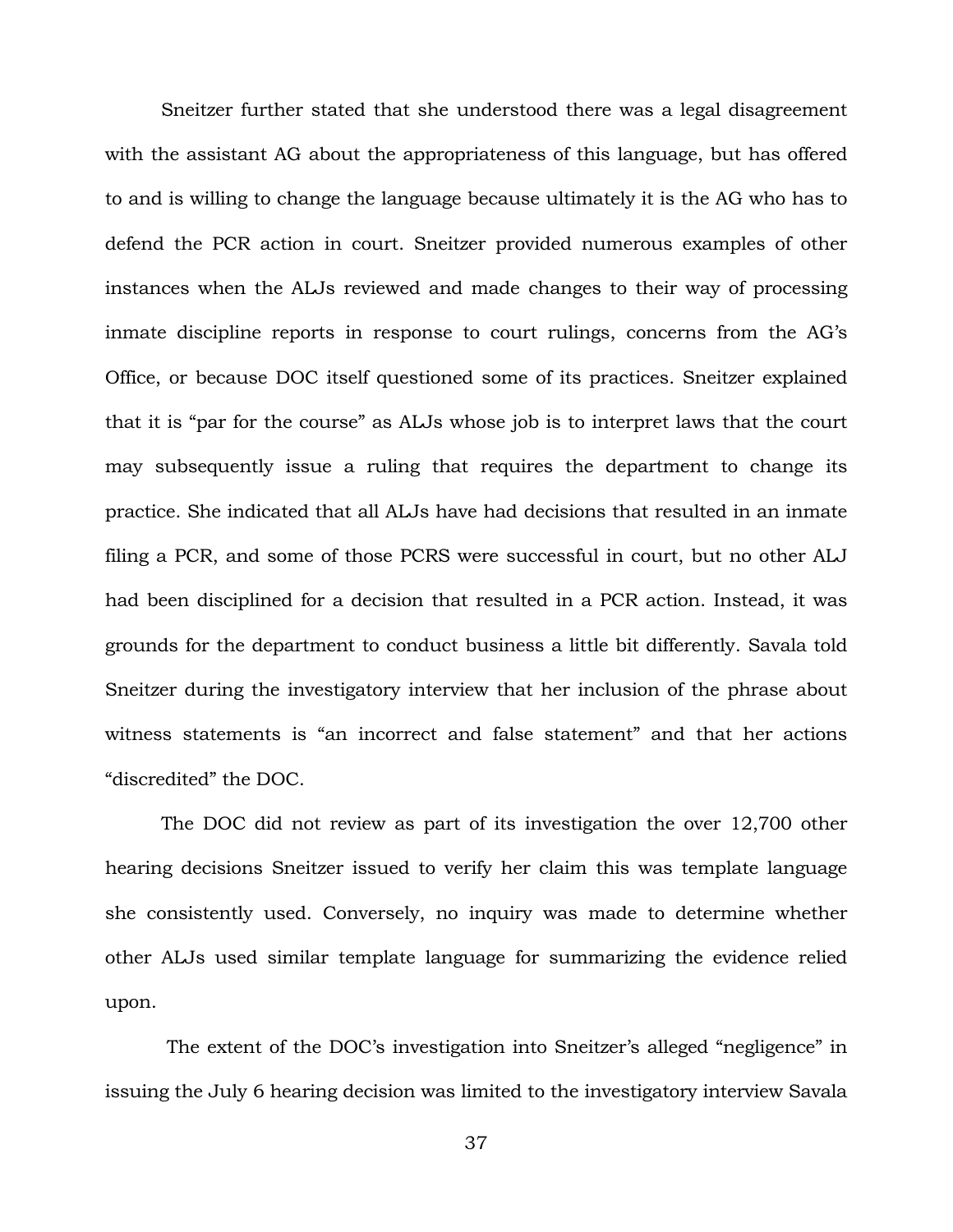Sneitzer further stated that she understood there was a legal disagreement with the assistant AG about the appropriateness of this language, but has offered to and is willing to change the language because ultimately it is the AG who has to defend the PCR action in court. Sneitzer provided numerous examples of other instances when the ALJs reviewed and made changes to their way of processing inmate discipline reports in response to court rulings, concerns from the AG's Office, or because DOC itself questioned some of its practices. Sneitzer explained that it is "par for the course" as ALJs whose job is to interpret laws that the court may subsequently issue a ruling that requires the department to change its practice. She indicated that all ALJs have had decisions that resulted in an inmate filing a PCR, and some of those PCRS were successful in court, but no other ALJ had been disciplined for a decision that resulted in a PCR action. Instead, it was grounds for the department to conduct business a little bit differently. Savala told Sneitzer during the investigatory interview that her inclusion of the phrase about witness statements is "an incorrect and false statement" and that her actions "discredited" the DOC.

The DOC did not review as part of its investigation the over 12,700 other hearing decisions Sneitzer issued to verify her claim this was template language she consistently used. Conversely, no inquiry was made to determine whether other ALJs used similar template language for summarizing the evidence relied upon.

The extent of the DOC's investigation into Sneitzer's alleged "negligence" in issuing the July 6 hearing decision was limited to the investigatory interview Savala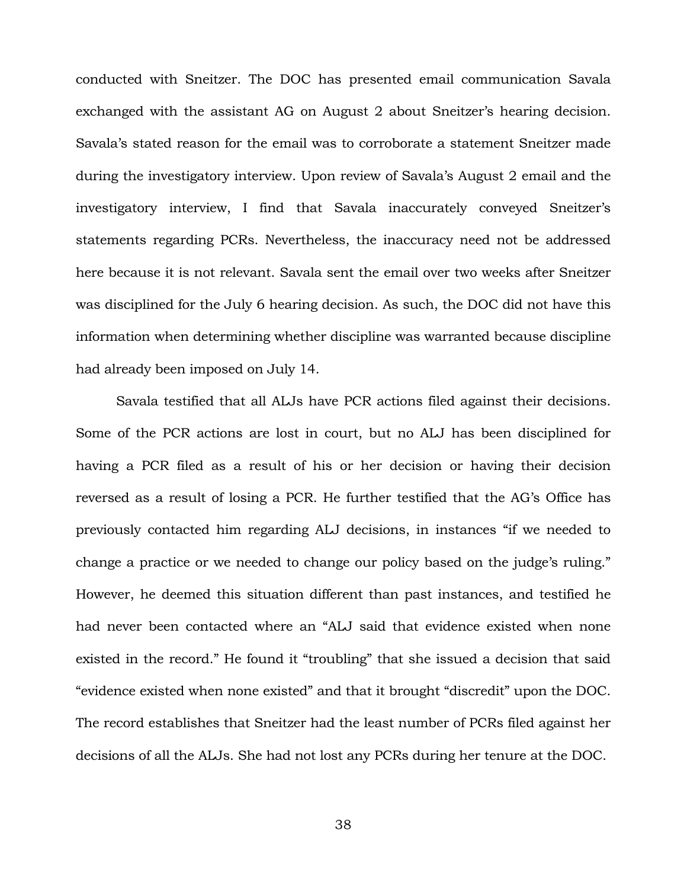conducted with Sneitzer. The DOC has presented email communication Savala exchanged with the assistant AG on August 2 about Sneitzer's hearing decision. Savala's stated reason for the email was to corroborate a statement Sneitzer made during the investigatory interview. Upon review of Savala's August 2 email and the investigatory interview, I find that Savala inaccurately conveyed Sneitzer's statements regarding PCRs. Nevertheless, the inaccuracy need not be addressed here because it is not relevant. Savala sent the email over two weeks after Sneitzer was disciplined for the July 6 hearing decision. As such, the DOC did not have this information when determining whether discipline was warranted because discipline had already been imposed on July 14.

Savala testified that all ALJs have PCR actions filed against their decisions. Some of the PCR actions are lost in court, but no ALJ has been disciplined for having a PCR filed as a result of his or her decision or having their decision reversed as a result of losing a PCR. He further testified that the AG's Office has previously contacted him regarding ALJ decisions, in instances "if we needed to change a practice or we needed to change our policy based on the judge's ruling." However, he deemed this situation different than past instances, and testified he had never been contacted where an "ALJ said that evidence existed when none existed in the record." He found it "troubling" that she issued a decision that said "evidence existed when none existed" and that it brought "discredit" upon the DOC. The record establishes that Sneitzer had the least number of PCRs filed against her decisions of all the ALJs. She had not lost any PCRs during her tenure at the DOC.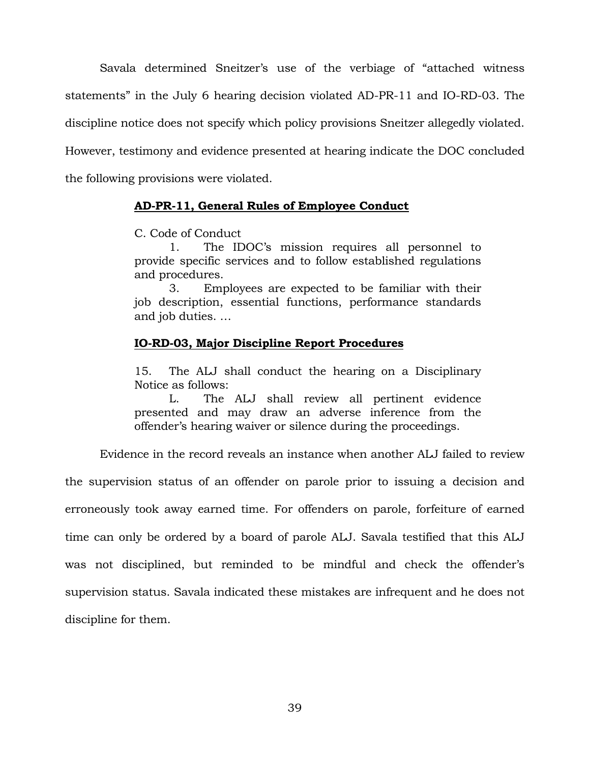Savala determined Sneitzer's use of the verbiage of "attached witness statements" in the July 6 hearing decision violated AD-PR-11 and IO-RD-03. The discipline notice does not specify which policy provisions Sneitzer allegedly violated. However, testimony and evidence presented at hearing indicate the DOC concluded the following provisions were violated.

> **<u>AD-PR-11, General Rules of Employee Conduct</u>**
>
> C. Code of Conduct
>
> 1. The IDOC's mission requires all personnel to provide specific services and to follow established regulations and procedures.
>
> 3. Employees are expected to be familiar with their job description, essential functions, performance standards and job duties. …
>
> **<u>IO-RD-03, Major Discipline Report Procedures</u>**
>
> 15. The ALJ shall conduct the hearing on a Disciplinary Notice as follows:
>
> L. The ALJ shall review all pertinent evidence presented and may draw an adverse inference from the offender's hearing waiver or silence during the proceedings.

Evidence in the record reveals an instance when another ALJ failed to review the supervision status of an offender on parole prior to issuing a decision and erroneously took away earned time. For offenders on parole, forfeiture of earned time can only be ordered by a board of parole ALJ. Savala testified that this ALJ was not disciplined, but reminded to be mindful and check the offender's supervision status. Savala indicated these mistakes are infrequent and he does not discipline for them.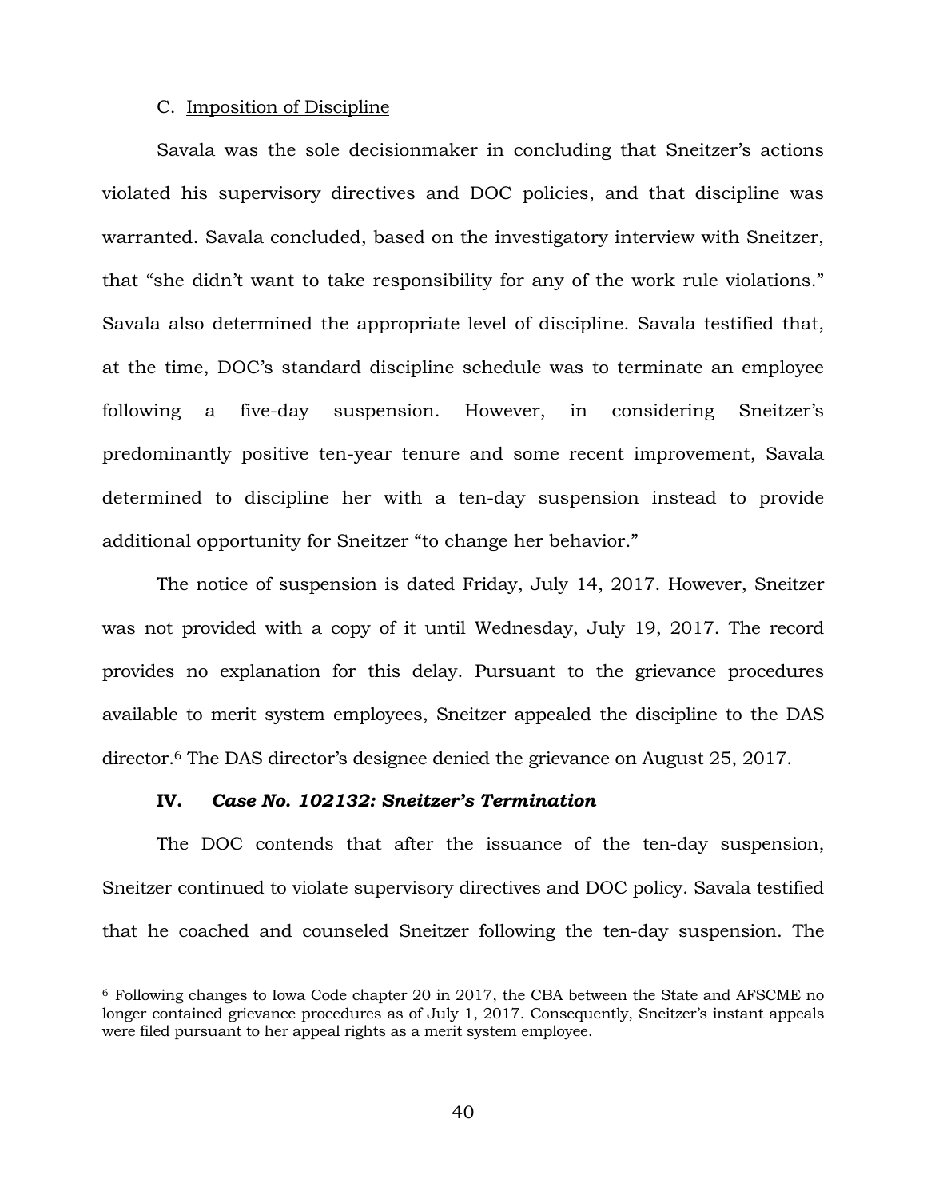C. Imposition of Discipline

Savala was the sole decisionmaker in concluding that Sneitzer's actions violated his supervisory directives and DOC policies, and that discipline was warranted. Savala concluded, based on the investigatory interview with Sneitzer, that "she didn't want to take responsibility for any of the work rule violations." Savala also determined the appropriate level of discipline. Savala testified that, at the time, DOC's standard discipline schedule was to terminate an employee following a five-day suspension. However, in considering Sneitzer's predominantly positive ten-year tenure and some recent improvement, Savala determined to discipline her with a ten-day suspension instead to provide additional opportunity for Sneitzer "to change her behavior."

The notice of suspension is dated Friday, July 14, 2017. However, Sneitzer was not provided with a copy of it until Wednesday, July 19, 2017. The record provides no explanation for this delay. Pursuant to the grievance procedures available to merit system employees, Sneitzer appealed the discipline to the DAS director.[6] The DAS director's designee denied the grievance on August 25, 2017.

## IV. *Case No. 102132: Sneitzer's Termination*

The DOC contends that after the issuance of the ten-day suspension, Sneitzer continued to violate supervisory directives and DOC policy. Savala testified that he coached and counseled Sneitzer following the ten-day suspension. The

[6] Following changes to Iowa Code chapter 20 in 2017, the CBA between the State and AFSCME no longer contained grievance procedures as of July 1, 2017. Consequently, Sneitzer's instant appeals were filed pursuant to her appeal rights as a merit system employee.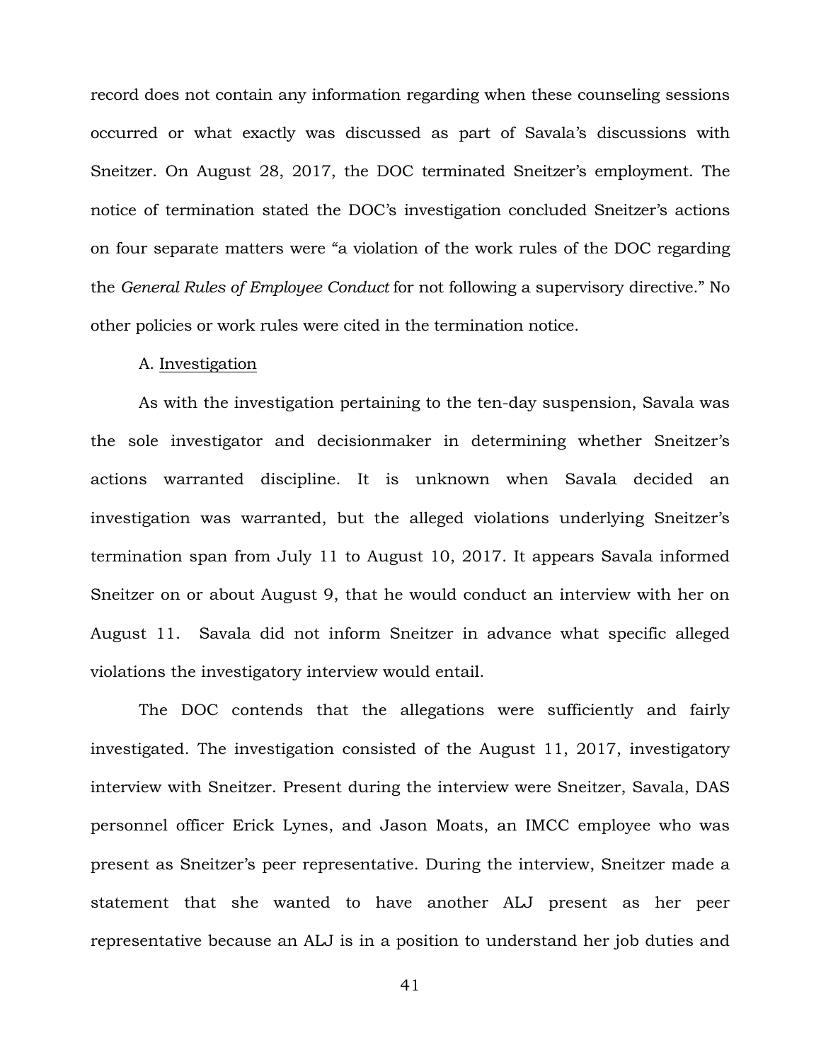record does not contain any information regarding when these counseling sessions occurred or what exactly was discussed as part of Savala's discussions with Sneitzer. On August 28, 2017, the DOC terminated Sneitzer's employment. The notice of termination stated the DOC's investigation concluded Sneitzer's actions on four separate matters were "a violation of the work rules of the DOC regarding the *General Rules of Employee Conduct* for not following a supervisory directive." No other policies or work rules were cited in the termination notice.

A. <u>Investigation</u>

As with the investigation pertaining to the ten-day suspension, Savala was the sole investigator and decisionmaker in determining whether Sneitzer's actions warranted discipline. It is unknown when Savala decided an investigation was warranted, but the alleged violations underlying Sneitzer's termination span from July 11 to August 10, 2017. It appears Savala informed Sneitzer on or about August 9, that he would conduct an interview with her on August 11. Savala did not inform Sneitzer in advance what specific alleged violations the investigatory interview would entail.

The DOC contends that the allegations were sufficiently and fairly investigated. The investigation consisted of the August 11, 2017, investigatory interview with Sneitzer. Present during the interview were Sneitzer, Savala, DAS personnel officer Erick Lynes, and Jason Moats, an IMCC employee who was present as Sneitzer's peer representative. During the interview, Sneitzer made a statement that she wanted to have another ALJ present as her peer representative because an ALJ is in a position to understand her job duties and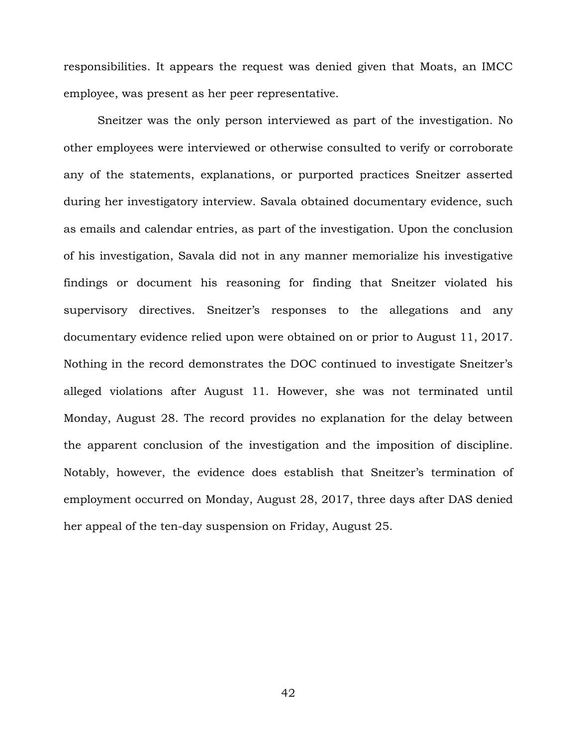responsibilities. It appears the request was denied given that Moats, an IMCC employee, was present as her peer representative.

Sneitzer was the only person interviewed as part of the investigation. No other employees were interviewed or otherwise consulted to verify or corroborate any of the statements, explanations, or purported practices Sneitzer asserted during her investigatory interview. Savala obtained documentary evidence, such as emails and calendar entries, as part of the investigation. Upon the conclusion of his investigation, Savala did not in any manner memorialize his investigative findings or document his reasoning for finding that Sneitzer violated his supervisory directives. Sneitzer's responses to the allegations and any documentary evidence relied upon were obtained on or prior to August 11, 2017. Nothing in the record demonstrates the DOC continued to investigate Sneitzer's alleged violations after August 11. However, she was not terminated until Monday, August 28. The record provides no explanation for the delay between the apparent conclusion of the investigation and the imposition of discipline. Notably, however, the evidence does establish that Sneitzer's termination of employment occurred on Monday, August 28, 2017, three days after DAS denied her appeal of the ten-day suspension on Friday, August 25.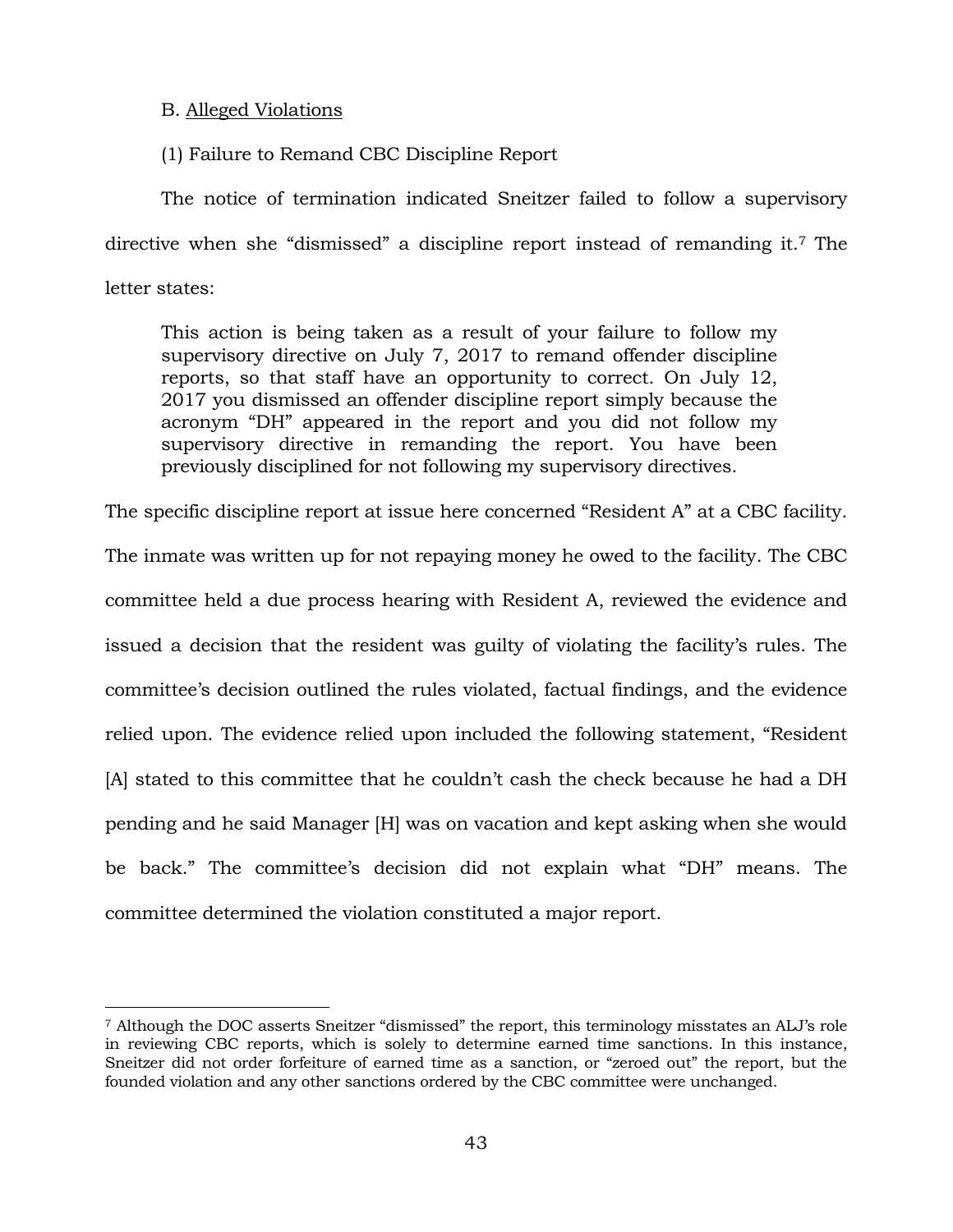B. Alleged Violations

(1) Failure to Remand CBC Discipline Report

The notice of termination indicated Sneitzer failed to follow a supervisory directive when she "dismissed" a discipline report instead of remanding it.[7] The letter states:

> This action is being taken as a result of your failure to follow my supervisory directive on July 7, 2017 to remand offender discipline reports, so that staff have an opportunity to correct. On July 12, 2017 you dismissed an offender discipline report simply because the acronym "DH" appeared in the report and you did not follow my supervisory directive in remanding the report. You have been previously disciplined for not following my supervisory directives.

The specific discipline report at issue here concerned "Resident A" at a CBC facility. The inmate was written up for not repaying money he owed to the facility. The CBC committee held a due process hearing with Resident A, reviewed the evidence and issued a decision that the resident was guilty of violating the facility's rules. The committee's decision outlined the rules violated, factual findings, and the evidence relied upon. The evidence relied upon included the following statement, "Resident [A] stated to this committee that he couldn't cash the check because he had a DH pending and he said Manager [H] was on vacation and kept asking when she would be back." The committee's decision did not explain what "DH" means. The committee determined the violation constituted a major report.

[7] Although the DOC asserts Sneitzer "dismissed" the report, this terminology misstates an ALJ's role in reviewing CBC reports, which is solely to determine earned time sanctions. In this instance, Sneitzer did not order forfeiture of earned time as a sanction, or "zeroed out" the report, but the founded violation and any other sanctions ordered by the CBC committee were unchanged.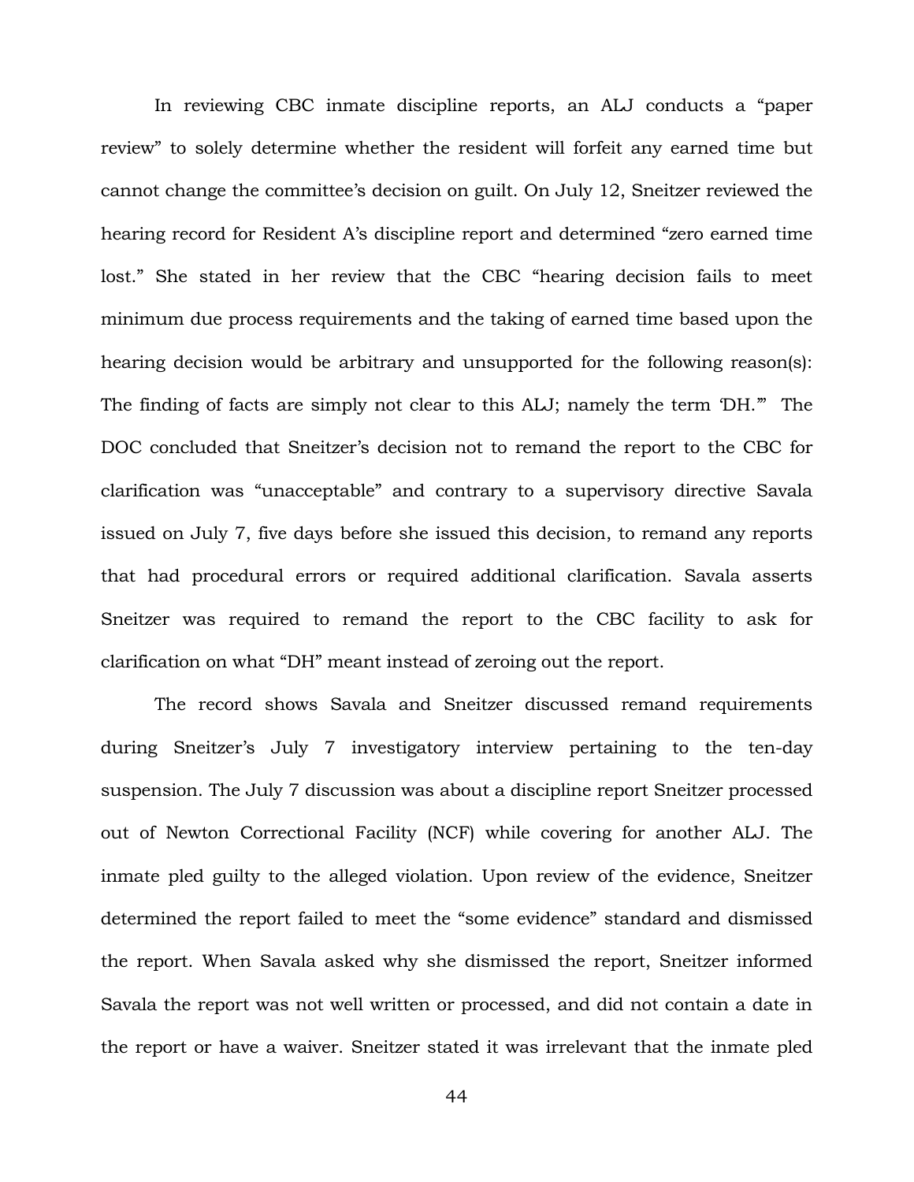In reviewing CBC inmate discipline reports, an ALJ conducts a "paper review" to solely determine whether the resident will forfeit any earned time but cannot change the committee's decision on guilt. On July 12, Sneitzer reviewed the hearing record for Resident A's discipline report and determined "zero earned time lost." She stated in her review that the CBC "hearing decision fails to meet minimum due process requirements and the taking of earned time based upon the hearing decision would be arbitrary and unsupported for the following reason(s): The finding of facts are simply not clear to this ALJ; namely the term 'DH.'" The DOC concluded that Sneitzer's decision not to remand the report to the CBC for clarification was "unacceptable" and contrary to a supervisory directive Savala issued on July 7, five days before she issued this decision, to remand any reports that had procedural errors or required additional clarification. Savala asserts Sneitzer was required to remand the report to the CBC facility to ask for clarification on what "DH" meant instead of zeroing out the report.

The record shows Savala and Sneitzer discussed remand requirements during Sneitzer's July 7 investigatory interview pertaining to the ten-day suspension. The July 7 discussion was about a discipline report Sneitzer processed out of Newton Correctional Facility (NCF) while covering for another ALJ. The inmate pled guilty to the alleged violation. Upon review of the evidence, Sneitzer determined the report failed to meet the "some evidence" standard and dismissed the report. When Savala asked why she dismissed the report, Sneitzer informed Savala the report was not well written or processed, and did not contain a date in the report or have a waiver. Sneitzer stated it was irrelevant that the inmate pled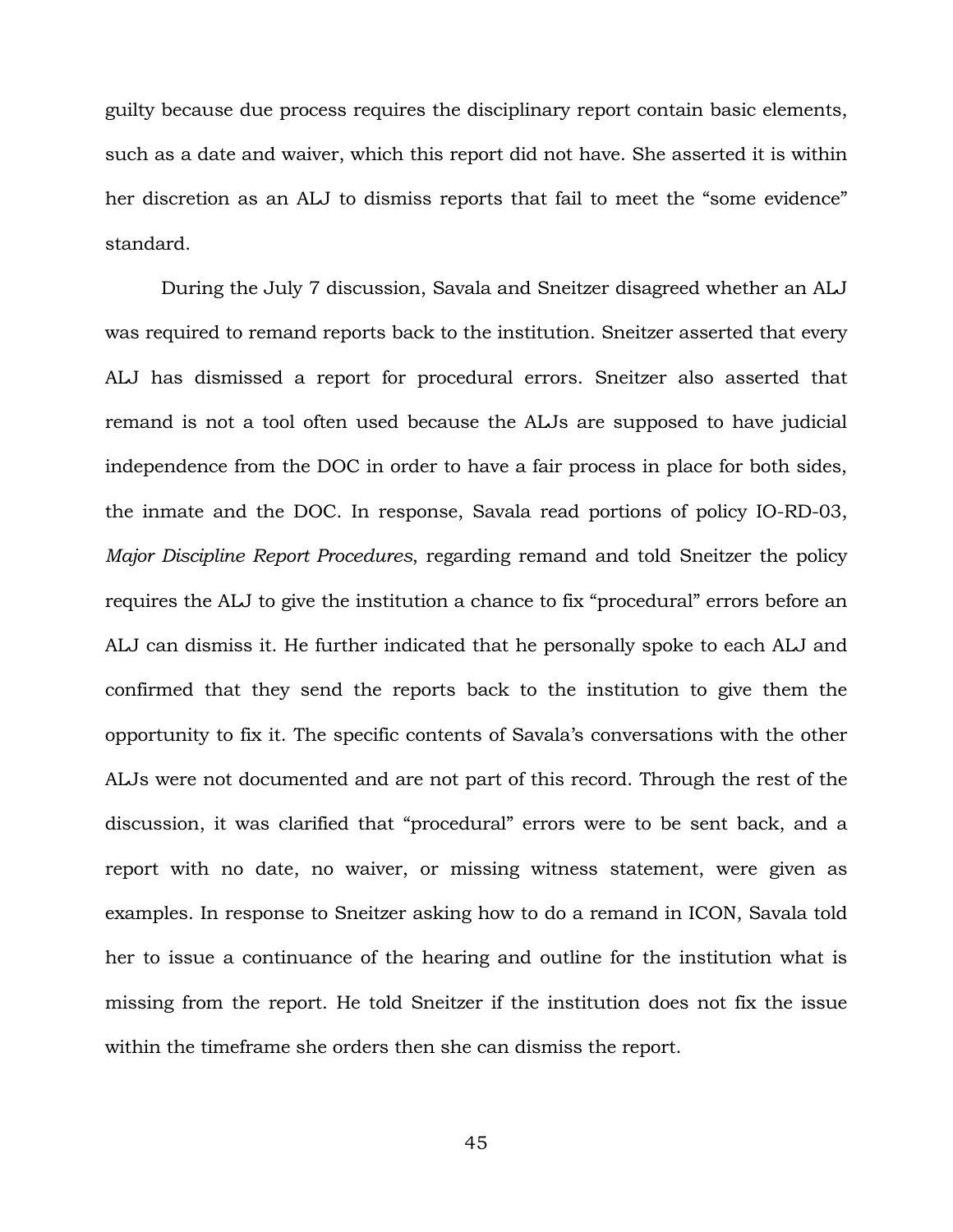guilty because due process requires the disciplinary report contain basic elements, such as a date and waiver, which this report did not have. She asserted it is within her discretion as an ALJ to dismiss reports that fail to meet the "some evidence" standard.

During the July 7 discussion, Savala and Sneitzer disagreed whether an ALJ was required to remand reports back to the institution. Sneitzer asserted that every ALJ has dismissed a report for procedural errors. Sneitzer also asserted that remand is not a tool often used because the ALJs are supposed to have judicial independence from the DOC in order to have a fair process in place for both sides, the inmate and the DOC. In response, Savala read portions of policy IO-RD-03, *Major Discipline Report Procedures*, regarding remand and told Sneitzer the policy requires the ALJ to give the institution a chance to fix "procedural" errors before an ALJ can dismiss it. He further indicated that he personally spoke to each ALJ and confirmed that they send the reports back to the institution to give them the opportunity to fix it. The specific contents of Savala's conversations with the other ALJs were not documented and are not part of this record. Through the rest of the discussion, it was clarified that "procedural" errors were to be sent back, and a report with no date, no waiver, or missing witness statement, were given as examples. In response to Sneitzer asking how to do a remand in ICON, Savala told her to issue a continuance of the hearing and outline for the institution what is missing from the report. He told Sneitzer if the institution does not fix the issue within the timeframe she orders then she can dismiss the report.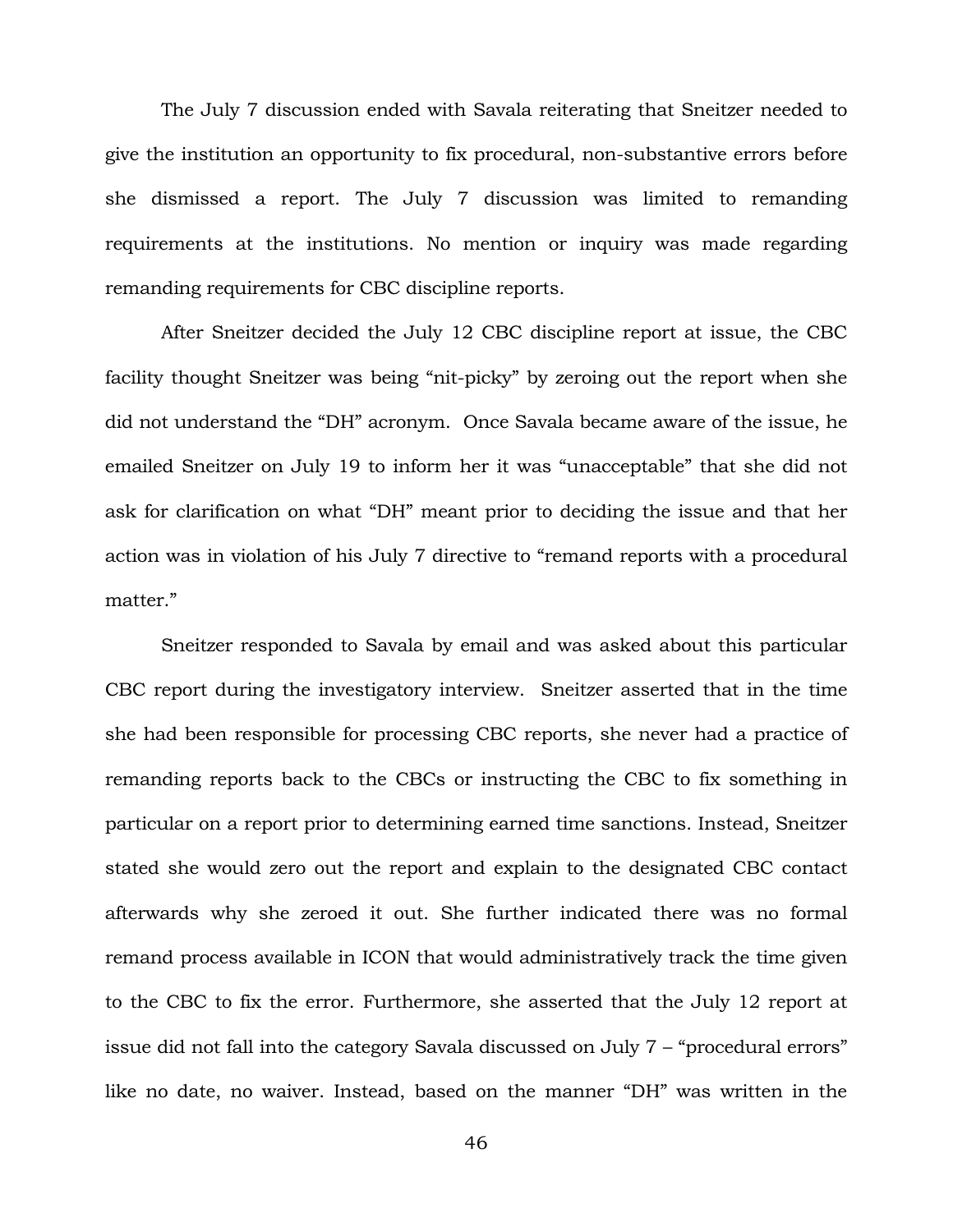The July 7 discussion ended with Savala reiterating that Sneitzer needed to give the institution an opportunity to fix procedural, non-substantive errors before she dismissed a report. The July 7 discussion was limited to remanding requirements at the institutions. No mention or inquiry was made regarding remanding requirements for CBC discipline reports.

After Sneitzer decided the July 12 CBC discipline report at issue, the CBC facility thought Sneitzer was being "nit-picky" by zeroing out the report when she did not understand the "DH" acronym. Once Savala became aware of the issue, he emailed Sneitzer on July 19 to inform her it was "unacceptable" that she did not ask for clarification on what "DH" meant prior to deciding the issue and that her action was in violation of his July 7 directive to "remand reports with a procedural matter."

Sneitzer responded to Savala by email and was asked about this particular CBC report during the investigatory interview. Sneitzer asserted that in the time she had been responsible for processing CBC reports, she never had a practice of remanding reports back to the CBCs or instructing the CBC to fix something in particular on a report prior to determining earned time sanctions. Instead, Sneitzer stated she would zero out the report and explain to the designated CBC contact afterwards why she zeroed it out. She further indicated there was no formal remand process available in ICON that would administratively track the time given to the CBC to fix the error. Furthermore, she asserted that the July 12 report at issue did not fall into the category Savala discussed on July 7 – "procedural errors" like no date, no waiver. Instead, based on the manner "DH" was written in the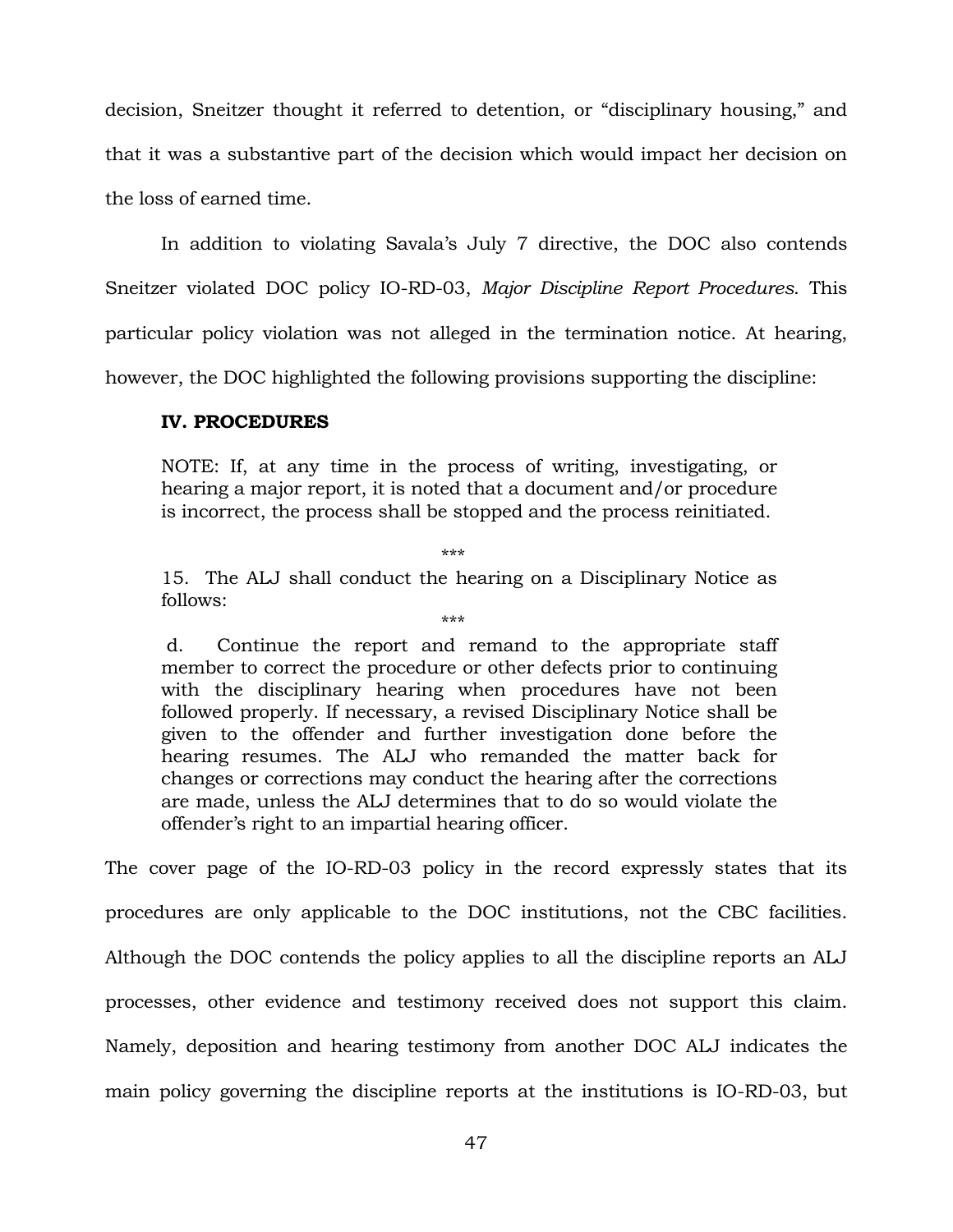decision, Sneitzer thought it referred to detention, or "disciplinary housing," and that it was a substantive part of the decision which would impact her decision on the loss of earned time.

In addition to violating Savala's July 7 directive, the DOC also contends Sneitzer violated DOC policy IO-RD-03, *Major Discipline Report Procedures*. This particular policy violation was not alleged in the termination notice. At hearing, however, the DOC highlighted the following provisions supporting the discipline:

> **IV. PROCEDURES**
>
> NOTE: If, at any time in the process of writing, investigating, or hearing a major report, it is noted that a document and/or procedure is incorrect, the process shall be stopped and the process reinitiated.
>
> \*\*\*
>
> 15. The ALJ shall conduct the hearing on a Disciplinary Notice as follows:
>
> \*\*\*
>
> d. Continue the report and remand to the appropriate staff member to correct the procedure or other defects prior to continuing with the disciplinary hearing when procedures have not been followed properly. If necessary, a revised Disciplinary Notice shall be given to the offender and further investigation done before the hearing resumes. The ALJ who remanded the matter back for changes or corrections may conduct the hearing after the corrections are made, unless the ALJ determines that to do so would violate the offender's right to an impartial hearing officer.

The cover page of the IO-RD-03 policy in the record expressly states that its procedures are only applicable to the DOC institutions, not the CBC facilities. Although the DOC contends the policy applies to all the discipline reports an ALJ processes, other evidence and testimony received does not support this claim. Namely, deposition and hearing testimony from another DOC ALJ indicates the main policy governing the discipline reports at the institutions is IO-RD-03, but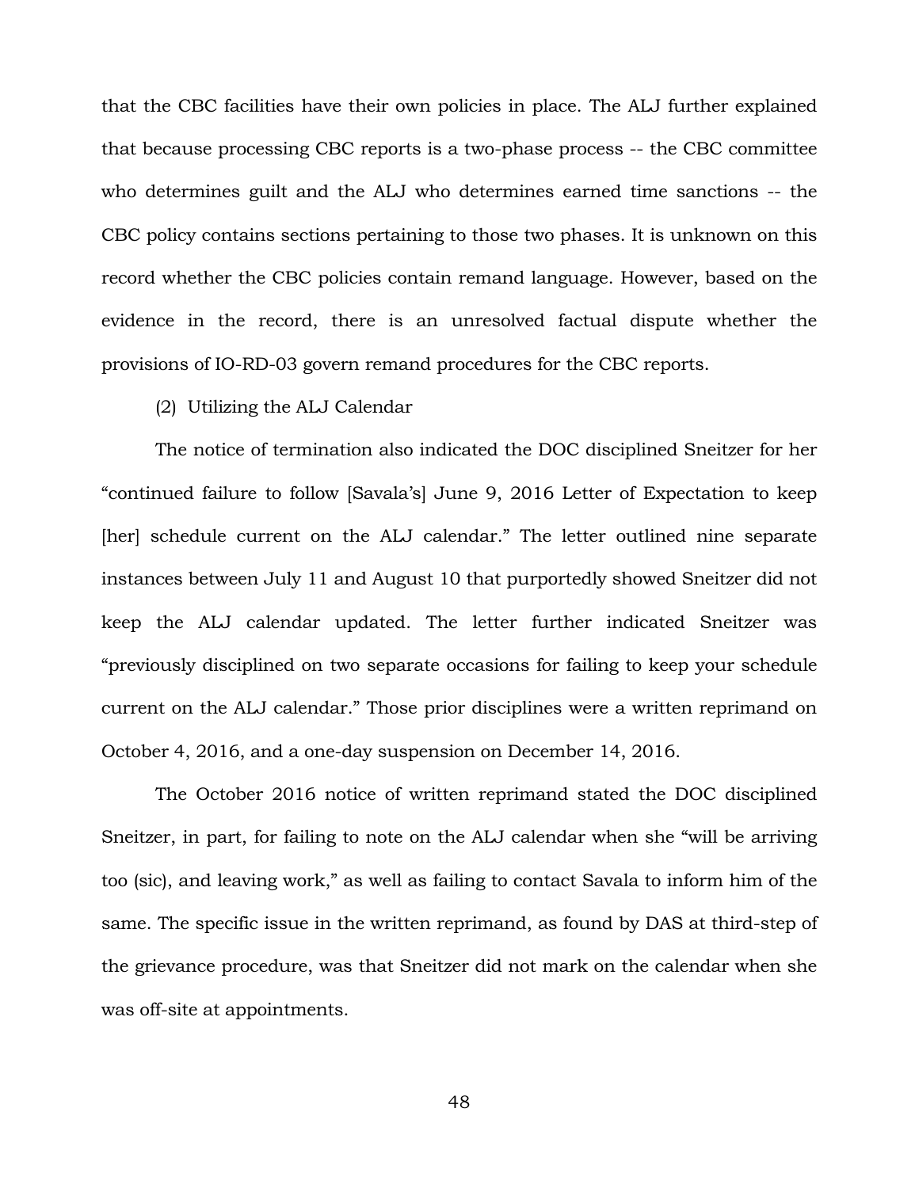that the CBC facilities have their own policies in place. The ALJ further explained that because processing CBC reports is a two-phase process -- the CBC committee who determines guilt and the ALJ who determines earned time sanctions -- the CBC policy contains sections pertaining to those two phases. It is unknown on this record whether the CBC policies contain remand language. However, based on the evidence in the record, there is an unresolved factual dispute whether the provisions of IO-RD-03 govern remand procedures for the CBC reports.

(2) Utilizing the ALJ Calendar

The notice of termination also indicated the DOC disciplined Sneitzer for her "continued failure to follow [Savala's] June 9, 2016 Letter of Expectation to keep [her] schedule current on the ALJ calendar." The letter outlined nine separate instances between July 11 and August 10 that purportedly showed Sneitzer did not keep the ALJ calendar updated. The letter further indicated Sneitzer was "previously disciplined on two separate occasions for failing to keep your schedule current on the ALJ calendar." Those prior disciplines were a written reprimand on October 4, 2016, and a one-day suspension on December 14, 2016.

The October 2016 notice of written reprimand stated the DOC disciplined Sneitzer, in part, for failing to note on the ALJ calendar when she "will be arriving too (sic), and leaving work," as well as failing to contact Savala to inform him of the same. The specific issue in the written reprimand, as found by DAS at third-step of the grievance procedure, was that Sneitzer did not mark on the calendar when she was off-site at appointments.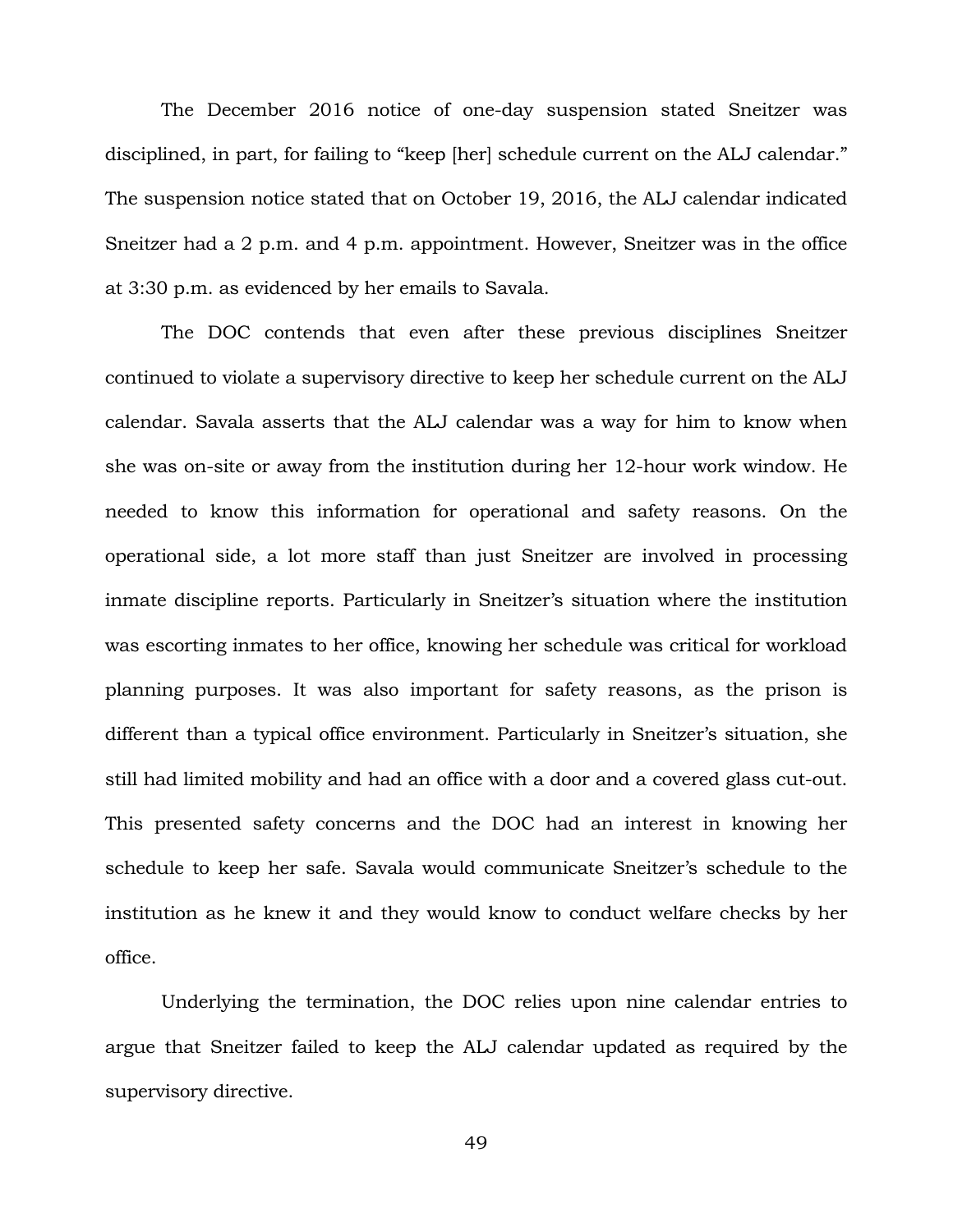The December 2016 notice of one-day suspension stated Sneitzer was disciplined, in part, for failing to "keep [her] schedule current on the ALJ calendar." The suspension notice stated that on October 19, 2016, the ALJ calendar indicated Sneitzer had a 2 p.m. and 4 p.m. appointment. However, Sneitzer was in the office at 3:30 p.m. as evidenced by her emails to Savala.

The DOC contends that even after these previous disciplines Sneitzer continued to violate a supervisory directive to keep her schedule current on the ALJ calendar. Savala asserts that the ALJ calendar was a way for him to know when she was on-site or away from the institution during her 12-hour work window. He needed to know this information for operational and safety reasons. On the operational side, a lot more staff than just Sneitzer are involved in processing inmate discipline reports. Particularly in Sneitzer's situation where the institution was escorting inmates to her office, knowing her schedule was critical for workload planning purposes. It was also important for safety reasons, as the prison is different than a typical office environment. Particularly in Sneitzer's situation, she still had limited mobility and had an office with a door and a covered glass cut-out. This presented safety concerns and the DOC had an interest in knowing her schedule to keep her safe. Savala would communicate Sneitzer's schedule to the institution as he knew it and they would know to conduct welfare checks by her office.

Underlying the termination, the DOC relies upon nine calendar entries to argue that Sneitzer failed to keep the ALJ calendar updated as required by the supervisory directive.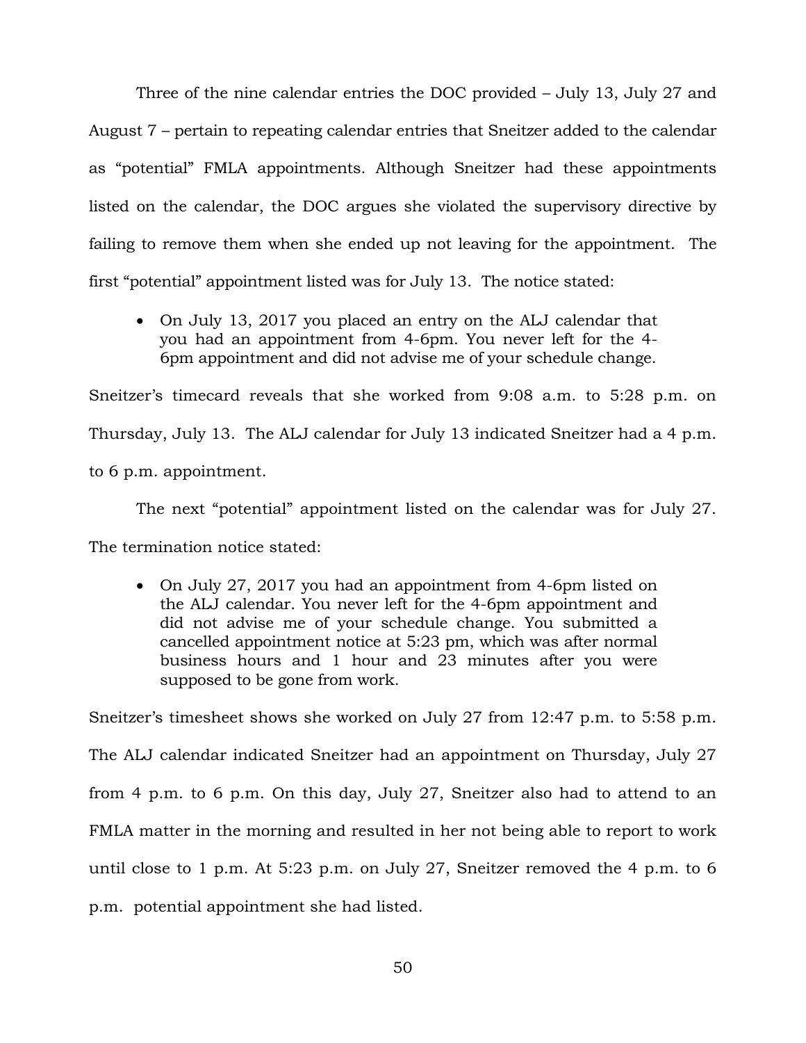Three of the nine calendar entries the DOC provided – July 13, July 27 and August 7 – pertain to repeating calendar entries that Sneitzer added to the calendar as "potential" FMLA appointments. Although Sneitzer had these appointments listed on the calendar, the DOC argues she violated the supervisory directive by failing to remove them when she ended up not leaving for the appointment. The first "potential" appointment listed was for July 13. The notice stated:

- On July 13, 2017 you placed an entry on the ALJ calendar that you had an appointment from 4-6pm. You never left for the 4-6pm appointment and did not advise me of your schedule change.

Sneitzer's timecard reveals that she worked from 9:08 a.m. to 5:28 p.m. on Thursday, July 13. The ALJ calendar for July 13 indicated Sneitzer had a 4 p.m. to 6 p.m. appointment.

The next "potential" appointment listed on the calendar was for July 27. The termination notice stated:

- On July 27, 2017 you had an appointment from 4-6pm listed on the ALJ calendar. You never left for the 4-6pm appointment and did not advise me of your schedule change. You submitted a cancelled appointment notice at 5:23 pm, which was after normal business hours and 1 hour and 23 minutes after you were supposed to be gone from work.

Sneitzer's timesheet shows she worked on July 27 from 12:47 p.m. to 5:58 p.m. The ALJ calendar indicated Sneitzer had an appointment on Thursday, July 27 from 4 p.m. to 6 p.m. On this day, July 27, Sneitzer also had to attend to an FMLA matter in the morning and resulted in her not being able to report to work until close to 1 p.m. At 5:23 p.m. on July 27, Sneitzer removed the 4 p.m. to 6 p.m. potential appointment she had listed.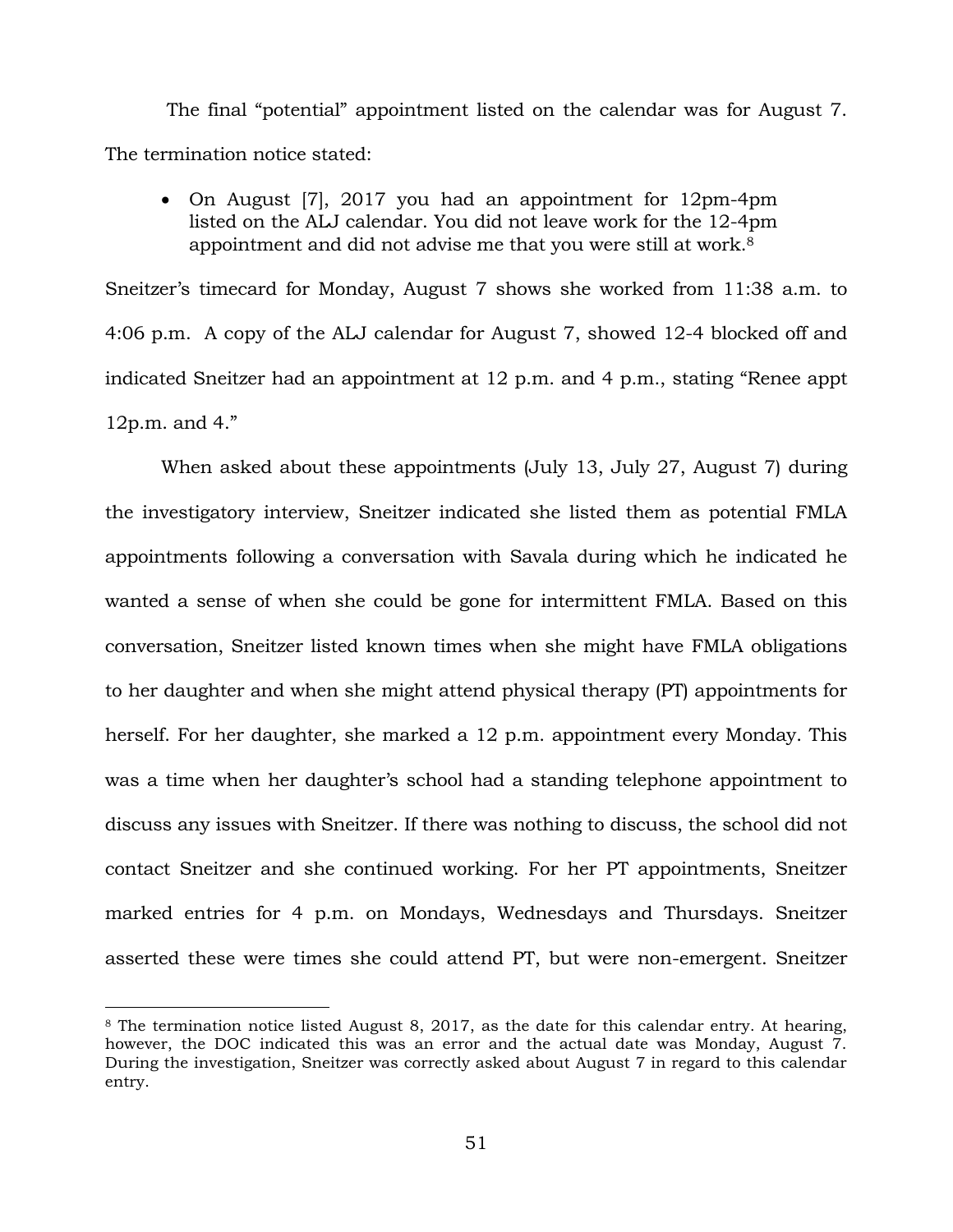The final "potential" appointment listed on the calendar was for August 7. The termination notice stated:

- On August [7], 2017 you had an appointment for 12pm-4pm listed on the ALJ calendar. You did not leave work for the 12-4pm appointment and did not advise me that you were still at work.[8]

Sneitzer's timecard for Monday, August 7 shows she worked from 11:38 a.m. to 4:06 p.m. A copy of the ALJ calendar for August 7, showed 12-4 blocked off and indicated Sneitzer had an appointment at 12 p.m. and 4 p.m., stating "Renee appt 12p.m. and 4."

When asked about these appointments (July 13, July 27, August 7) during the investigatory interview, Sneitzer indicated she listed them as potential FMLA appointments following a conversation with Savala during which he indicated he wanted a sense of when she could be gone for intermittent FMLA. Based on this conversation, Sneitzer listed known times when she might have FMLA obligations to her daughter and when she might attend physical therapy (PT) appointments for herself. For her daughter, she marked a 12 p.m. appointment every Monday. This was a time when her daughter's school had a standing telephone appointment to discuss any issues with Sneitzer. If there was nothing to discuss, the school did not contact Sneitzer and she continued working. For her PT appointments, Sneitzer marked entries for 4 p.m. on Mondays, Wednesdays and Thursdays. Sneitzer asserted these were times she could attend PT, but were non-emergent. Sneitzer

---

[8] The termination notice listed August 8, 2017, as the date for this calendar entry. At hearing, however, the DOC indicated this was an error and the actual date was Monday, August 7. During the investigation, Sneitzer was correctly asked about August 7 in regard to this calendar entry.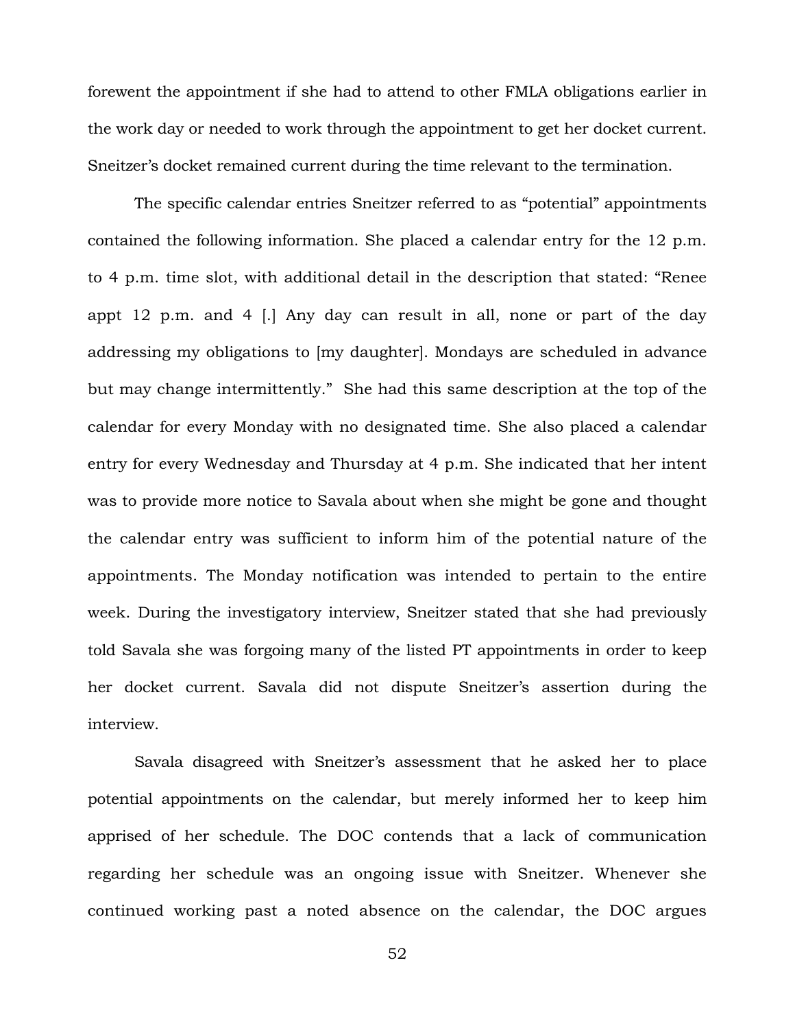forewent the appointment if she had to attend to other FMLA obligations earlier in the work day or needed to work through the appointment to get her docket current. Sneitzer's docket remained current during the time relevant to the termination.

The specific calendar entries Sneitzer referred to as "potential" appointments contained the following information. She placed a calendar entry for the 12 p.m. to 4 p.m. time slot, with additional detail in the description that stated: "Renee appt 12 p.m. and 4 [.] Any day can result in all, none or part of the day addressing my obligations to [my daughter]. Mondays are scheduled in advance but may change intermittently." She had this same description at the top of the calendar for every Monday with no designated time. She also placed a calendar entry for every Wednesday and Thursday at 4 p.m. She indicated that her intent was to provide more notice to Savala about when she might be gone and thought the calendar entry was sufficient to inform him of the potential nature of the appointments. The Monday notification was intended to pertain to the entire week. During the investigatory interview, Sneitzer stated that she had previously told Savala she was forgoing many of the listed PT appointments in order to keep her docket current. Savala did not dispute Sneitzer's assertion during the interview.

Savala disagreed with Sneitzer's assessment that he asked her to place potential appointments on the calendar, but merely informed her to keep him apprised of her schedule. The DOC contends that a lack of communication regarding her schedule was an ongoing issue with Sneitzer. Whenever she continued working past a noted absence on the calendar, the DOC argues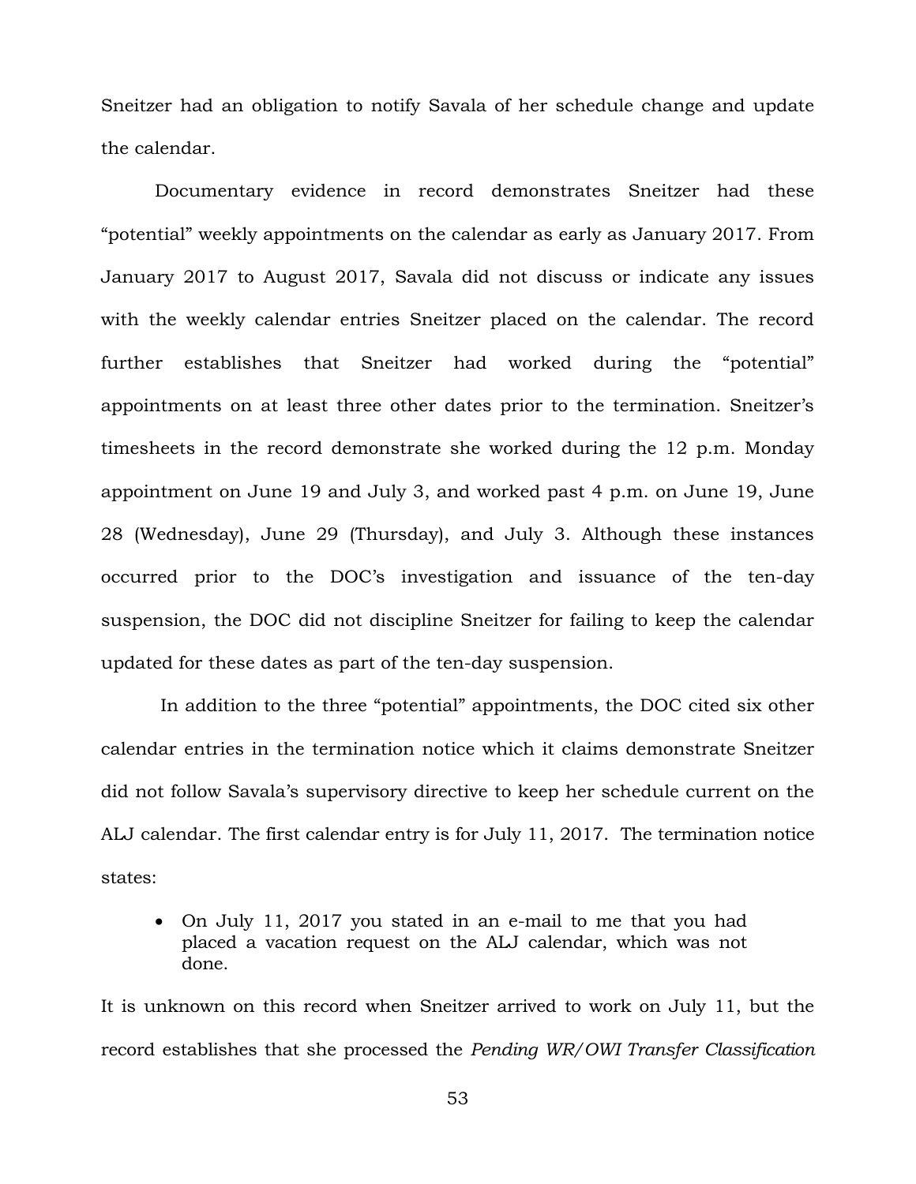Sneitzer had an obligation to notify Savala of her schedule change and update the calendar.

Documentary evidence in record demonstrates Sneitzer had these "potential" weekly appointments on the calendar as early as January 2017. From January 2017 to August 2017, Savala did not discuss or indicate any issues with the weekly calendar entries Sneitzer placed on the calendar. The record further establishes that Sneitzer had worked during the "potential" appointments on at least three other dates prior to the termination. Sneitzer's timesheets in the record demonstrate she worked during the 12 p.m. Monday appointment on June 19 and July 3, and worked past 4 p.m. on June 19, June 28 (Wednesday), June 29 (Thursday), and July 3. Although these instances occurred prior to the DOC's investigation and issuance of the ten-day suspension, the DOC did not discipline Sneitzer for failing to keep the calendar updated for these dates as part of the ten-day suspension.

In addition to the three "potential" appointments, the DOC cited six other calendar entries in the termination notice which it claims demonstrate Sneitzer did not follow Savala's supervisory directive to keep her schedule current on the ALJ calendar. The first calendar entry is for July 11, 2017. The termination notice states:

- On July 11, 2017 you stated in an e-mail to me that you had placed a vacation request on the ALJ calendar, which was not done.

It is unknown on this record when Sneitzer arrived to work on July 11, but the record establishes that she processed the *Pending WR/OWI Transfer Classification*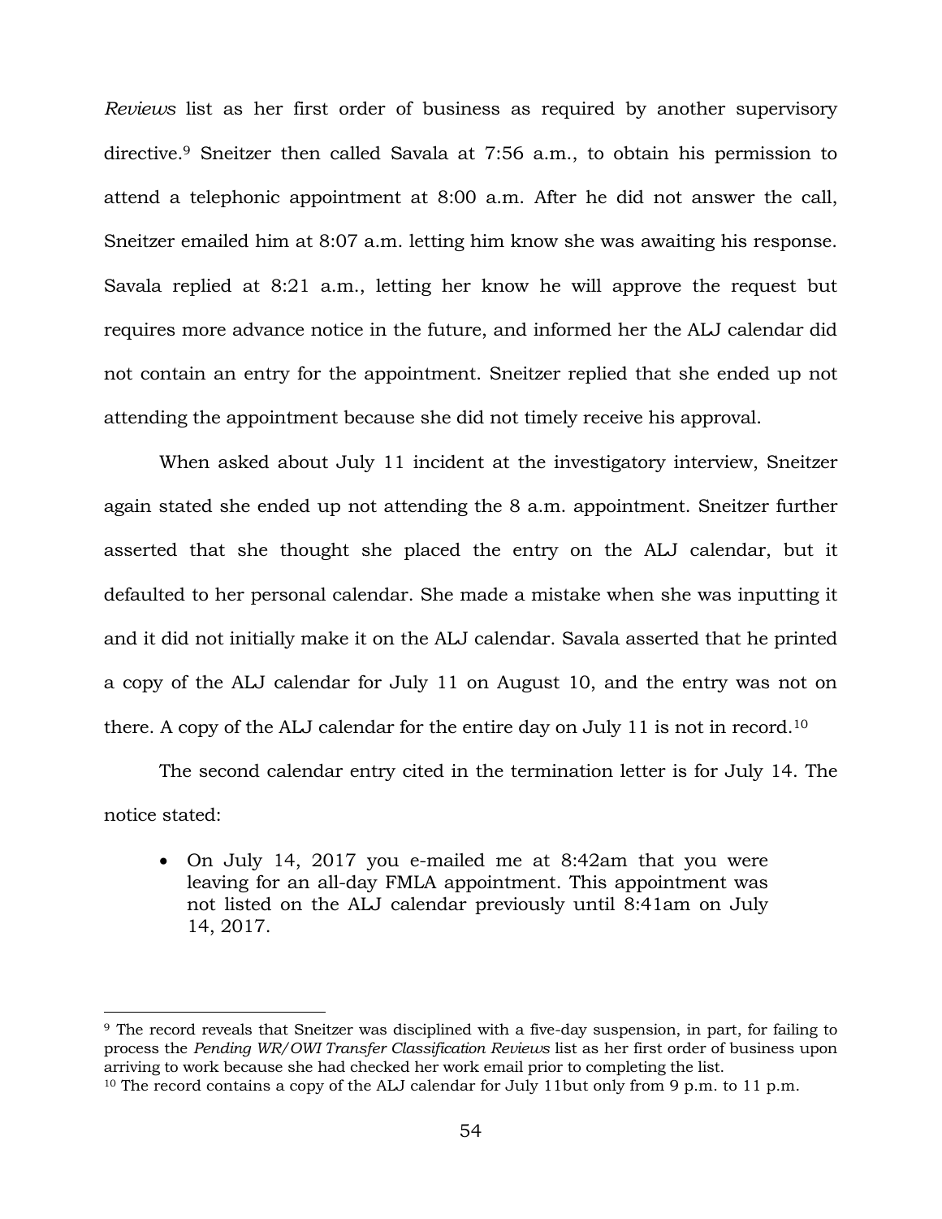*Reviews* list as her first order of business as required by another supervisory directive.[9] Sneitzer then called Savala at 7:56 a.m., to obtain his permission to attend a telephonic appointment at 8:00 a.m. After he did not answer the call, Sneitzer emailed him at 8:07 a.m. letting him know she was awaiting his response. Savala replied at 8:21 a.m., letting her know he will approve the request but requires more advance notice in the future, and informed her the ALJ calendar did not contain an entry for the appointment. Sneitzer replied that she ended up not attending the appointment because she did not timely receive his approval.

When asked about July 11 incident at the investigatory interview, Sneitzer again stated she ended up not attending the 8 a.m. appointment. Sneitzer further asserted that she thought she placed the entry on the ALJ calendar, but it defaulted to her personal calendar. She made a mistake when she was inputting it and it did not initially make it on the ALJ calendar. Savala asserted that he printed a copy of the ALJ calendar for July 11 on August 10, and the entry was not on there. A copy of the ALJ calendar for the entire day on July 11 is not in record.[10]

The second calendar entry cited in the termination letter is for July 14. The notice stated:

- On July 14, 2017 you e-mailed me at 8:42am that you were leaving for an all-day FMLA appointment. This appointment was not listed on the ALJ calendar previously until 8:41am on July 14, 2017.

---

[9] The record reveals that Sneitzer was disciplined with a five-day suspension, in part, for failing to process the *Pending WR/OWI Transfer Classification Reviews* list as her first order of business upon arriving to work because she had checked her work email prior to completing the list.

[10] The record contains a copy of the ALJ calendar for July 11but only from 9 p.m. to 11 p.m.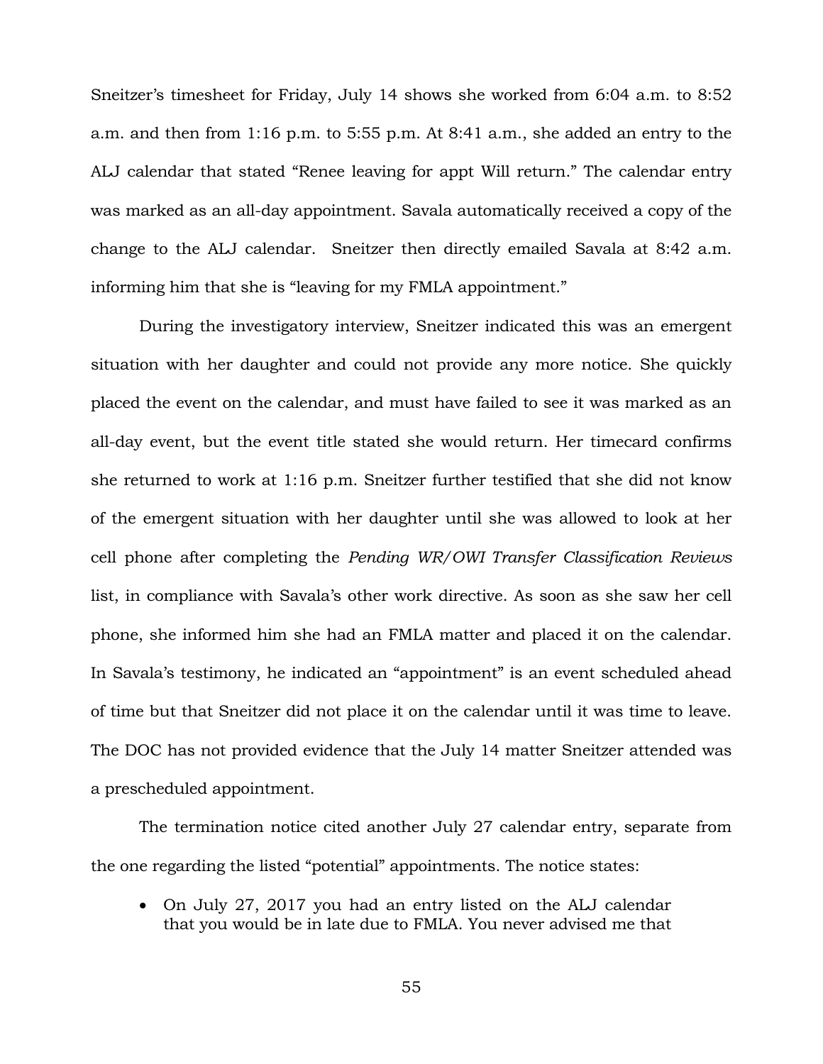Sneitzer's timesheet for Friday, July 14 shows she worked from 6:04 a.m. to 8:52 a.m. and then from 1:16 p.m. to 5:55 p.m. At 8:41 a.m., she added an entry to the ALJ calendar that stated "Renee leaving for appt Will return." The calendar entry was marked as an all-day appointment. Savala automatically received a copy of the change to the ALJ calendar. Sneitzer then directly emailed Savala at 8:42 a.m. informing him that she is "leaving for my FMLA appointment."

During the investigatory interview, Sneitzer indicated this was an emergent situation with her daughter and could not provide any more notice. She quickly placed the event on the calendar, and must have failed to see it was marked as an all-day event, but the event title stated she would return. Her timecard confirms she returned to work at 1:16 p.m. Sneitzer further testified that she did not know of the emergent situation with her daughter until she was allowed to look at her cell phone after completing the *Pending WR/OWI Transfer Classification Reviews* list, in compliance with Savala's other work directive. As soon as she saw her cell phone, she informed him she had an FMLA matter and placed it on the calendar. In Savala's testimony, he indicated an "appointment" is an event scheduled ahead of time but that Sneitzer did not place it on the calendar until it was time to leave. The DOC has not provided evidence that the July 14 matter Sneitzer attended was a prescheduled appointment.

The termination notice cited another July 27 calendar entry, separate from the one regarding the listed "potential" appointments. The notice states:

- On July 27, 2017 you had an entry listed on the ALJ calendar that you would be in late due to FMLA. You never advised me that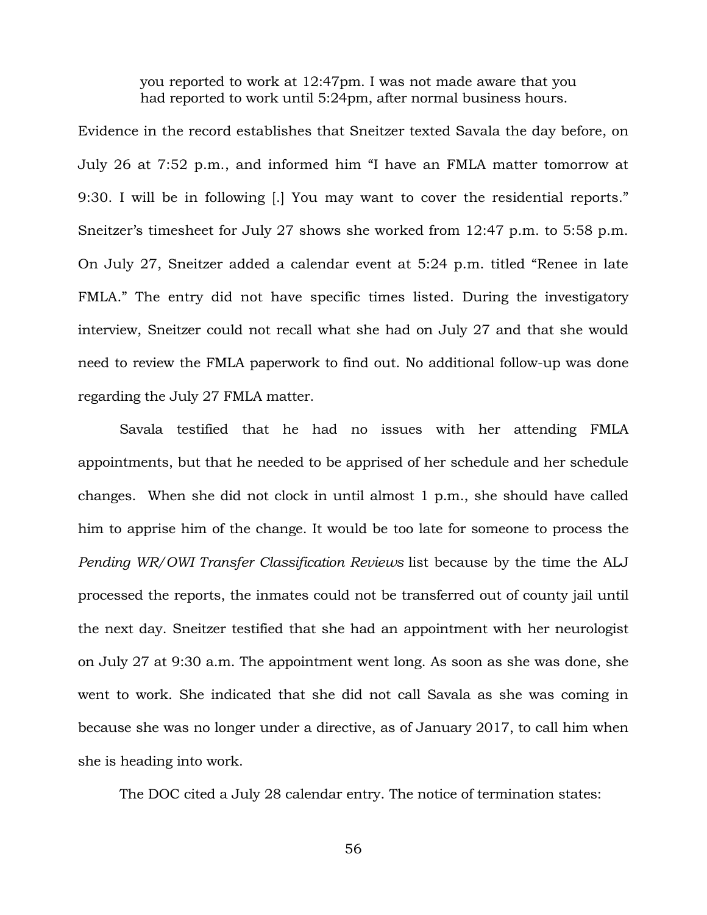> you reported to work at 12:47pm. I was not made aware that you had reported to work until 5:24pm, after normal business hours.

Evidence in the record establishes that Sneitzer texted Savala the day before, on July 26 at 7:52 p.m., and informed him "I have an FMLA matter tomorrow at 9:30. I will be in following [.] You may want to cover the residential reports." Sneitzer's timesheet for July 27 shows she worked from 12:47 p.m. to 5:58 p.m. On July 27, Sneitzer added a calendar event at 5:24 p.m. titled "Renee in late FMLA." The entry did not have specific times listed. During the investigatory interview, Sneitzer could not recall what she had on July 27 and that she would need to review the FMLA paperwork to find out. No additional follow-up was done regarding the July 27 FMLA matter.

Savala testified that he had no issues with her attending FMLA appointments, but that he needed to be apprised of her schedule and her schedule changes. When she did not clock in until almost 1 p.m., she should have called him to apprise him of the change. It would be too late for someone to process the *Pending WR/OWI Transfer Classification Reviews* list because by the time the ALJ processed the reports, the inmates could not be transferred out of county jail until the next day. Sneitzer testified that she had an appointment with her neurologist on July 27 at 9:30 a.m. The appointment went long. As soon as she was done, she went to work. She indicated that she did not call Savala as she was coming in because she was no longer under a directive, as of January 2017, to call him when she is heading into work.

The DOC cited a July 28 calendar entry. The notice of termination states: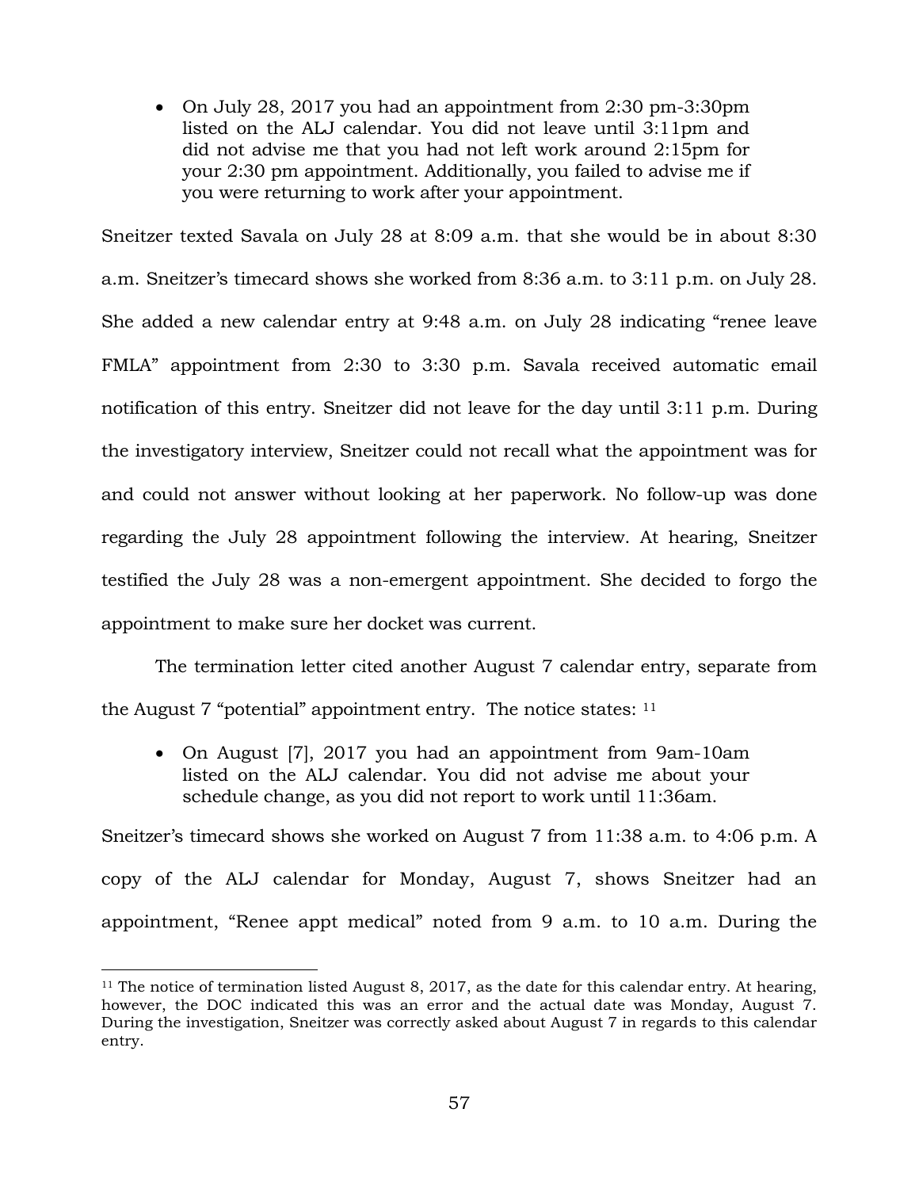- On July 28, 2017 you had an appointment from 2:30 pm-3:30pm listed on the ALJ calendar. You did not leave until 3:11pm and did not advise me that you had not left work around 2:15pm for your 2:30 pm appointment. Additionally, you failed to advise me if you were returning to work after your appointment.

Sneitzer texted Savala on July 28 at 8:09 a.m. that she would be in about 8:30 a.m. Sneitzer's timecard shows she worked from 8:36 a.m. to 3:11 p.m. on July 28. She added a new calendar entry at 9:48 a.m. on July 28 indicating "renee leave FMLA" appointment from 2:30 to 3:30 p.m. Savala received automatic email notification of this entry. Sneitzer did not leave for the day until 3:11 p.m. During the investigatory interview, Sneitzer could not recall what the appointment was for and could not answer without looking at her paperwork. No follow-up was done regarding the July 28 appointment following the interview. At hearing, Sneitzer testified the July 28 was a non-emergent appointment. She decided to forgo the appointment to make sure her docket was current.

The termination letter cited another August 7 calendar entry, separate from the August 7 "potential" appointment entry. The notice states: [11]

- On August [7], 2017 you had an appointment from 9am-10am listed on the ALJ calendar. You did not advise me about your schedule change, as you did not report to work until 11:36am.

Sneitzer's timecard shows she worked on August 7 from 11:38 a.m. to 4:06 p.m. A copy of the ALJ calendar for Monday, August 7, shows Sneitzer had an appointment, "Renee appt medical" noted from 9 a.m. to 10 a.m. During the

[11] The notice of termination listed August 8, 2017, as the date for this calendar entry. At hearing, however, the DOC indicated this was an error and the actual date was Monday, August 7. During the investigation, Sneitzer was correctly asked about August 7 in regards to this calendar entry.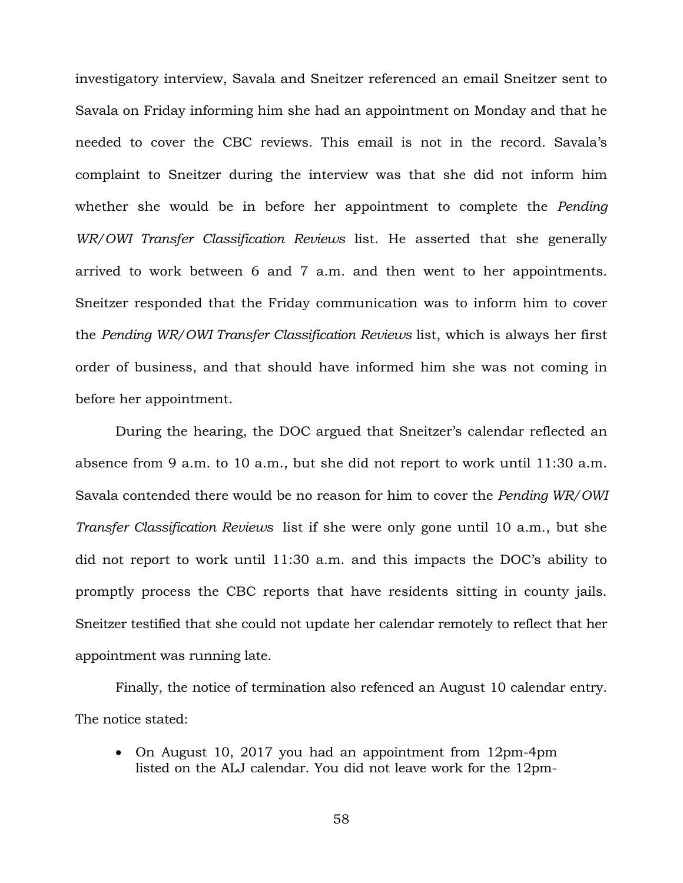investigatory interview, Savala and Sneitzer referenced an email Sneitzer sent to Savala on Friday informing him she had an appointment on Monday and that he needed to cover the CBC reviews. This email is not in the record. Savala's complaint to Sneitzer during the interview was that she did not inform him whether she would be in before her appointment to complete the *Pending WR/OWI Transfer Classification Reviews* list. He asserted that she generally arrived to work between 6 and 7 a.m. and then went to her appointments. Sneitzer responded that the Friday communication was to inform him to cover the *Pending WR/OWI Transfer Classification Reviews* list, which is always her first order of business, and that should have informed him she was not coming in before her appointment.

During the hearing, the DOC argued that Sneitzer's calendar reflected an absence from 9 a.m. to 10 a.m., but she did not report to work until 11:30 a.m. Savala contended there would be no reason for him to cover the *Pending WR/OWI Transfer Classification Reviews* list if she were only gone until 10 a.m., but she did not report to work until 11:30 a.m. and this impacts the DOC's ability to promptly process the CBC reports that have residents sitting in county jails. Sneitzer testified that she could not update her calendar remotely to reflect that her appointment was running late.

Finally, the notice of termination also refenced an August 10 calendar entry. The notice stated:

- On August 10, 2017 you had an appointment from 12pm-4pm listed on the ALJ calendar. You did not leave work for the 12pm-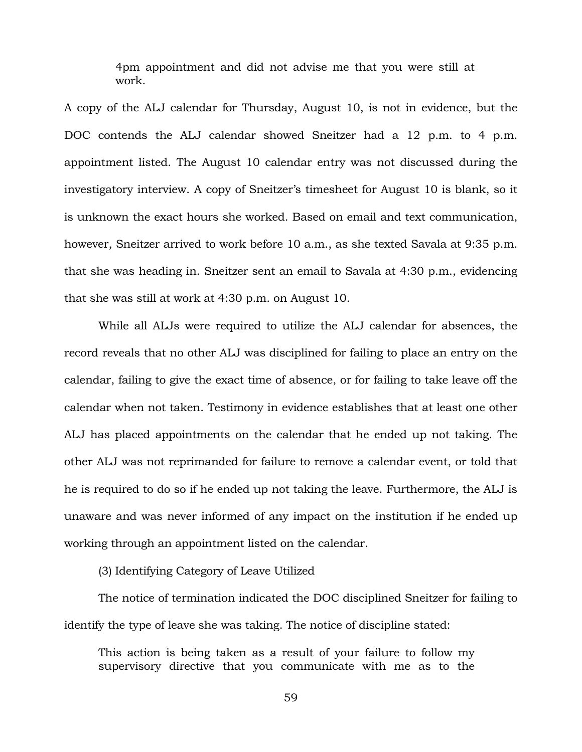> 4pm appointment and did not advise me that you were still at work.

A copy of the ALJ calendar for Thursday, August 10, is not in evidence, but the DOC contends the ALJ calendar showed Sneitzer had a 12 p.m. to 4 p.m. appointment listed. The August 10 calendar entry was not discussed during the investigatory interview. A copy of Sneitzer's timesheet for August 10 is blank, so it is unknown the exact hours she worked. Based on email and text communication, however, Sneitzer arrived to work before 10 a.m., as she texted Savala at 9:35 p.m. that she was heading in. Sneitzer sent an email to Savala at 4:30 p.m., evidencing that she was still at work at 4:30 p.m. on August 10.

While all ALJs were required to utilize the ALJ calendar for absences, the record reveals that no other ALJ was disciplined for failing to place an entry on the calendar, failing to give the exact time of absence, or for failing to take leave off the calendar when not taken. Testimony in evidence establishes that at least one other ALJ has placed appointments on the calendar that he ended up not taking. The other ALJ was not reprimanded for failure to remove a calendar event, or told that he is required to do so if he ended up not taking the leave. Furthermore, the ALJ is unaware and was never informed of any impact on the institution if he ended up working through an appointment listed on the calendar.

(3) Identifying Category of Leave Utilized

The notice of termination indicated the DOC disciplined Sneitzer for failing to identify the type of leave she was taking. The notice of discipline stated:

> This action is being taken as a result of your failure to follow my supervisory directive that you communicate with me as to the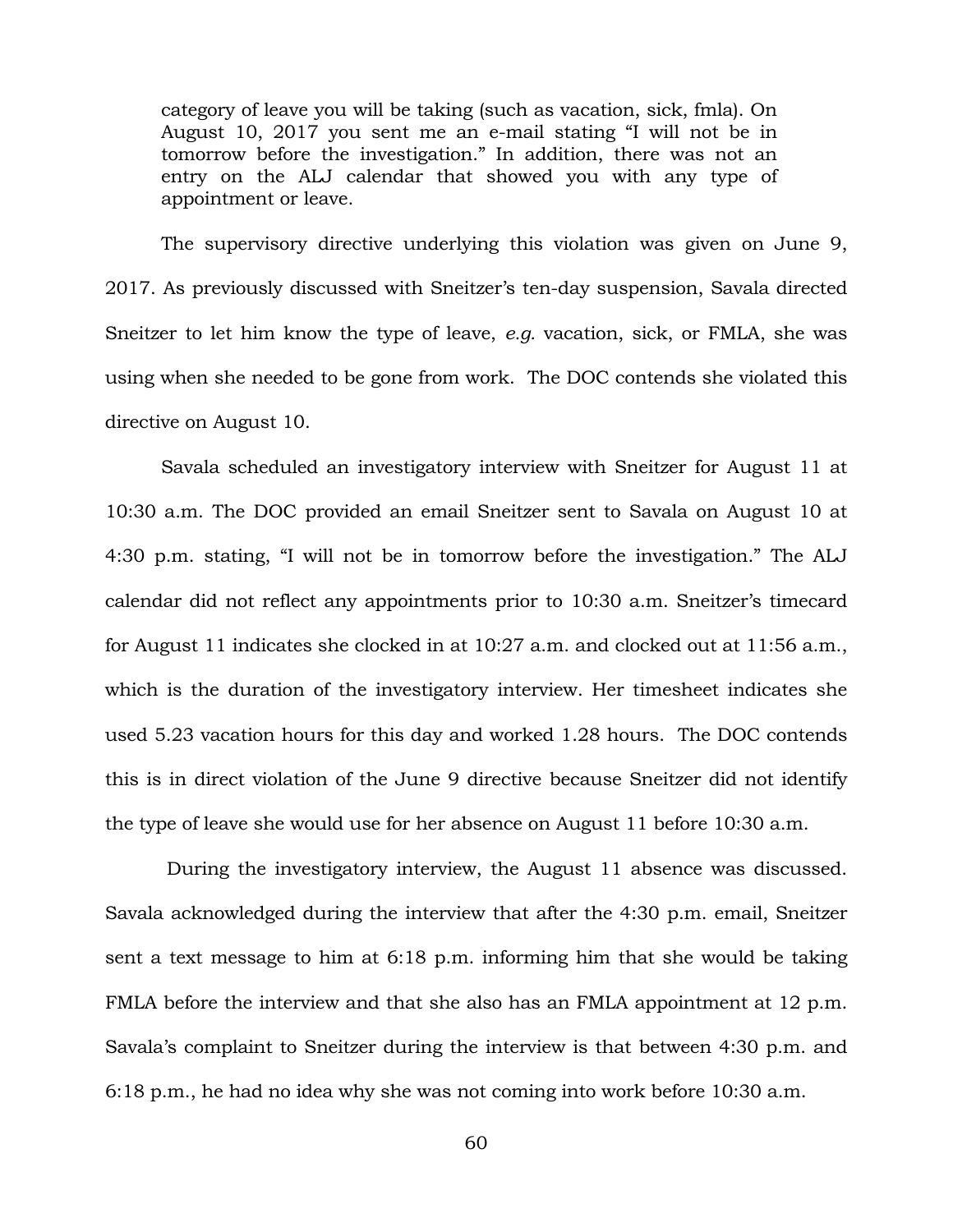> category of leave you will be taking (such as vacation, sick, fmla). On August 10, 2017 you sent me an e-mail stating "I will not be in tomorrow before the investigation." In addition, there was not an entry on the ALJ calendar that showed you with any type of appointment or leave.

The supervisory directive underlying this violation was given on June 9, 2017. As previously discussed with Sneitzer's ten-day suspension, Savala directed Sneitzer to let him know the type of leave, *e.g.* vacation, sick, or FMLA, she was using when she needed to be gone from work. The DOC contends she violated this directive on August 10.

Savala scheduled an investigatory interview with Sneitzer for August 11 at 10:30 a.m. The DOC provided an email Sneitzer sent to Savala on August 10 at 4:30 p.m. stating, "I will not be in tomorrow before the investigation." The ALJ calendar did not reflect any appointments prior to 10:30 a.m. Sneitzer's timecard for August 11 indicates she clocked in at 10:27 a.m. and clocked out at 11:56 a.m., which is the duration of the investigatory interview. Her timesheet indicates she used 5.23 vacation hours for this day and worked 1.28 hours. The DOC contends this is in direct violation of the June 9 directive because Sneitzer did not identify the type of leave she would use for her absence on August 11 before 10:30 a.m.

During the investigatory interview, the August 11 absence was discussed. Savala acknowledged during the interview that after the 4:30 p.m. email, Sneitzer sent a text message to him at 6:18 p.m. informing him that she would be taking FMLA before the interview and that she also has an FMLA appointment at 12 p.m. Savala's complaint to Sneitzer during the interview is that between 4:30 p.m. and 6:18 p.m., he had no idea why she was not coming into work before 10:30 a.m.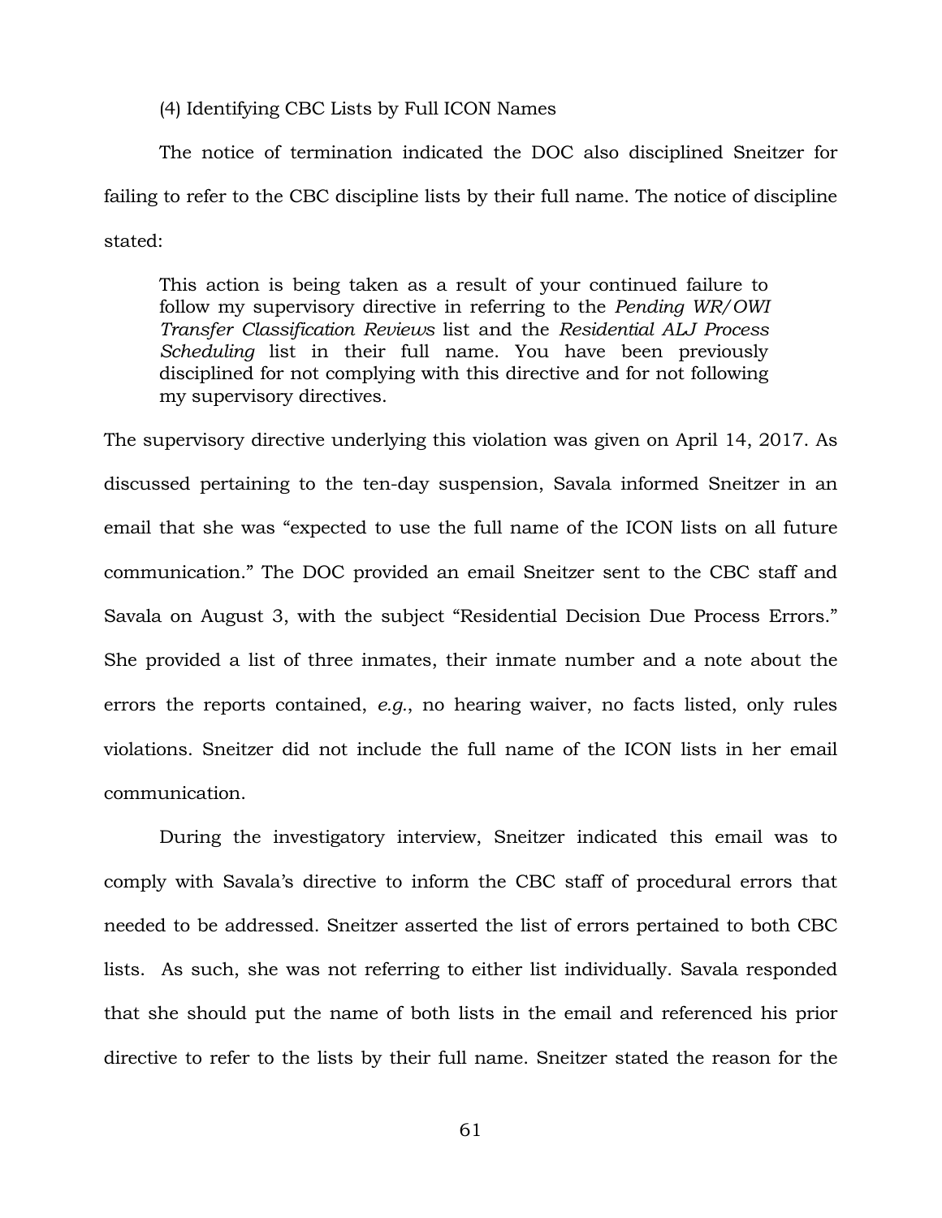(4) Identifying CBC Lists by Full ICON Names

The notice of termination indicated the DOC also disciplined Sneitzer for failing to refer to the CBC discipline lists by their full name. The notice of discipline stated:

> This action is being taken as a result of your continued failure to follow my supervisory directive in referring to the *Pending WR/OWI Transfer Classification Reviews* list and the *Residential ALJ Process Scheduling* list in their full name. You have been previously disciplined for not complying with this directive and for not following my supervisory directives.

The supervisory directive underlying this violation was given on April 14, 2017. As discussed pertaining to the ten-day suspension, Savala informed Sneitzer in an email that she was "expected to use the full name of the ICON lists on all future communication." The DOC provided an email Sneitzer sent to the CBC staff and Savala on August 3, with the subject "Residential Decision Due Process Errors." She provided a list of three inmates, their inmate number and a note about the errors the reports contained, *e.g.*, no hearing waiver, no facts listed, only rules violations. Sneitzer did not include the full name of the ICON lists in her email communication.

During the investigatory interview, Sneitzer indicated this email was to comply with Savala's directive to inform the CBC staff of procedural errors that needed to be addressed. Sneitzer asserted the list of errors pertained to both CBC lists. As such, she was not referring to either list individually. Savala responded that she should put the name of both lists in the email and referenced his prior directive to refer to the lists by their full name. Sneitzer stated the reason for the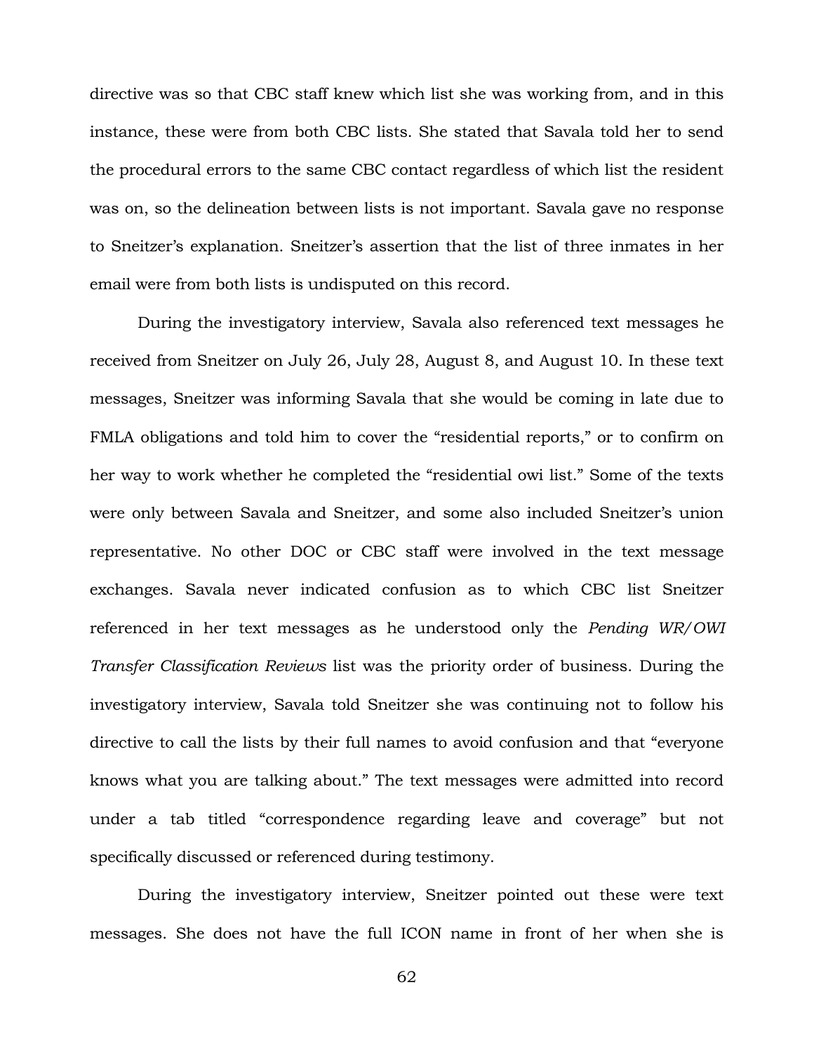directive was so that CBC staff knew which list she was working from, and in this instance, these were from both CBC lists. She stated that Savala told her to send the procedural errors to the same CBC contact regardless of which list the resident was on, so the delineation between lists is not important. Savala gave no response to Sneitzer's explanation. Sneitzer's assertion that the list of three inmates in her email were from both lists is undisputed on this record.

During the investigatory interview, Savala also referenced text messages he received from Sneitzer on July 26, July 28, August 8, and August 10. In these text messages, Sneitzer was informing Savala that she would be coming in late due to FMLA obligations and told him to cover the "residential reports," or to confirm on her way to work whether he completed the "residential owi list." Some of the texts were only between Savala and Sneitzer, and some also included Sneitzer's union representative. No other DOC or CBC staff were involved in the text message exchanges. Savala never indicated confusion as to which CBC list Sneitzer referenced in her text messages as he understood only the *Pending WR/OWI Transfer Classification Reviews* list was the priority order of business. During the investigatory interview, Savala told Sneitzer she was continuing not to follow his directive to call the lists by their full names to avoid confusion and that "everyone knows what you are talking about." The text messages were admitted into record under a tab titled "correspondence regarding leave and coverage" but not specifically discussed or referenced during testimony.

During the investigatory interview, Sneitzer pointed out these were text messages. She does not have the full ICON name in front of her when she is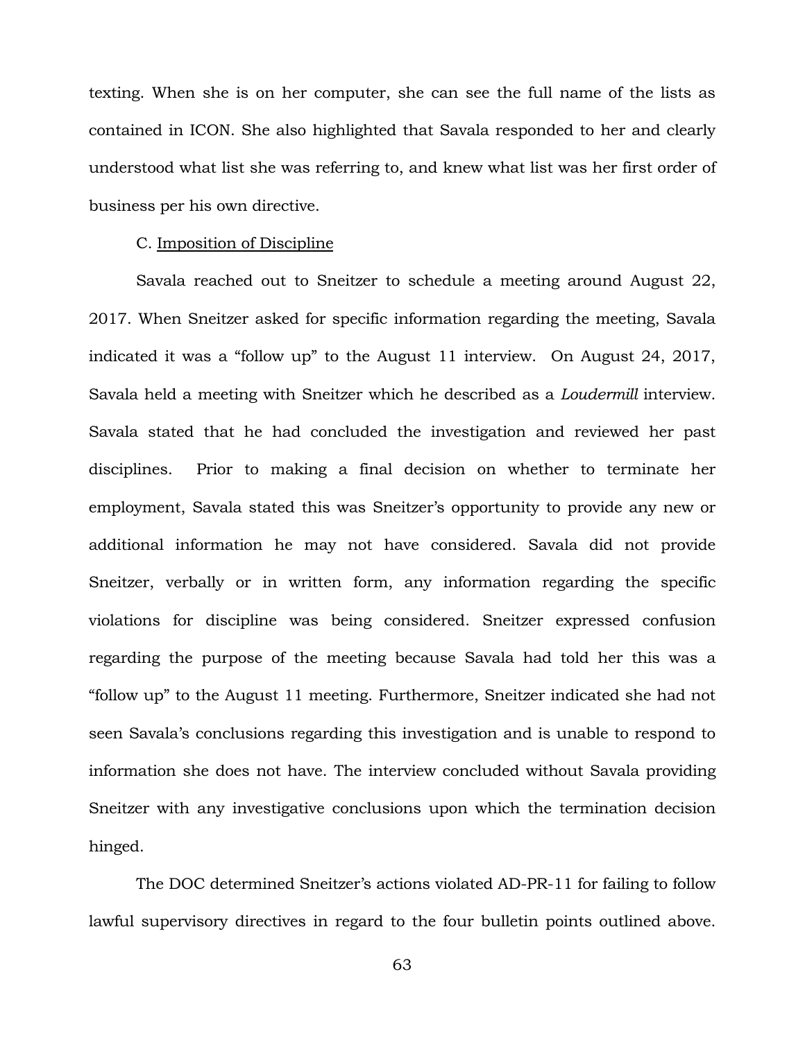texting. When she is on her computer, she can see the full name of the lists as contained in ICON. She also highlighted that Savala responded to her and clearly understood what list she was referring to, and knew what list was her first order of business per his own directive.

C. Imposition of Discipline

Savala reached out to Sneitzer to schedule a meeting around August 22, 2017. When Sneitzer asked for specific information regarding the meeting, Savala indicated it was a "follow up" to the August 11 interview. On August 24, 2017, Savala held a meeting with Sneitzer which he described as a *Loudermill* interview. Savala stated that he had concluded the investigation and reviewed her past disciplines. Prior to making a final decision on whether to terminate her employment, Savala stated this was Sneitzer's opportunity to provide any new or additional information he may not have considered. Savala did not provide Sneitzer, verbally or in written form, any information regarding the specific violations for discipline was being considered. Sneitzer expressed confusion regarding the purpose of the meeting because Savala had told her this was a "follow up" to the August 11 meeting. Furthermore, Sneitzer indicated she had not seen Savala's conclusions regarding this investigation and is unable to respond to information she does not have. The interview concluded without Savala providing Sneitzer with any investigative conclusions upon which the termination decision hinged.

The DOC determined Sneitzer's actions violated AD-PR-11 for failing to follow lawful supervisory directives in regard to the four bulletin points outlined above.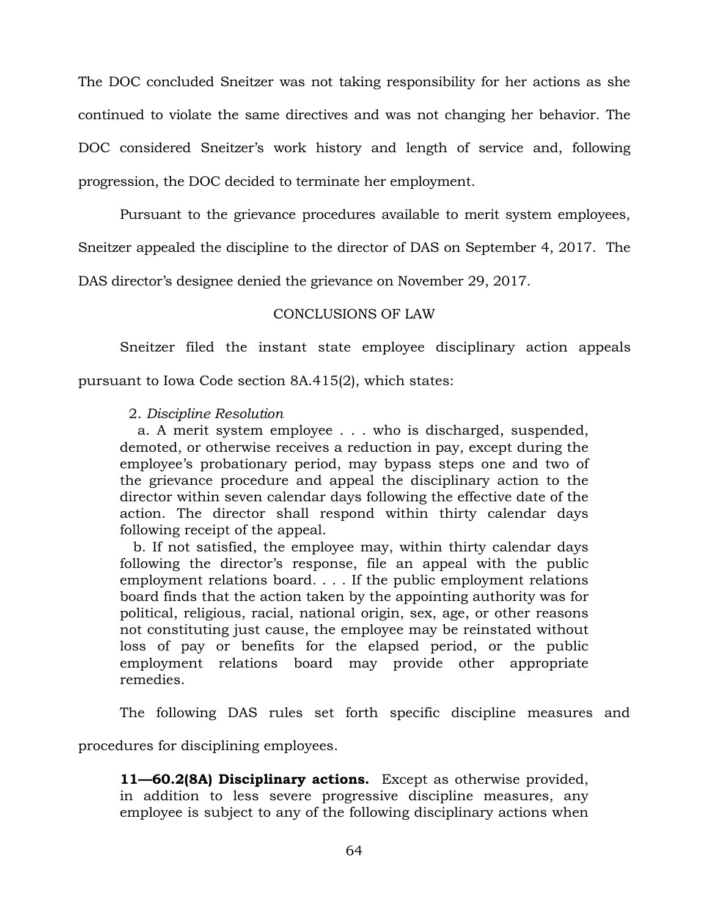The DOC concluded Sneitzer was not taking responsibility for her actions as she continued to violate the same directives and was not changing her behavior. The DOC considered Sneitzer's work history and length of service and, following progression, the DOC decided to terminate her employment.

Pursuant to the grievance procedures available to merit system employees, Sneitzer appealed the discipline to the director of DAS on September 4, 2017. The DAS director's designee denied the grievance on November 29, 2017.

## CONCLUSIONS OF LAW

Sneitzer filed the instant state employee disciplinary action appeals pursuant to Iowa Code section 8A.415(2), which states:

> 2. *Discipline Resolution*
>
> a. A merit system employee . . . who is discharged, suspended, demoted, or otherwise receives a reduction in pay, except during the employee's probationary period, may bypass steps one and two of the grievance procedure and appeal the disciplinary action to the director within seven calendar days following the effective date of the action. The director shall respond within thirty calendar days following receipt of the appeal.
>
> b. If not satisfied, the employee may, within thirty calendar days following the director's response, file an appeal with the public employment relations board. . . . If the public employment relations board finds that the action taken by the appointing authority was for political, religious, racial, national origin, sex, age, or other reasons not constituting just cause, the employee may be reinstated without loss of pay or benefits for the elapsed period, or the public employment relations board may provide other appropriate remedies.

The following DAS rules set forth specific discipline measures and procedures for disciplining employees.

> **11—60.2(8A) Disciplinary actions.** Except as otherwise provided, in addition to less severe progressive discipline measures, any employee is subject to any of the following disciplinary actions when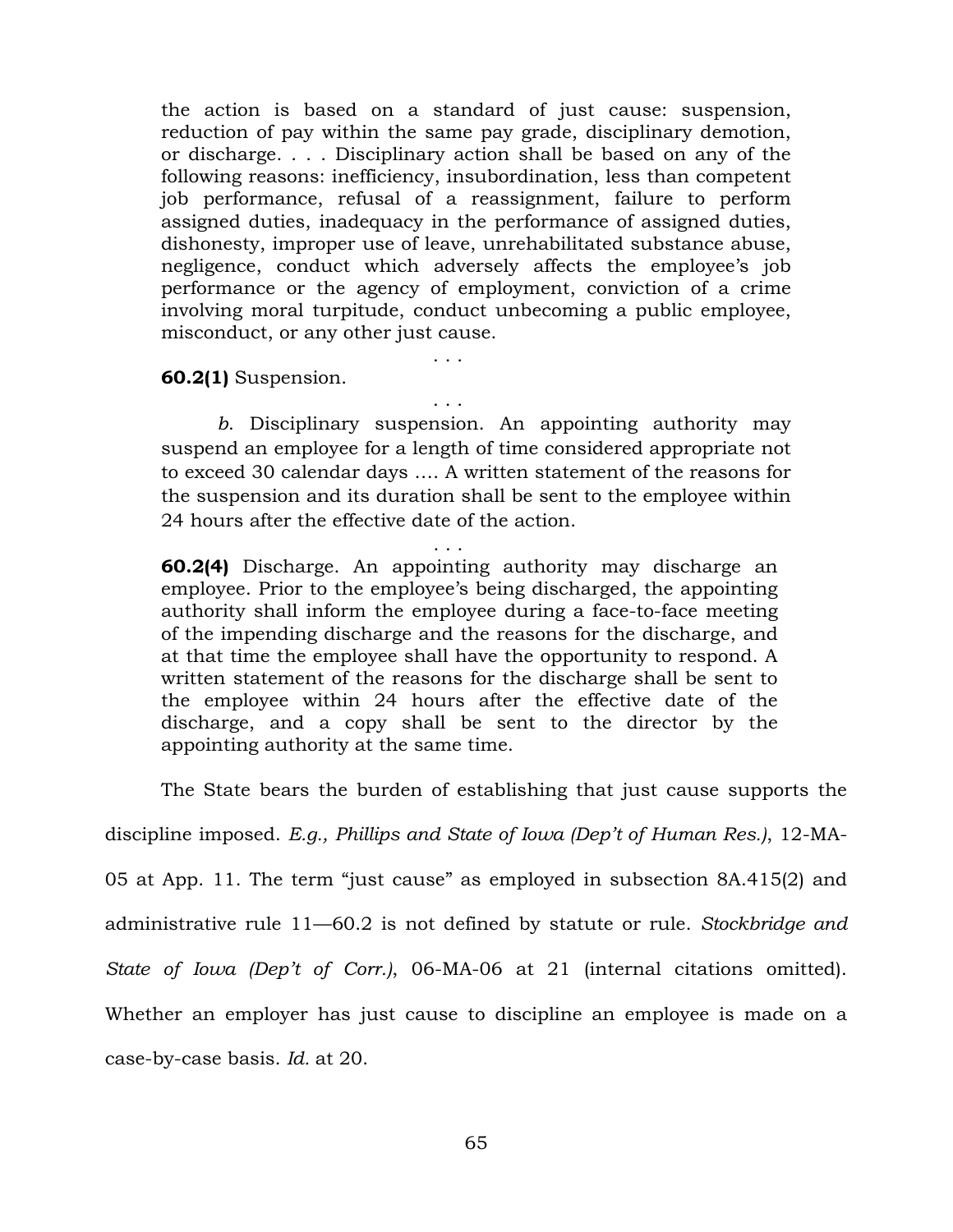> the action is based on a standard of just cause: suspension, reduction of pay within the same pay grade, disciplinary demotion, or discharge. . . . Disciplinary action shall be based on any of the following reasons: inefficiency, insubordination, less than competent job performance, refusal of a reassignment, failure to perform assigned duties, inadequacy in the performance of assigned duties, dishonesty, improper use of leave, unrehabilitated substance abuse, negligence, conduct which adversely affects the employee's job performance or the agency of employment, conviction of a crime involving moral turpitude, conduct unbecoming a public employee, misconduct, or any other just cause.
>
> . . .
>
> **60.2(1)** Suspension.
>
> . . .
>
> *b*. Disciplinary suspension. An appointing authority may suspend an employee for a length of time considered appropriate not to exceed 30 calendar days …. A written statement of the reasons for the suspension and its duration shall be sent to the employee within 24 hours after the effective date of the action.
>
> . . .
>
> **60.2(4)** Discharge. An appointing authority may discharge an employee. Prior to the employee's being discharged, the appointing authority shall inform the employee during a face-to-face meeting of the impending discharge and the reasons for the discharge, and at that time the employee shall have the opportunity to respond. A written statement of the reasons for the discharge shall be sent to the employee within 24 hours after the effective date of the discharge, and a copy shall be sent to the director by the appointing authority at the same time.

The State bears the burden of establishing that just cause supports the discipline imposed. *E.g., Phillips and State of Iowa (Dep't of Human Res.)*, 12-MA-05 at App. 11. The term "just cause" as employed in subsection 8A.415(2) and administrative rule 11—60.2 is not defined by statute or rule. *Stockbridge and State of Iowa (Dep't of Corr.)*, 06-MA-06 at 21 (internal citations omitted). Whether an employer has just cause to discipline an employee is made on a case-by-case basis. *Id.* at 20.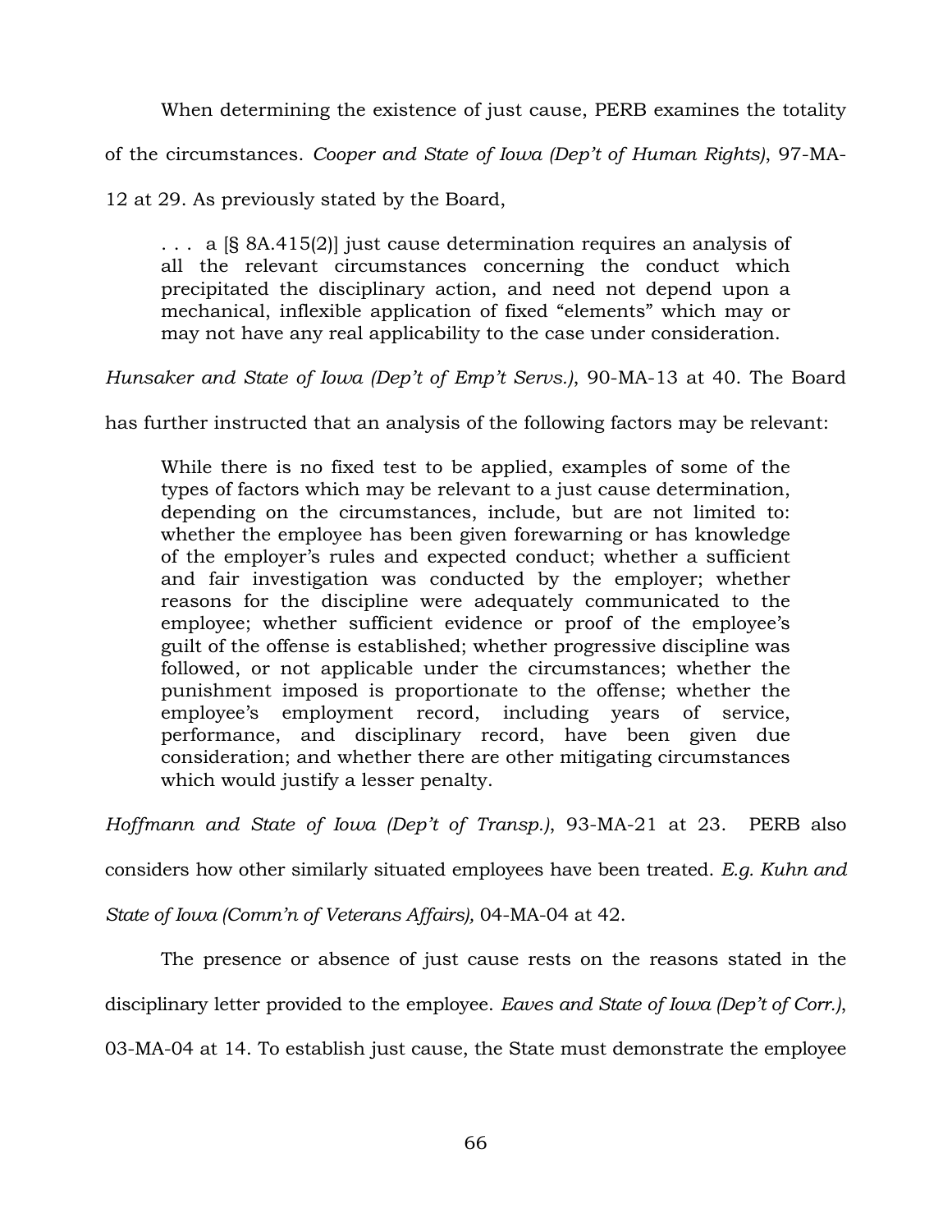When determining the existence of just cause, PERB examines the totality of the circumstances. *Cooper and State of Iowa (Dep't of Human Rights)*, 97-MA-12 at 29. As previously stated by the Board,

> . . . a [§ 8A.415(2)] just cause determination requires an analysis of all the relevant circumstances concerning the conduct which precipitated the disciplinary action, and need not depend upon a mechanical, inflexible application of fixed "elements" which may or may not have any real applicability to the case under consideration.

*Hunsaker and State of Iowa (Dep't of Emp't Servs.)*, 90-MA-13 at 40. The Board has further instructed that an analysis of the following factors may be relevant:

> While there is no fixed test to be applied, examples of some of the types of factors which may be relevant to a just cause determination, depending on the circumstances, include, but are not limited to: whether the employee has been given forewarning or has knowledge of the employer's rules and expected conduct; whether a sufficient and fair investigation was conducted by the employer; whether reasons for the discipline were adequately communicated to the employee; whether sufficient evidence or proof of the employee's guilt of the offense is established; whether progressive discipline was followed, or not applicable under the circumstances; whether the punishment imposed is proportionate to the offense; whether the employee's employment record, including years of service, performance, and disciplinary record, have been given due consideration; and whether there are other mitigating circumstances which would justify a lesser penalty.

*Hoffmann and State of Iowa (Dep't of Transp.)*, 93-MA-21 at 23. PERB also considers how other similarly situated employees have been treated. *E.g. Kuhn and State of Iowa (Comm'n of Veterans Affairs),* 04-MA-04 at 42.

The presence or absence of just cause rests on the reasons stated in the disciplinary letter provided to the employee. *Eaves and State of Iowa (Dep't of Corr.)*, 03-MA-04 at 14. To establish just cause, the State must demonstrate the employee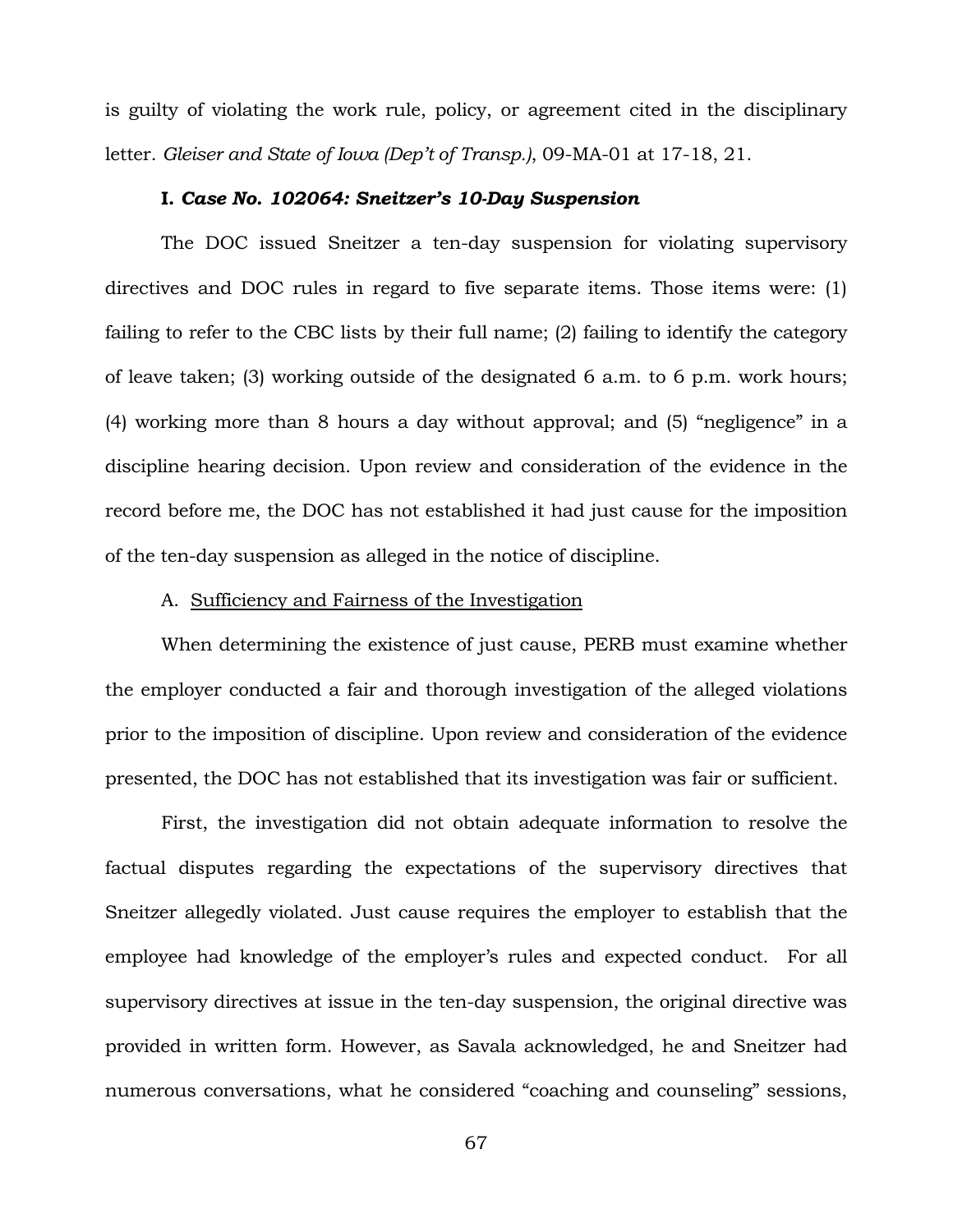is guilty of violating the work rule, policy, or agreement cited in the disciplinary letter. *Gleiser and State of Iowa (Dep't of Transp.)*, 09-MA-01 at 17-18, 21.

### I. *Case No. 102064: Sneitzer's 10-Day Suspension*

The DOC issued Sneitzer a ten-day suspension for violating supervisory directives and DOC rules in regard to five separate items. Those items were: (1) failing to refer to the CBC lists by their full name; (2) failing to identify the category of leave taken; (3) working outside of the designated 6 a.m. to 6 p.m. work hours; (4) working more than 8 hours a day without approval; and (5) "negligence" in a discipline hearing decision. Upon review and consideration of the evidence in the record before me, the DOC has not established it had just cause for the imposition of the ten-day suspension as alleged in the notice of discipline.

#### A. Sufficiency and Fairness of the Investigation

When determining the existence of just cause, PERB must examine whether the employer conducted a fair and thorough investigation of the alleged violations prior to the imposition of discipline. Upon review and consideration of the evidence presented, the DOC has not established that its investigation was fair or sufficient.

First, the investigation did not obtain adequate information to resolve the factual disputes regarding the expectations of the supervisory directives that Sneitzer allegedly violated. Just cause requires the employer to establish that the employee had knowledge of the employer's rules and expected conduct. For all supervisory directives at issue in the ten-day suspension, the original directive was provided in written form. However, as Savala acknowledged, he and Sneitzer had numerous conversations, what he considered "coaching and counseling" sessions,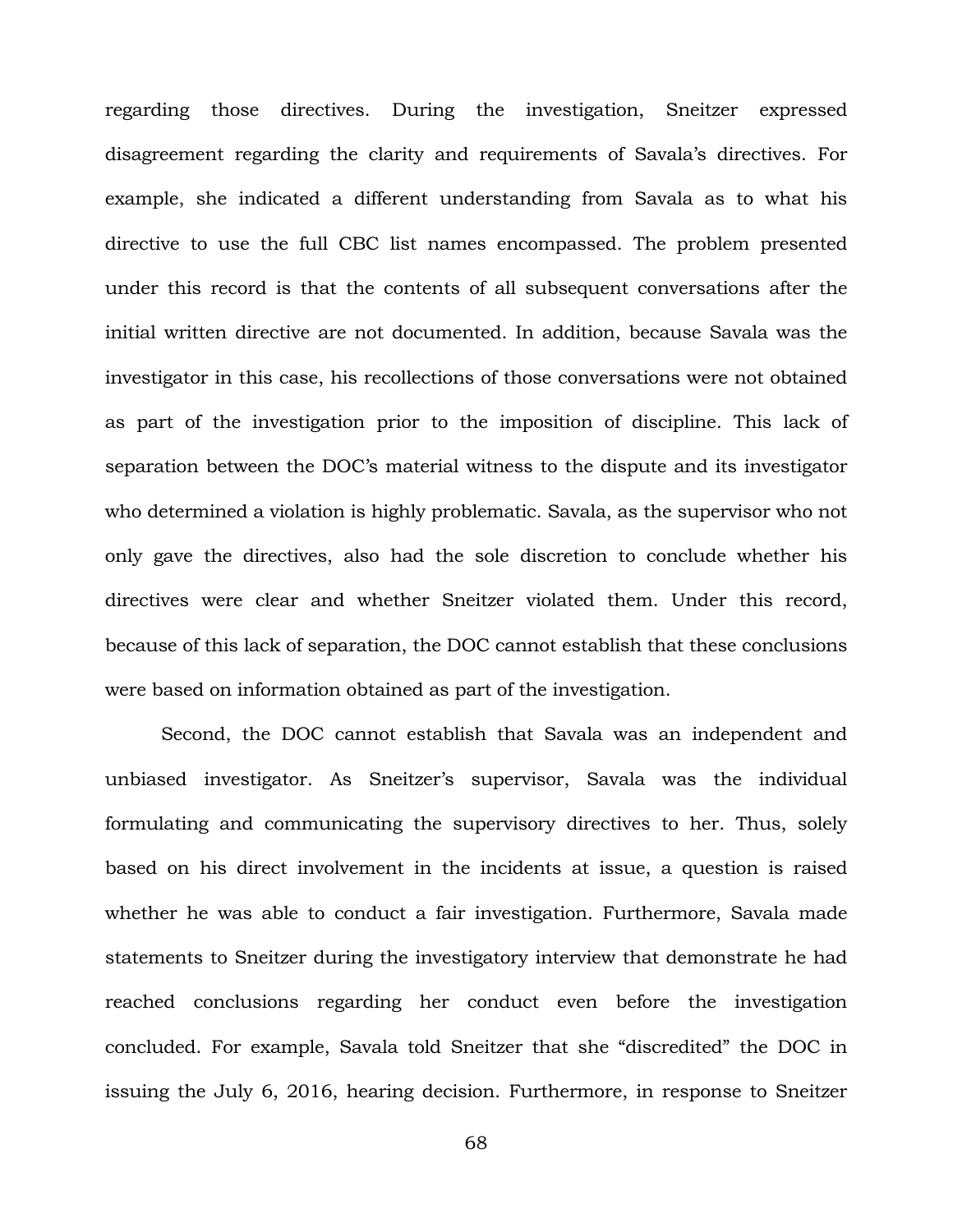regarding those directives. During the investigation, Sneitzer expressed disagreement regarding the clarity and requirements of Savala's directives. For example, she indicated a different understanding from Savala as to what his directive to use the full CBC list names encompassed. The problem presented under this record is that the contents of all subsequent conversations after the initial written directive are not documented. In addition, because Savala was the investigator in this case, his recollections of those conversations were not obtained as part of the investigation prior to the imposition of discipline. This lack of separation between the DOC's material witness to the dispute and its investigator who determined a violation is highly problematic. Savala, as the supervisor who not only gave the directives, also had the sole discretion to conclude whether his directives were clear and whether Sneitzer violated them. Under this record, because of this lack of separation, the DOC cannot establish that these conclusions were based on information obtained as part of the investigation.

Second, the DOC cannot establish that Savala was an independent and unbiased investigator. As Sneitzer's supervisor, Savala was the individual formulating and communicating the supervisory directives to her. Thus, solely based on his direct involvement in the incidents at issue, a question is raised whether he was able to conduct a fair investigation. Furthermore, Savala made statements to Sneitzer during the investigatory interview that demonstrate he had reached conclusions regarding her conduct even before the investigation concluded. For example, Savala told Sneitzer that she "discredited" the DOC in issuing the July 6, 2016, hearing decision. Furthermore, in response to Sneitzer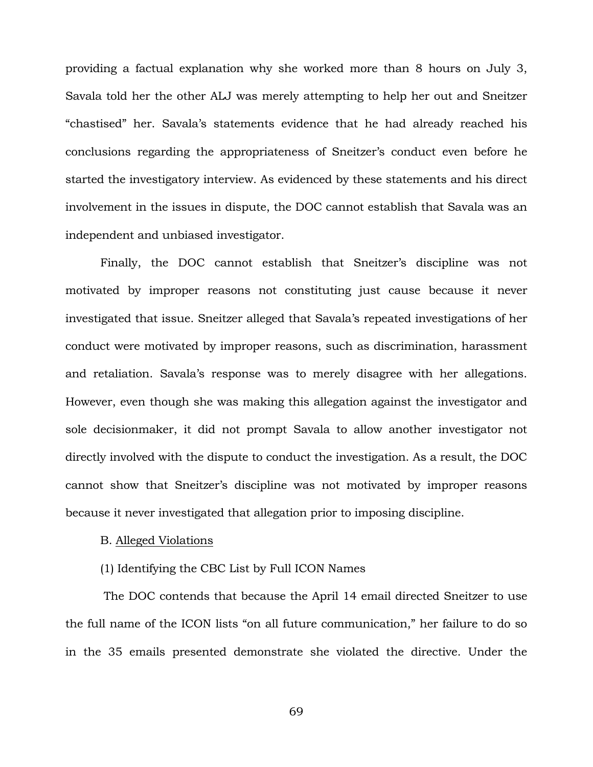providing a factual explanation why she worked more than 8 hours on July 3, Savala told her the other ALJ was merely attempting to help her out and Sneitzer "chastised" her. Savala's statements evidence that he had already reached his conclusions regarding the appropriateness of Sneitzer's conduct even before he started the investigatory interview. As evidenced by these statements and his direct involvement in the issues in dispute, the DOC cannot establish that Savala was an independent and unbiased investigator.

Finally, the DOC cannot establish that Sneitzer's discipline was not motivated by improper reasons not constituting just cause because it never investigated that issue. Sneitzer alleged that Savala's repeated investigations of her conduct were motivated by improper reasons, such as discrimination, harassment and retaliation. Savala's response was to merely disagree with her allegations. However, even though she was making this allegation against the investigator and sole decisionmaker, it did not prompt Savala to allow another investigator not directly involved with the dispute to conduct the investigation. As a result, the DOC cannot show that Sneitzer's discipline was not motivated by improper reasons because it never investigated that allegation prior to imposing discipline.

B. <u>Alleged Violations</u>

(1) Identifying the CBC List by Full ICON Names

The DOC contends that because the April 14 email directed Sneitzer to use the full name of the ICON lists "on all future communication," her failure to do so in the 35 emails presented demonstrate she violated the directive. Under the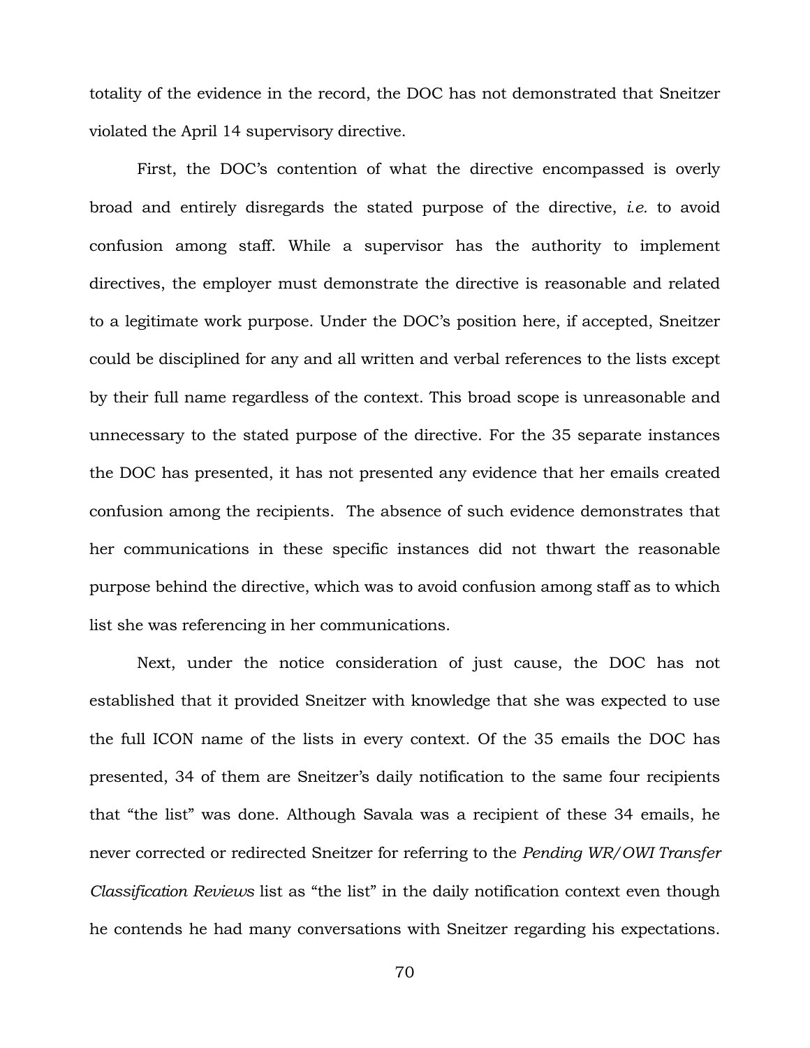totality of the evidence in the record, the DOC has not demonstrated that Sneitzer violated the April 14 supervisory directive.

First, the DOC's contention of what the directive encompassed is overly broad and entirely disregards the stated purpose of the directive, *i.e.* to avoid confusion among staff. While a supervisor has the authority to implement directives, the employer must demonstrate the directive is reasonable and related to a legitimate work purpose. Under the DOC's position here, if accepted, Sneitzer could be disciplined for any and all written and verbal references to the lists except by their full name regardless of the context. This broad scope is unreasonable and unnecessary to the stated purpose of the directive. For the 35 separate instances the DOC has presented, it has not presented any evidence that her emails created confusion among the recipients. The absence of such evidence demonstrates that her communications in these specific instances did not thwart the reasonable purpose behind the directive, which was to avoid confusion among staff as to which list she was referencing in her communications.

Next, under the notice consideration of just cause, the DOC has not established that it provided Sneitzer with knowledge that she was expected to use the full ICON name of the lists in every context. Of the 35 emails the DOC has presented, 34 of them are Sneitzer's daily notification to the same four recipients that "the list" was done. Although Savala was a recipient of these 34 emails, he never corrected or redirected Sneitzer for referring to the *Pending WR/OWI Transfer Classification Reviews* list as "the list" in the daily notification context even though he contends he had many conversations with Sneitzer regarding his expectations.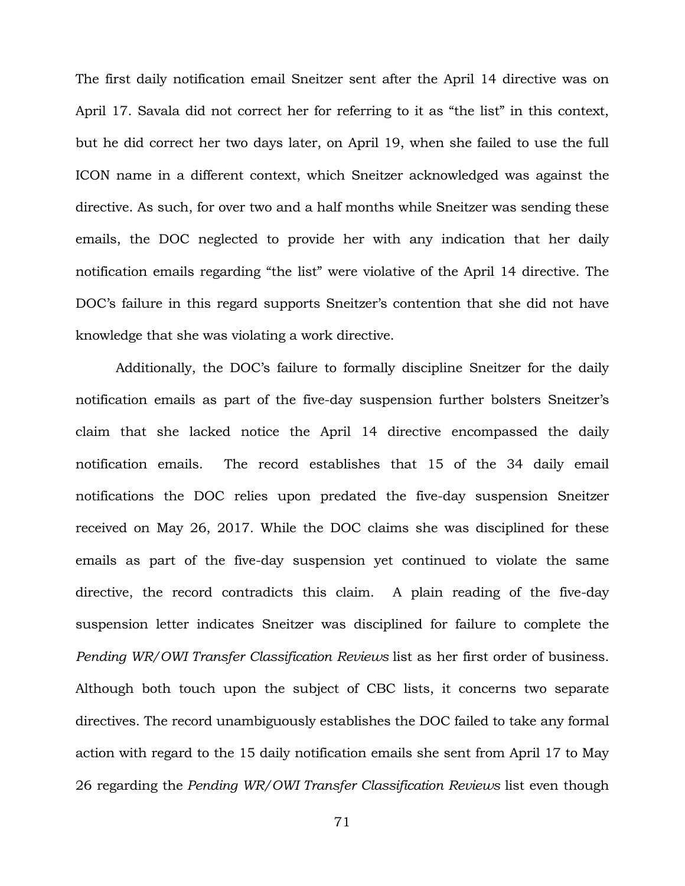The first daily notification email Sneitzer sent after the April 14 directive was on April 17. Savala did not correct her for referring to it as "the list" in this context, but he did correct her two days later, on April 19, when she failed to use the full ICON name in a different context, which Sneitzer acknowledged was against the directive. As such, for over two and a half months while Sneitzer was sending these emails, the DOC neglected to provide her with any indication that her daily notification emails regarding "the list" were violative of the April 14 directive. The DOC's failure in this regard supports Sneitzer's contention that she did not have knowledge that she was violating a work directive.

Additionally, the DOC's failure to formally discipline Sneitzer for the daily notification emails as part of the five-day suspension further bolsters Sneitzer's claim that she lacked notice the April 14 directive encompassed the daily notification emails. The record establishes that 15 of the 34 daily email notifications the DOC relies upon predated the five-day suspension Sneitzer received on May 26, 2017. While the DOC claims she was disciplined for these emails as part of the five-day suspension yet continued to violate the same directive, the record contradicts this claim. A plain reading of the five-day suspension letter indicates Sneitzer was disciplined for failure to complete the *Pending WR/OWI Transfer Classification Reviews* list as her first order of business. Although both touch upon the subject of CBC lists, it concerns two separate directives. The record unambiguously establishes the DOC failed to take any formal action with regard to the 15 daily notification emails she sent from April 17 to May 26 regarding the *Pending WR/OWI Transfer Classification Reviews* list even though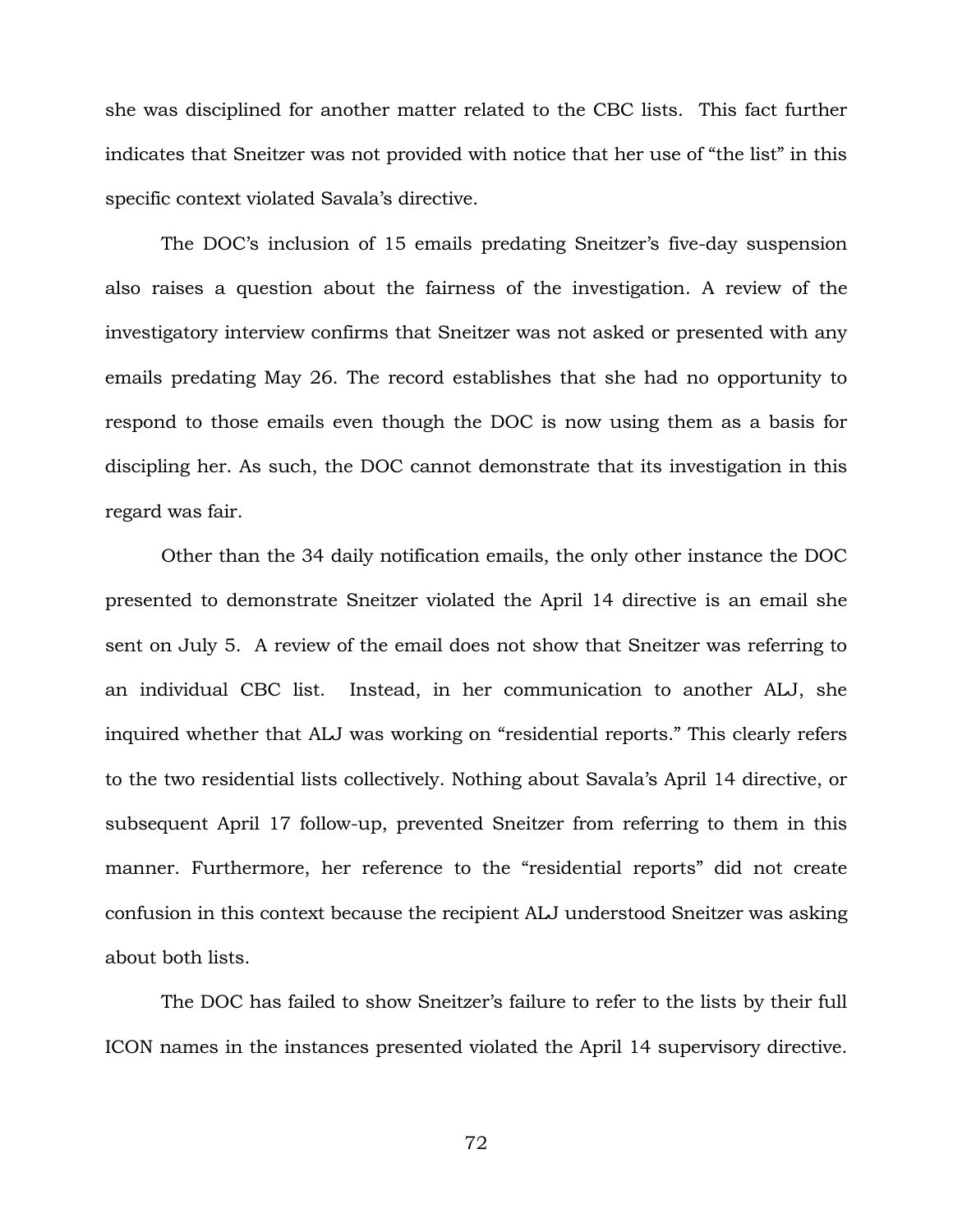she was disciplined for another matter related to the CBC lists. This fact further indicates that Sneitzer was not provided with notice that her use of "the list" in this specific context violated Savala's directive.

The DOC's inclusion of 15 emails predating Sneitzer's five-day suspension also raises a question about the fairness of the investigation. A review of the investigatory interview confirms that Sneitzer was not asked or presented with any emails predating May 26. The record establishes that she had no opportunity to respond to those emails even though the DOC is now using them as a basis for disciplining her. As such, the DOC cannot demonstrate that its investigation in this regard was fair.

Other than the 34 daily notification emails, the only other instance the DOC presented to demonstrate Sneitzer violated the April 14 directive is an email she sent on July 5. A review of the email does not show that Sneitzer was referring to an individual CBC list. Instead, in her communication to another ALJ, she inquired whether that ALJ was working on "residential reports." This clearly refers to the two residential lists collectively. Nothing about Savala's April 14 directive, or subsequent April 17 follow-up, prevented Sneitzer from referring to them in this manner. Furthermore, her reference to the "residential reports" did not create confusion in this context because the recipient ALJ understood Sneitzer was asking about both lists.

The DOC has failed to show Sneitzer's failure to refer to the lists by their full ICON names in the instances presented violated the April 14 supervisory directive.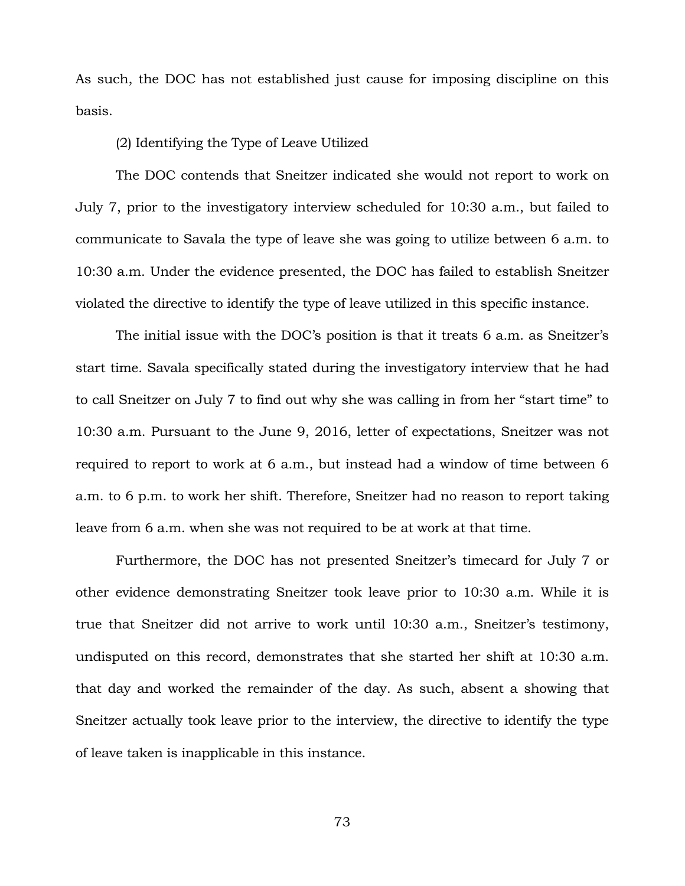As such, the DOC has not established just cause for imposing discipline on this basis.

(2) Identifying the Type of Leave Utilized

The DOC contends that Sneitzer indicated she would not report to work on July 7, prior to the investigatory interview scheduled for 10:30 a.m., but failed to communicate to Savala the type of leave she was going to utilize between 6 a.m. to 10:30 a.m. Under the evidence presented, the DOC has failed to establish Sneitzer violated the directive to identify the type of leave utilized in this specific instance.

The initial issue with the DOC's position is that it treats 6 a.m. as Sneitzer's start time. Savala specifically stated during the investigatory interview that he had to call Sneitzer on July 7 to find out why she was calling in from her "start time" to 10:30 a.m. Pursuant to the June 9, 2016, letter of expectations, Sneitzer was not required to report to work at 6 a.m., but instead had a window of time between 6 a.m. to 6 p.m. to work her shift. Therefore, Sneitzer had no reason to report taking leave from 6 a.m. when she was not required to be at work at that time.

Furthermore, the DOC has not presented Sneitzer's timecard for July 7 or other evidence demonstrating Sneitzer took leave prior to 10:30 a.m. While it is true that Sneitzer did not arrive to work until 10:30 a.m., Sneitzer's testimony, undisputed on this record, demonstrates that she started her shift at 10:30 a.m. that day and worked the remainder of the day. As such, absent a showing that Sneitzer actually took leave prior to the interview, the directive to identify the type of leave taken is inapplicable in this instance.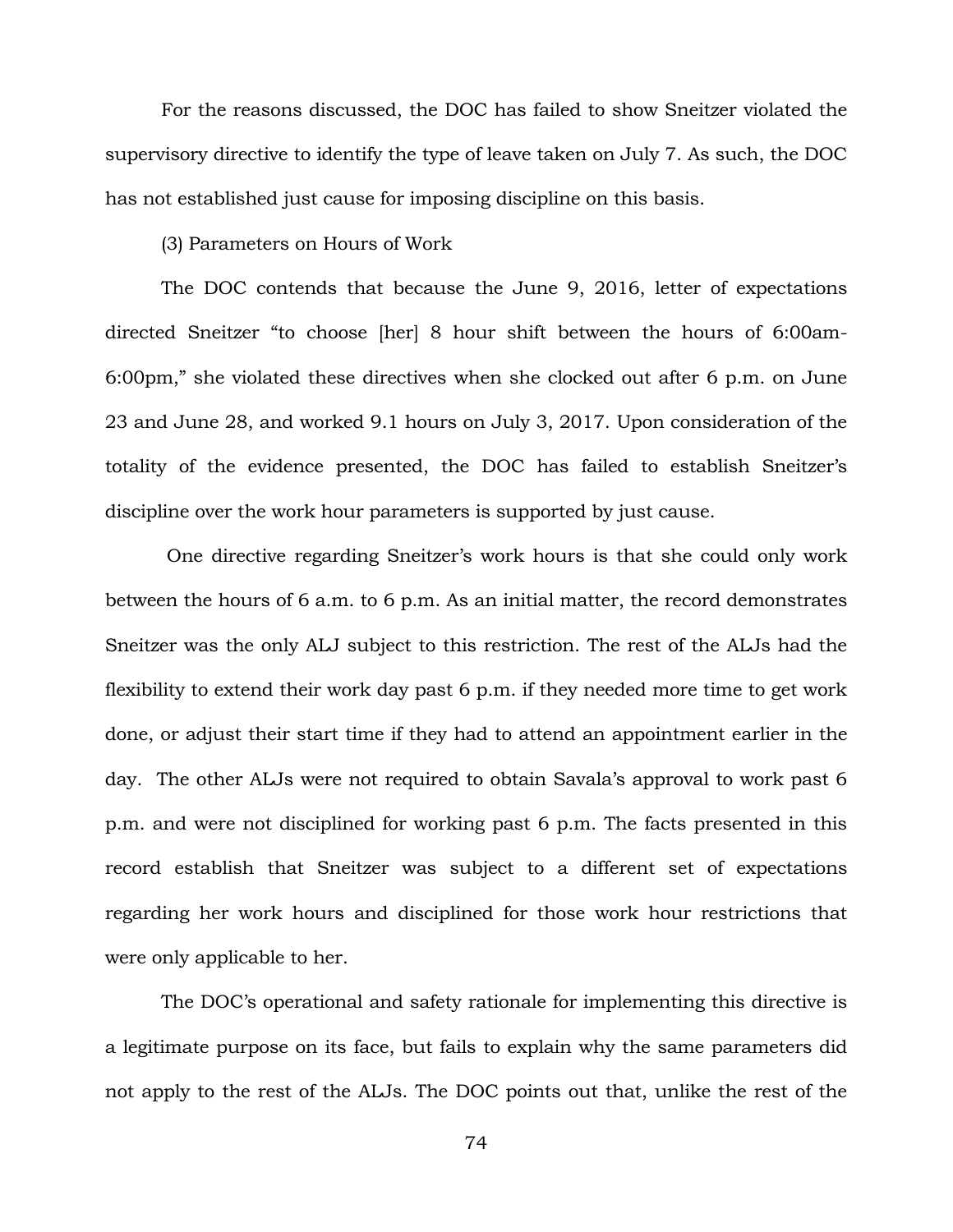For the reasons discussed, the DOC has failed to show Sneitzer violated the supervisory directive to identify the type of leave taken on July 7. As such, the DOC has not established just cause for imposing discipline on this basis.

(3) Parameters on Hours of Work

The DOC contends that because the June 9, 2016, letter of expectations directed Sneitzer "to choose [her] 8 hour shift between the hours of 6:00am-6:00pm," she violated these directives when she clocked out after 6 p.m. on June 23 and June 28, and worked 9.1 hours on July 3, 2017. Upon consideration of the totality of the evidence presented, the DOC has failed to establish Sneitzer's discipline over the work hour parameters is supported by just cause.

One directive regarding Sneitzer's work hours is that she could only work between the hours of 6 a.m. to 6 p.m. As an initial matter, the record demonstrates Sneitzer was the only ALJ subject to this restriction. The rest of the ALJs had the flexibility to extend their work day past 6 p.m. if they needed more time to get work done, or adjust their start time if they had to attend an appointment earlier in the day. The other ALJs were not required to obtain Savala's approval to work past 6 p.m. and were not disciplined for working past 6 p.m. The facts presented in this record establish that Sneitzer was subject to a different set of expectations regarding her work hours and disciplined for those work hour restrictions that were only applicable to her.

The DOC's operational and safety rationale for implementing this directive is a legitimate purpose on its face, but fails to explain why the same parameters did not apply to the rest of the ALJs. The DOC points out that, unlike the rest of the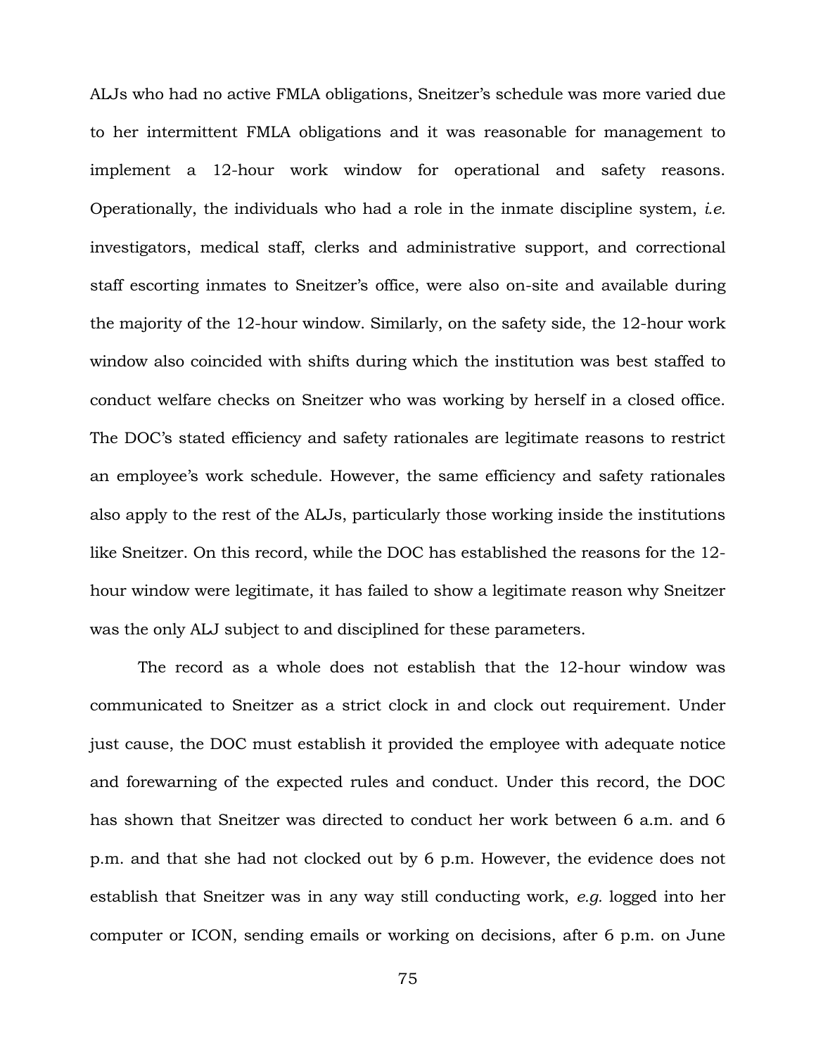ALJs who had no active FMLA obligations, Sneitzer's schedule was more varied due to her intermittent FMLA obligations and it was reasonable for management to implement a 12-hour work window for operational and safety reasons. Operationally, the individuals who had a role in the inmate discipline system, *i.e.* investigators, medical staff, clerks and administrative support, and correctional staff escorting inmates to Sneitzer's office, were also on-site and available during the majority of the 12-hour window. Similarly, on the safety side, the 12-hour work window also coincided with shifts during which the institution was best staffed to conduct welfare checks on Sneitzer who was working by herself in a closed office. The DOC's stated efficiency and safety rationales are legitimate reasons to restrict an employee's work schedule. However, the same efficiency and safety rationales also apply to the rest of the ALJs, particularly those working inside the institutions like Sneitzer. On this record, while the DOC has established the reasons for the 12-hour window were legitimate, it has failed to show a legitimate reason why Sneitzer was the only ALJ subject to and disciplined for these parameters.

The record as a whole does not establish that the 12-hour window was communicated to Sneitzer as a strict clock in and clock out requirement. Under just cause, the DOC must establish it provided the employee with adequate notice and forewarning of the expected rules and conduct. Under this record, the DOC has shown that Sneitzer was directed to conduct her work between 6 a.m. and 6 p.m. and that she had not clocked out by 6 p.m. However, the evidence does not establish that Sneitzer was in any way still conducting work, *e.g.* logged into her computer or ICON, sending emails or working on decisions, after 6 p.m. on June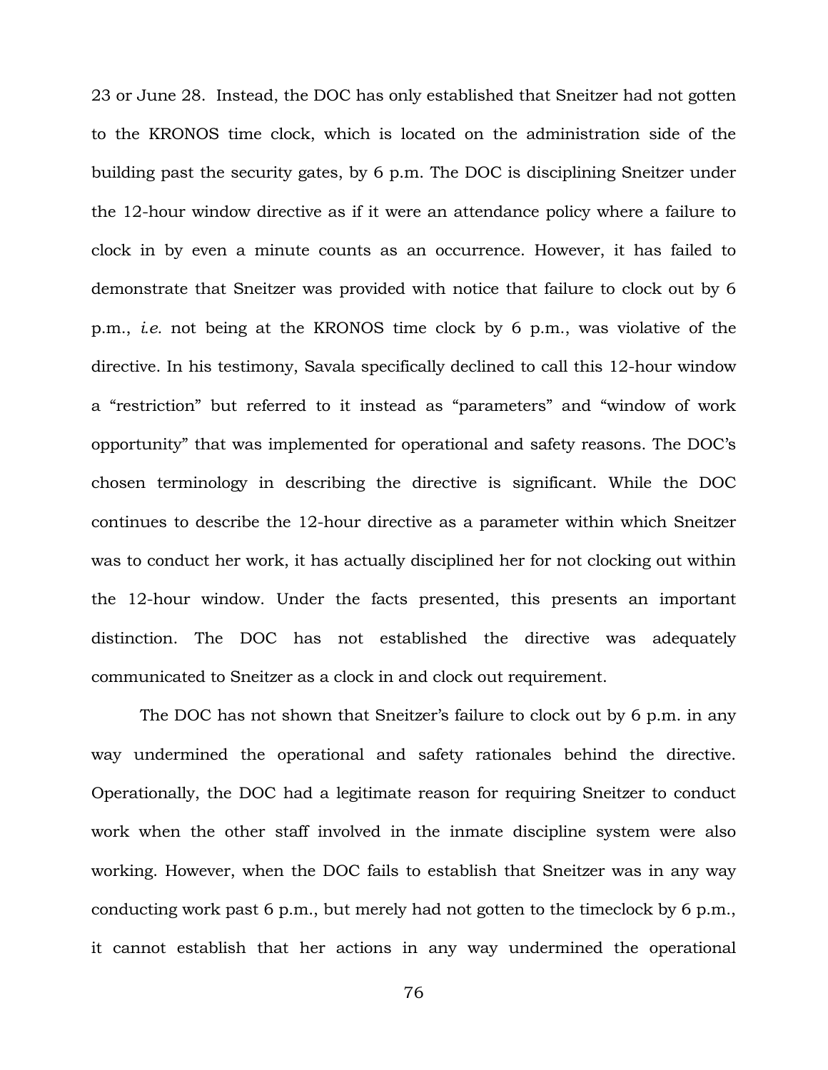23 or June 28. Instead, the DOC has only established that Sneitzer had not gotten to the KRONOS time clock, which is located on the administration side of the building past the security gates, by 6 p.m. The DOC is disciplining Sneitzer under the 12-hour window directive as if it were an attendance policy where a failure to clock in by even a minute counts as an occurrence. However, it has failed to demonstrate that Sneitzer was provided with notice that failure to clock out by 6 p.m., *i.e.* not being at the KRONOS time clock by 6 p.m., was violative of the directive. In his testimony, Savala specifically declined to call this 12-hour window a "restriction" but referred to it instead as "parameters" and "window of work opportunity" that was implemented for operational and safety reasons. The DOC's chosen terminology in describing the directive is significant. While the DOC continues to describe the 12-hour directive as a parameter within which Sneitzer was to conduct her work, it has actually disciplined her for not clocking out within the 12-hour window. Under the facts presented, this presents an important distinction. The DOC has not established the directive was adequately communicated to Sneitzer as a clock in and clock out requirement.

The DOC has not shown that Sneitzer's failure to clock out by 6 p.m. in any way undermined the operational and safety rationales behind the directive. Operationally, the DOC had a legitimate reason for requiring Sneitzer to conduct work when the other staff involved in the inmate discipline system were also working. However, when the DOC fails to establish that Sneitzer was in any way conducting work past 6 p.m., but merely had not gotten to the timeclock by 6 p.m., it cannot establish that her actions in any way undermined the operational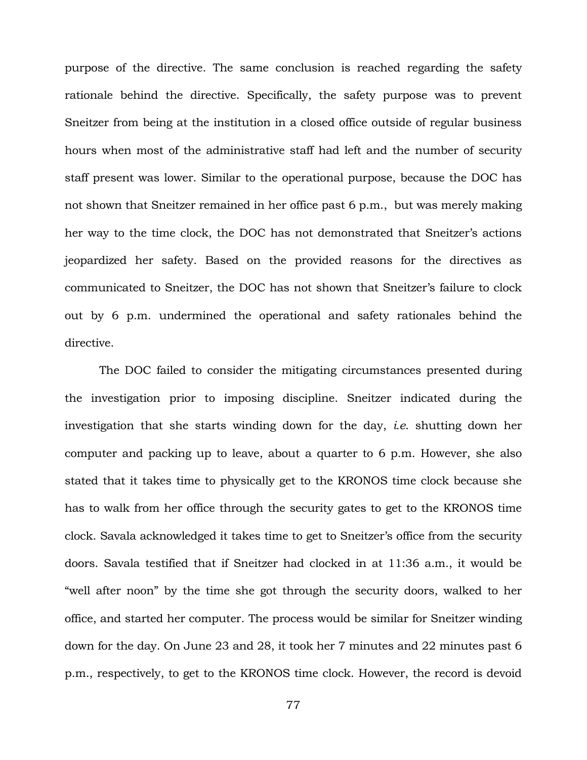purpose of the directive. The same conclusion is reached regarding the safety rationale behind the directive. Specifically, the safety purpose was to prevent Sneitzer from being at the institution in a closed office outside of regular business hours when most of the administrative staff had left and the number of security staff present was lower. Similar to the operational purpose, because the DOC has not shown that Sneitzer remained in her office past 6 p.m., but was merely making her way to the time clock, the DOC has not demonstrated that Sneitzer's actions jeopardized her safety. Based on the provided reasons for the directives as communicated to Sneitzer, the DOC has not shown that Sneitzer's failure to clock out by 6 p.m. undermined the operational and safety rationales behind the directive.

The DOC failed to consider the mitigating circumstances presented during the investigation prior to imposing discipline. Sneitzer indicated during the investigation that she starts winding down for the day, *i.e.* shutting down her computer and packing up to leave, about a quarter to 6 p.m. However, she also stated that it takes time to physically get to the KRONOS time clock because she has to walk from her office through the security gates to get to the KRONOS time clock. Savala acknowledged it takes time to get to Sneitzer's office from the security doors. Savala testified that if Sneitzer had clocked in at 11:36 a.m., it would be "well after noon" by the time she got through the security doors, walked to her office, and started her computer. The process would be similar for Sneitzer winding down for the day. On June 23 and 28, it took her 7 minutes and 22 minutes past 6 p.m., respectively, to get to the KRONOS time clock. However, the record is devoid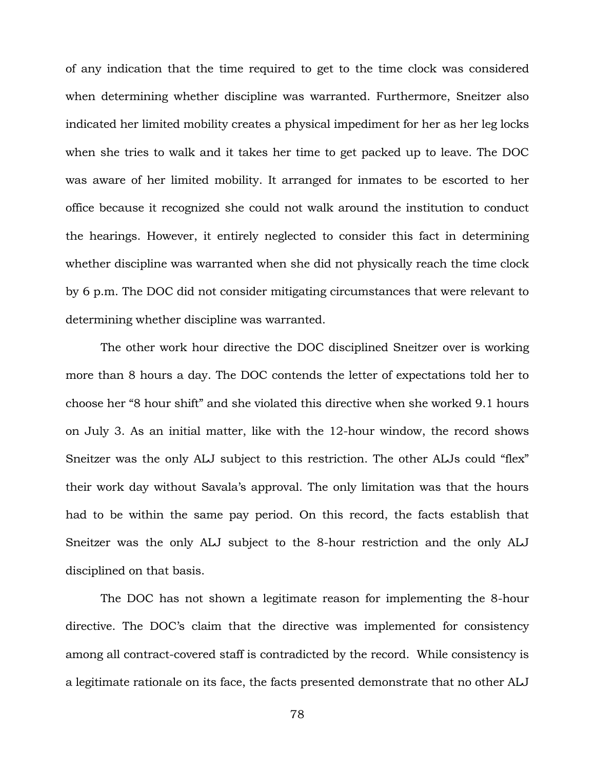of any indication that the time required to get to the time clock was considered when determining whether discipline was warranted. Furthermore, Sneitzer also indicated her limited mobility creates a physical impediment for her as her leg locks when she tries to walk and it takes her time to get packed up to leave. The DOC was aware of her limited mobility. It arranged for inmates to be escorted to her office because it recognized she could not walk around the institution to conduct the hearings. However, it entirely neglected to consider this fact in determining whether discipline was warranted when she did not physically reach the time clock by 6 p.m. The DOC did not consider mitigating circumstances that were relevant to determining whether discipline was warranted.

The other work hour directive the DOC disciplined Sneitzer over is working more than 8 hours a day. The DOC contends the letter of expectations told her to choose her "8 hour shift" and she violated this directive when she worked 9.1 hours on July 3. As an initial matter, like with the 12-hour window, the record shows Sneitzer was the only ALJ subject to this restriction. The other ALJs could "flex" their work day without Savala's approval. The only limitation was that the hours had to be within the same pay period. On this record, the facts establish that Sneitzer was the only ALJ subject to the 8-hour restriction and the only ALJ disciplined on that basis.

The DOC has not shown a legitimate reason for implementing the 8-hour directive. The DOC's claim that the directive was implemented for consistency among all contract-covered staff is contradicted by the record. While consistency is a legitimate rationale on its face, the facts presented demonstrate that no other ALJ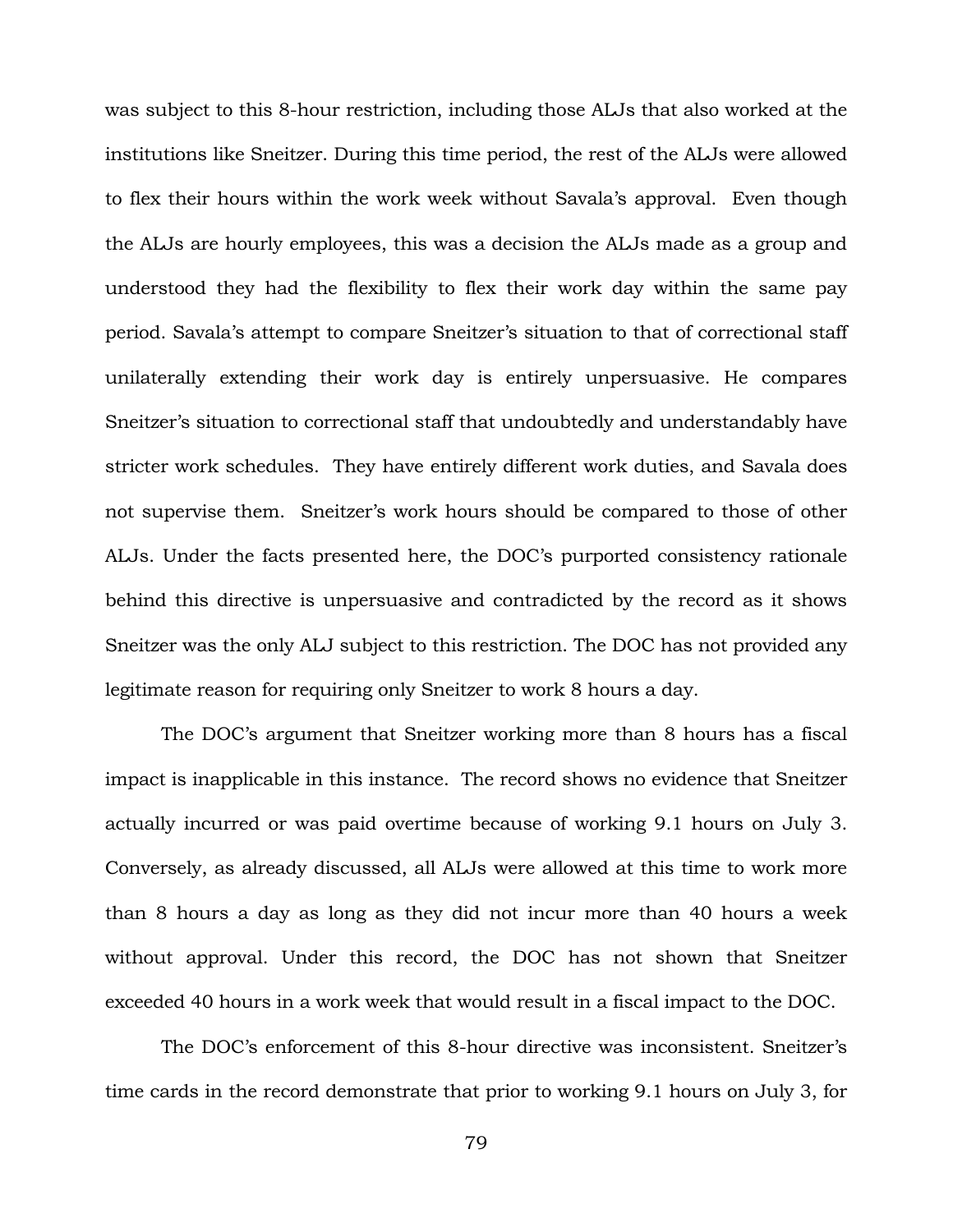was subject to this 8-hour restriction, including those ALJs that also worked at the institutions like Sneitzer. During this time period, the rest of the ALJs were allowed to flex their hours within the work week without Savala's approval. Even though the ALJs are hourly employees, this was a decision the ALJs made as a group and understood they had the flexibility to flex their work day within the same pay period. Savala's attempt to compare Sneitzer's situation to that of correctional staff unilaterally extending their work day is entirely unpersuasive. He compares Sneitzer's situation to correctional staff that undoubtedly and understandably have stricter work schedules. They have entirely different work duties, and Savala does not supervise them. Sneitzer's work hours should be compared to those of other ALJs. Under the facts presented here, the DOC's purported consistency rationale behind this directive is unpersuasive and contradicted by the record as it shows Sneitzer was the only ALJ subject to this restriction. The DOC has not provided any legitimate reason for requiring only Sneitzer to work 8 hours a day.

The DOC's argument that Sneitzer working more than 8 hours has a fiscal impact is inapplicable in this instance. The record shows no evidence that Sneitzer actually incurred or was paid overtime because of working 9.1 hours on July 3. Conversely, as already discussed, all ALJs were allowed at this time to work more than 8 hours a day as long as they did not incur more than 40 hours a week without approval. Under this record, the DOC has not shown that Sneitzer exceeded 40 hours in a work week that would result in a fiscal impact to the DOC.

The DOC's enforcement of this 8-hour directive was inconsistent. Sneitzer's time cards in the record demonstrate that prior to working 9.1 hours on July 3, for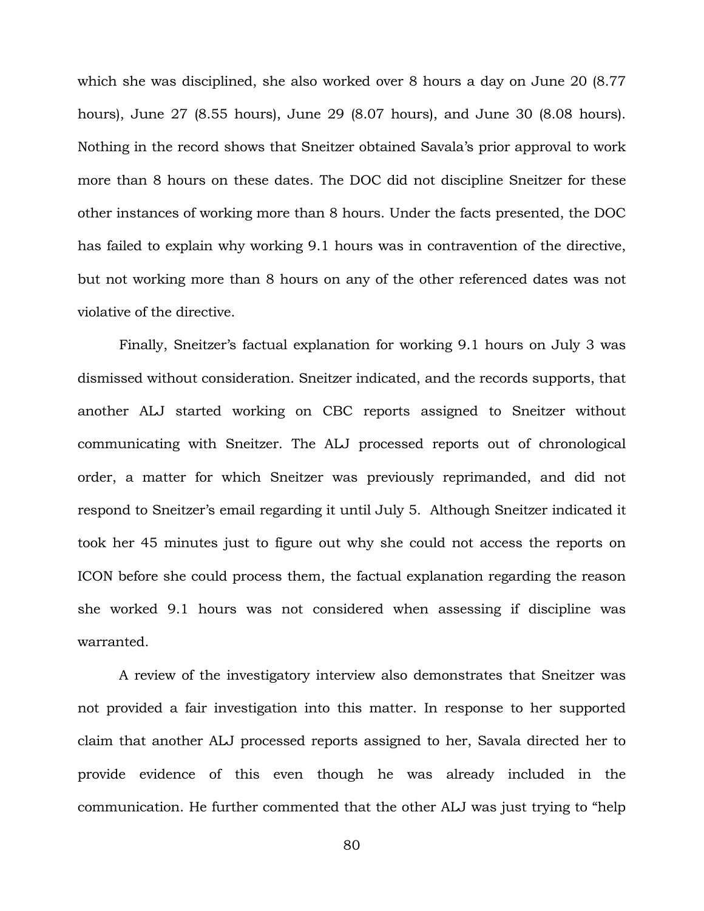which she was disciplined, she also worked over 8 hours a day on June 20 (8.77 hours), June 27 (8.55 hours), June 29 (8.07 hours), and June 30 (8.08 hours). Nothing in the record shows that Sneitzer obtained Savala's prior approval to work more than 8 hours on these dates. The DOC did not discipline Sneitzer for these other instances of working more than 8 hours. Under the facts presented, the DOC has failed to explain why working 9.1 hours was in contravention of the directive, but not working more than 8 hours on any of the other referenced dates was not violative of the directive.

Finally, Sneitzer's factual explanation for working 9.1 hours on July 3 was dismissed without consideration. Sneitzer indicated, and the records supports, that another ALJ started working on CBC reports assigned to Sneitzer without communicating with Sneitzer. The ALJ processed reports out of chronological order, a matter for which Sneitzer was previously reprimanded, and did not respond to Sneitzer's email regarding it until July 5. Although Sneitzer indicated it took her 45 minutes just to figure out why she could not access the reports on ICON before she could process them, the factual explanation regarding the reason she worked 9.1 hours was not considered when assessing if discipline was warranted.

A review of the investigatory interview also demonstrates that Sneitzer was not provided a fair investigation into this matter. In response to her supported claim that another ALJ processed reports assigned to her, Savala directed her to provide evidence of this even though he was already included in the communication. He further commented that the other ALJ was just trying to "help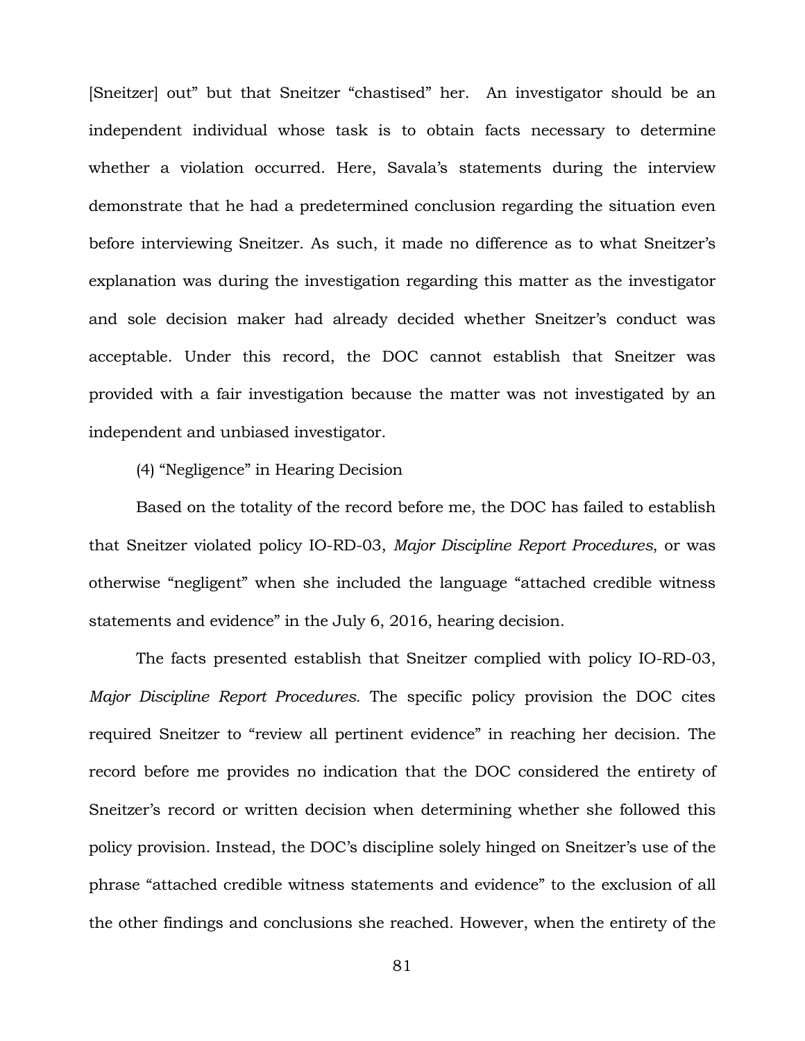[Sneitzer] out" but that Sneitzer "chastised" her. An investigator should be an independent individual whose task is to obtain facts necessary to determine whether a violation occurred. Here, Savala's statements during the interview demonstrate that he had a predetermined conclusion regarding the situation even before interviewing Sneitzer. As such, it made no difference as to what Sneitzer's explanation was during the investigation regarding this matter as the investigator and sole decision maker had already decided whether Sneitzer's conduct was acceptable. Under this record, the DOC cannot establish that Sneitzer was provided with a fair investigation because the matter was not investigated by an independent and unbiased investigator.

(4) "Negligence" in Hearing Decision

Based on the totality of the record before me, the DOC has failed to establish that Sneitzer violated policy IO-RD-03, *Major Discipline Report Procedures*, or was otherwise "negligent" when she included the language "attached credible witness statements and evidence" in the July 6, 2016, hearing decision.

The facts presented establish that Sneitzer complied with policy IO-RD-03, *Major Discipline Report Procedures.* The specific policy provision the DOC cites required Sneitzer to "review all pertinent evidence" in reaching her decision. The record before me provides no indication that the DOC considered the entirety of Sneitzer's record or written decision when determining whether she followed this policy provision. Instead, the DOC's discipline solely hinged on Sneitzer's use of the phrase "attached credible witness statements and evidence" to the exclusion of all the other findings and conclusions she reached. However, when the entirety of the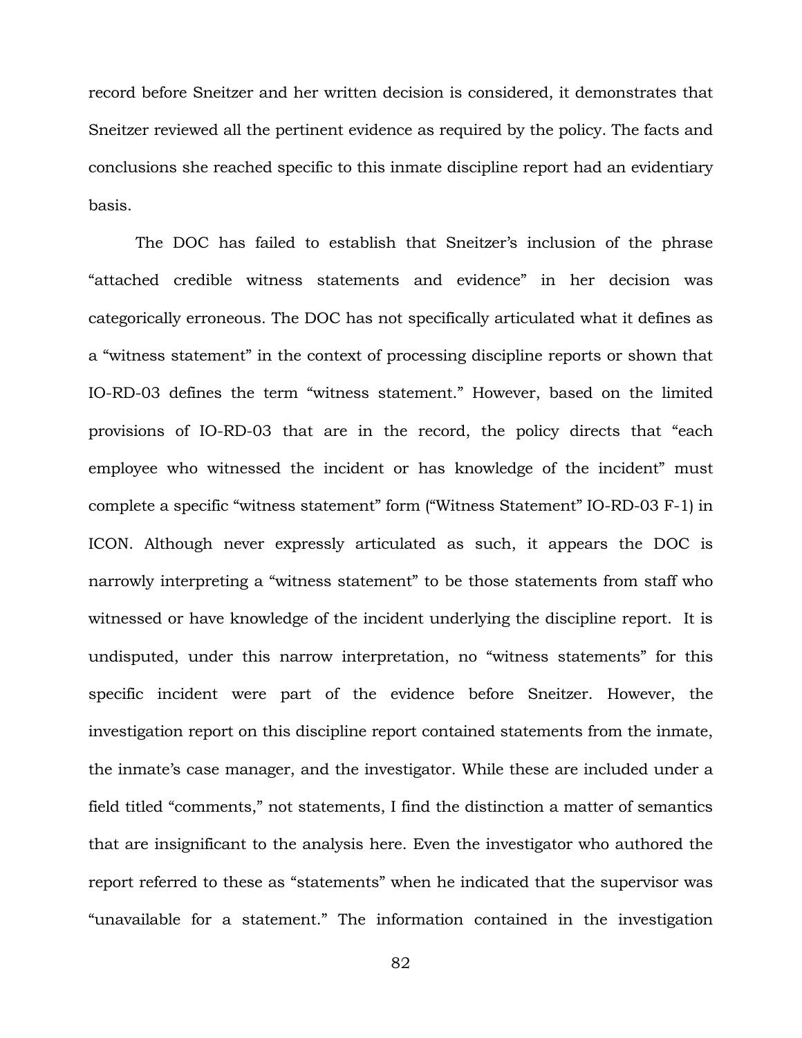record before Sneitzer and her written decision is considered, it demonstrates that Sneitzer reviewed all the pertinent evidence as required by the policy. The facts and conclusions she reached specific to this inmate discipline report had an evidentiary basis.

The DOC has failed to establish that Sneitzer's inclusion of the phrase "attached credible witness statements and evidence" in her decision was categorically erroneous. The DOC has not specifically articulated what it defines as a "witness statement" in the context of processing discipline reports or shown that IO-RD-03 defines the term "witness statement." However, based on the limited provisions of IO-RD-03 that are in the record, the policy directs that "each employee who witnessed the incident or has knowledge of the incident" must complete a specific "witness statement" form ("Witness Statement" IO-RD-03 F-1) in ICON. Although never expressly articulated as such, it appears the DOC is narrowly interpreting a "witness statement" to be those statements from staff who witnessed or have knowledge of the incident underlying the discipline report. It is undisputed, under this narrow interpretation, no "witness statements" for this specific incident were part of the evidence before Sneitzer. However, the investigation report on this discipline report contained statements from the inmate, the inmate's case manager, and the investigator. While these are included under a field titled "comments," not statements, I find the distinction a matter of semantics that are insignificant to the analysis here. Even the investigator who authored the report referred to these as "statements" when he indicated that the supervisor was "unavailable for a statement." The information contained in the investigation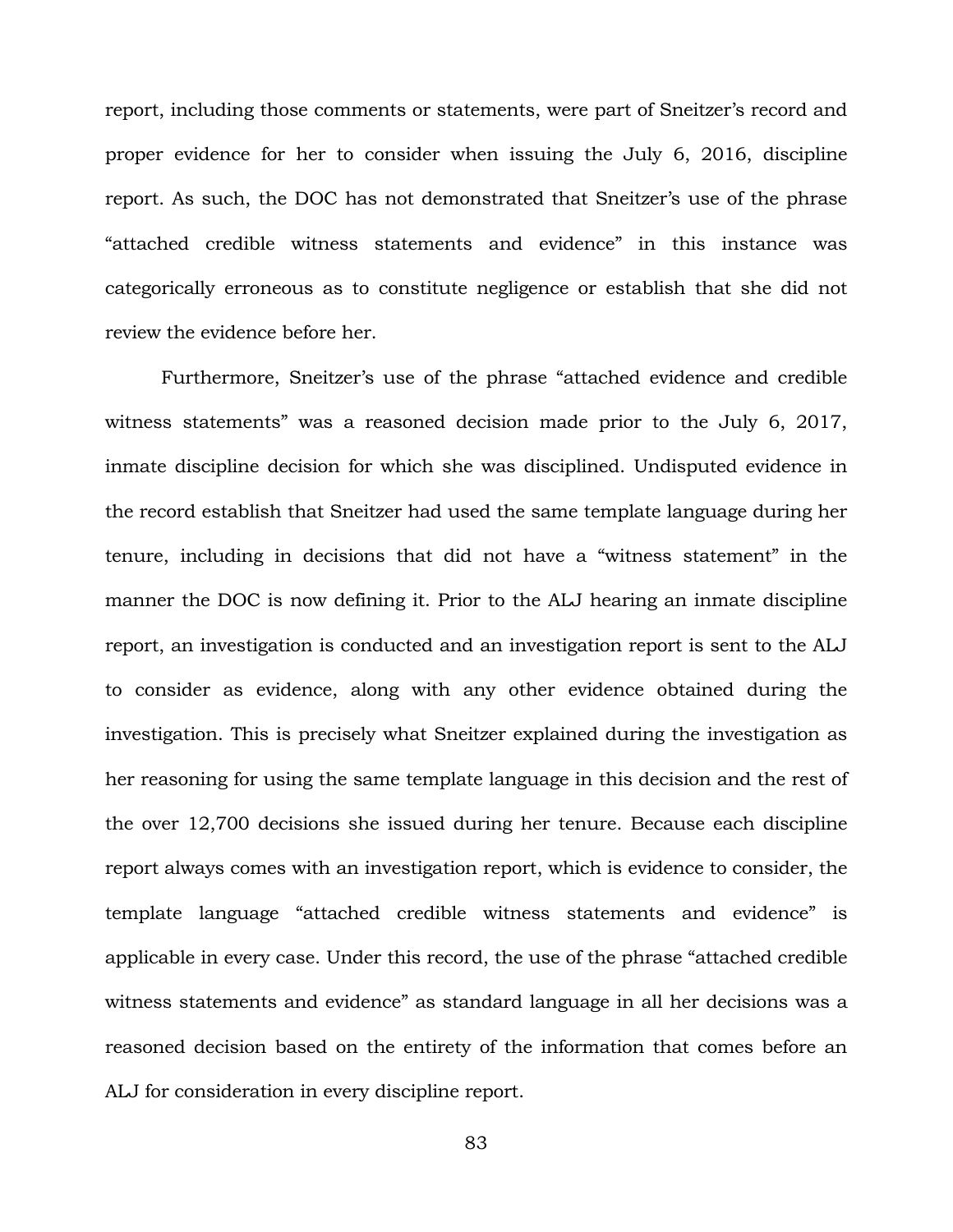report, including those comments or statements, were part of Sneitzer's record and proper evidence for her to consider when issuing the July 6, 2016, discipline report. As such, the DOC has not demonstrated that Sneitzer's use of the phrase "attached credible witness statements and evidence" in this instance was categorically erroneous as to constitute negligence or establish that she did not review the evidence before her.

Furthermore, Sneitzer's use of the phrase "attached evidence and credible witness statements" was a reasoned decision made prior to the July 6, 2017, inmate discipline decision for which she was disciplined. Undisputed evidence in the record establish that Sneitzer had used the same template language during her tenure, including in decisions that did not have a "witness statement" in the manner the DOC is now defining it. Prior to the ALJ hearing an inmate discipline report, an investigation is conducted and an investigation report is sent to the ALJ to consider as evidence, along with any other evidence obtained during the investigation. This is precisely what Sneitzer explained during the investigation as her reasoning for using the same template language in this decision and the rest of the over 12,700 decisions she issued during her tenure. Because each discipline report always comes with an investigation report, which is evidence to consider, the template language "attached credible witness statements and evidence" is applicable in every case. Under this record, the use of the phrase "attached credible witness statements and evidence" as standard language in all her decisions was a reasoned decision based on the entirety of the information that comes before an ALJ for consideration in every discipline report.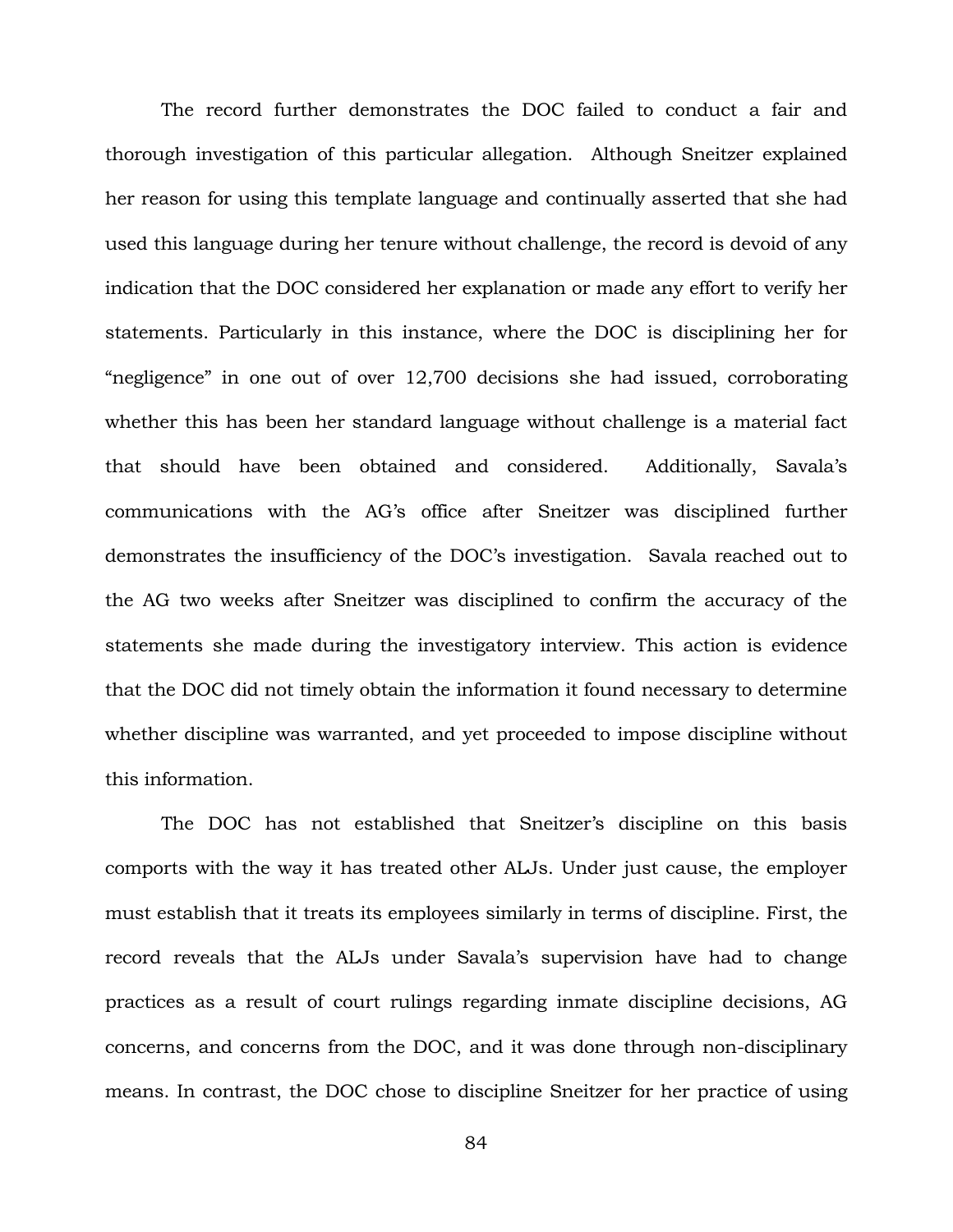The record further demonstrates the DOC failed to conduct a fair and thorough investigation of this particular allegation. Although Sneitzer explained her reason for using this template language and continually asserted that she had used this language during her tenure without challenge, the record is devoid of any indication that the DOC considered her explanation or made any effort to verify her statements. Particularly in this instance, where the DOC is disciplining her for "negligence" in one out of over 12,700 decisions she had issued, corroborating whether this has been her standard language without challenge is a material fact that should have been obtained and considered. Additionally, Savala's communications with the AG's office after Sneitzer was disciplined further demonstrates the insufficiency of the DOC's investigation. Savala reached out to the AG two weeks after Sneitzer was disciplined to confirm the accuracy of the statements she made during the investigatory interview. This action is evidence that the DOC did not timely obtain the information it found necessary to determine whether discipline was warranted, and yet proceeded to impose discipline without this information.

The DOC has not established that Sneitzer's discipline on this basis comports with the way it has treated other ALJs. Under just cause, the employer must establish that it treats its employees similarly in terms of discipline. First, the record reveals that the ALJs under Savala's supervision have had to change practices as a result of court rulings regarding inmate discipline decisions, AG concerns, and concerns from the DOC, and it was done through non-disciplinary means. In contrast, the DOC chose to discipline Sneitzer for her practice of using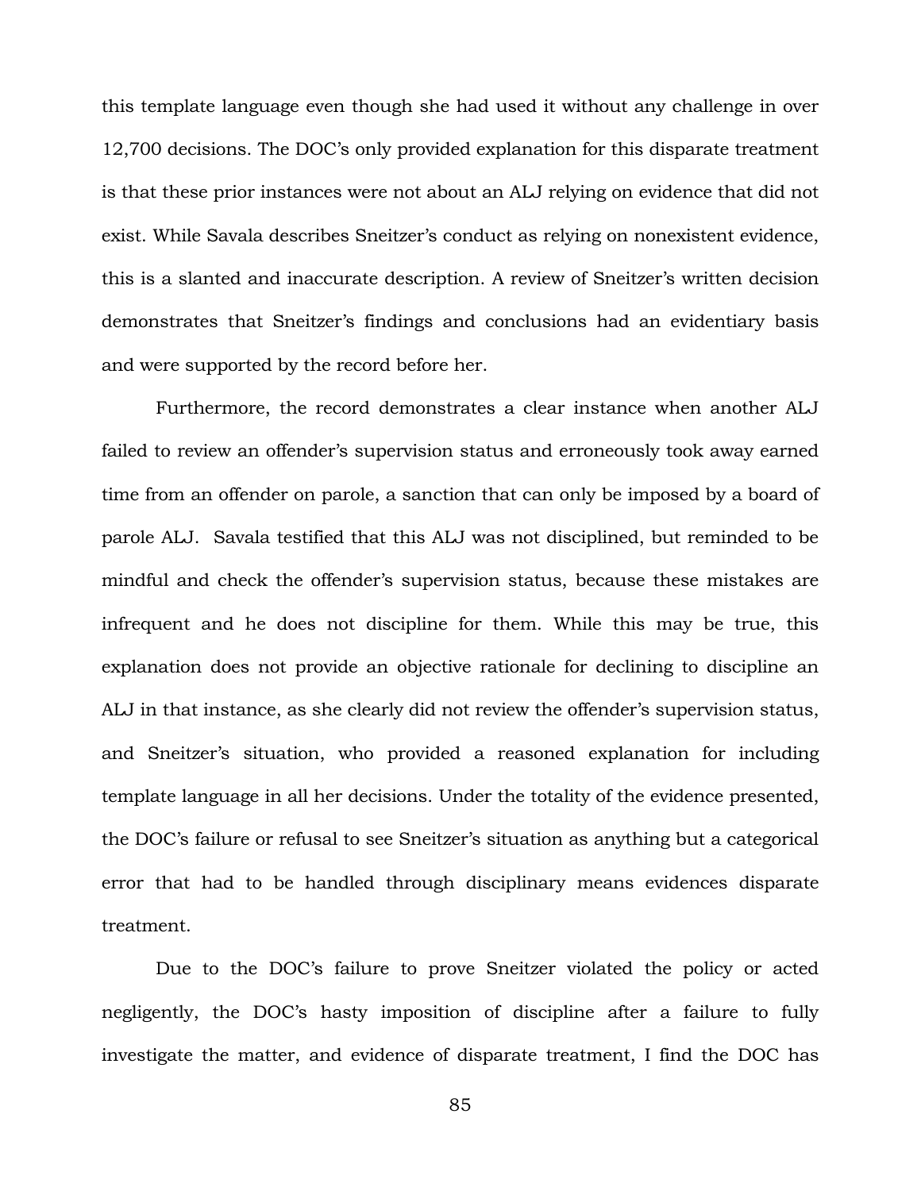this template language even though she had used it without any challenge in over 12,700 decisions. The DOC's only provided explanation for this disparate treatment is that these prior instances were not about an ALJ relying on evidence that did not exist. While Savala describes Sneitzer's conduct as relying on nonexistent evidence, this is a slanted and inaccurate description. A review of Sneitzer's written decision demonstrates that Sneitzer's findings and conclusions had an evidentiary basis and were supported by the record before her.

Furthermore, the record demonstrates a clear instance when another ALJ failed to review an offender's supervision status and erroneously took away earned time from an offender on parole, a sanction that can only be imposed by a board of parole ALJ. Savala testified that this ALJ was not disciplined, but reminded to be mindful and check the offender's supervision status, because these mistakes are infrequent and he does not discipline for them. While this may be true, this explanation does not provide an objective rationale for declining to discipline an ALJ in that instance, as she clearly did not review the offender's supervision status, and Sneitzer's situation, who provided a reasoned explanation for including template language in all her decisions. Under the totality of the evidence presented, the DOC's failure or refusal to see Sneitzer's situation as anything but a categorical error that had to be handled through disciplinary means evidences disparate treatment.

Due to the DOC's failure to prove Sneitzer violated the policy or acted negligently, the DOC's hasty imposition of discipline after a failure to fully investigate the matter, and evidence of disparate treatment, I find the DOC has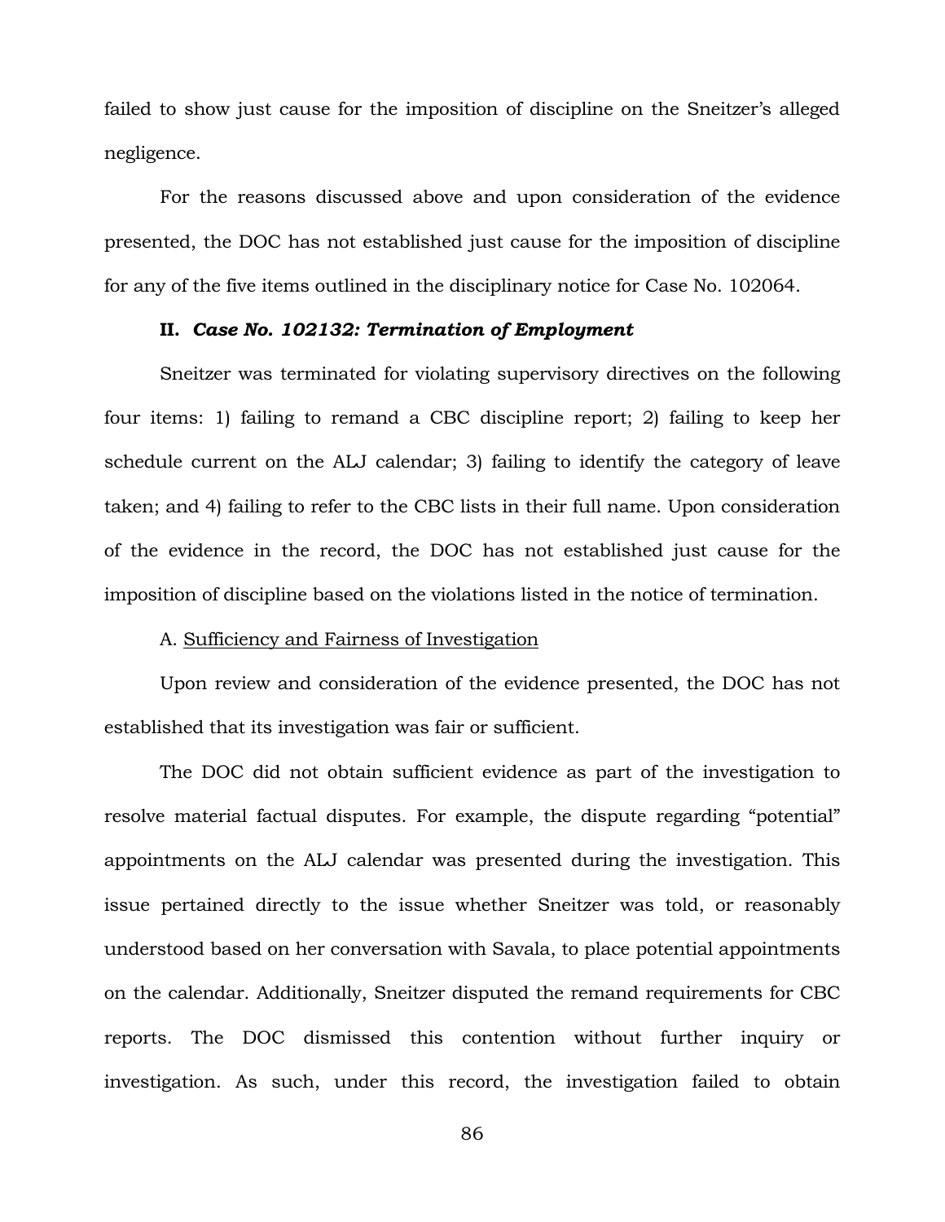failed to show just cause for the imposition of discipline on the Sneitzer's alleged negligence.

For the reasons discussed above and upon consideration of the evidence presented, the DOC has not established just cause for the imposition of discipline for any of the five items outlined in the disciplinary notice for Case No. 102064.

### II. *Case No. 102132: Termination of Employment*

Sneitzer was terminated for violating supervisory directives on the following four items: 1) failing to remand a CBC discipline report; 2) failing to keep her schedule current on the ALJ calendar; 3) failing to identify the category of leave taken; and 4) failing to refer to the CBC lists in their full name. Upon consideration of the evidence in the record, the DOC has not established just cause for the imposition of discipline based on the violations listed in the notice of termination.

A. <u>Sufficiency and Fairness of Investigation</u>

Upon review and consideration of the evidence presented, the DOC has not established that its investigation was fair or sufficient.

The DOC did not obtain sufficient evidence as part of the investigation to resolve material factual disputes. For example, the dispute regarding "potential" appointments on the ALJ calendar was presented during the investigation. This issue pertained directly to the issue whether Sneitzer was told, or reasonably understood based on her conversation with Savala, to place potential appointments on the calendar. Additionally, Sneitzer disputed the remand requirements for CBC reports. The DOC dismissed this contention without further inquiry or investigation. As such, under this record, the investigation failed to obtain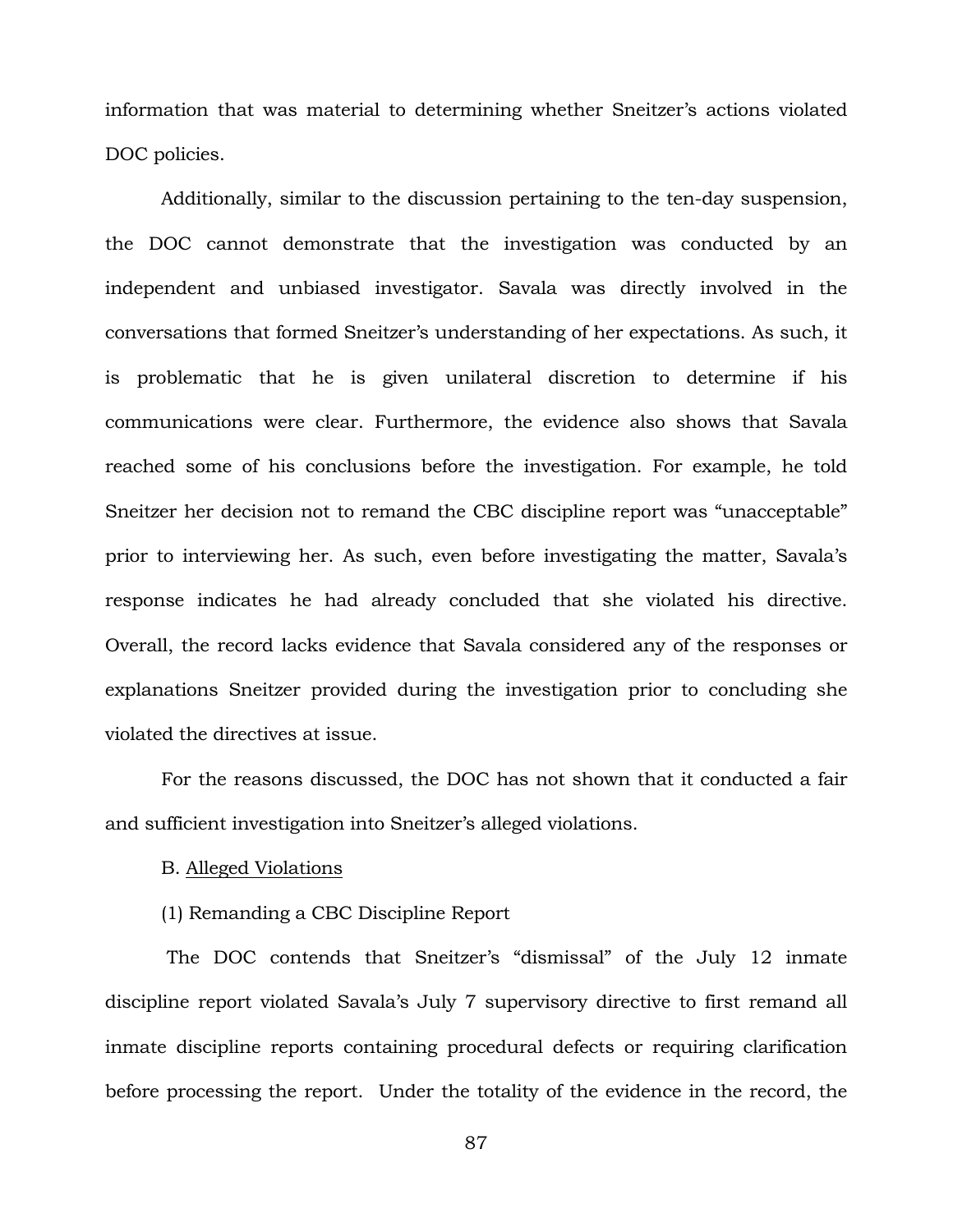information that was material to determining whether Sneitzer's actions violated DOC policies.

Additionally, similar to the discussion pertaining to the ten-day suspension, the DOC cannot demonstrate that the investigation was conducted by an independent and unbiased investigator. Savala was directly involved in the conversations that formed Sneitzer's understanding of her expectations. As such, it is problematic that he is given unilateral discretion to determine if his communications were clear. Furthermore, the evidence also shows that Savala reached some of his conclusions before the investigation. For example, he told Sneitzer her decision not to remand the CBC discipline report was "unacceptable" prior to interviewing her. As such, even before investigating the matter, Savala's response indicates he had already concluded that she violated his directive. Overall, the record lacks evidence that Savala considered any of the responses or explanations Sneitzer provided during the investigation prior to concluding she violated the directives at issue.

For the reasons discussed, the DOC has not shown that it conducted a fair and sufficient investigation into Sneitzer's alleged violations.

B. <u>Alleged Violations</u>

(1) Remanding a CBC Discipline Report

The DOC contends that Sneitzer's "dismissal" of the July 12 inmate discipline report violated Savala's July 7 supervisory directive to first remand all inmate discipline reports containing procedural defects or requiring clarification before processing the report. Under the totality of the evidence in the record, the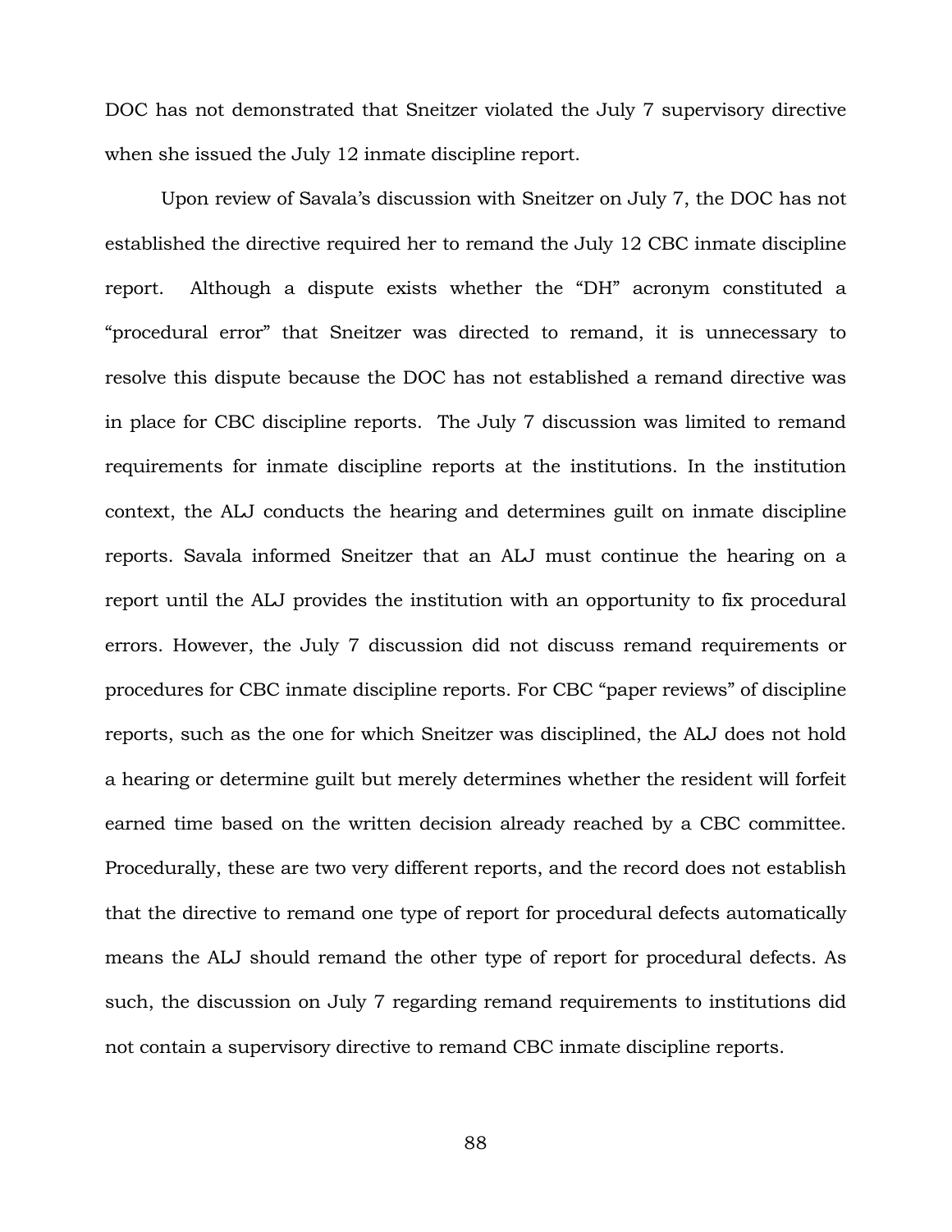DOC has not demonstrated that Sneitzer violated the July 7 supervisory directive when she issued the July 12 inmate discipline report.

Upon review of Savala's discussion with Sneitzer on July 7, the DOC has not established the directive required her to remand the July 12 CBC inmate discipline report. Although a dispute exists whether the "DH" acronym constituted a "procedural error" that Sneitzer was directed to remand, it is unnecessary to resolve this dispute because the DOC has not established a remand directive was in place for CBC discipline reports. The July 7 discussion was limited to remand requirements for inmate discipline reports at the institutions. In the institution context, the ALJ conducts the hearing and determines guilt on inmate discipline reports. Savala informed Sneitzer that an ALJ must continue the hearing on a report until the ALJ provides the institution with an opportunity to fix procedural errors. However, the July 7 discussion did not discuss remand requirements or procedures for CBC inmate discipline reports. For CBC "paper reviews" of discipline reports, such as the one for which Sneitzer was disciplined, the ALJ does not hold a hearing or determine guilt but merely determines whether the resident will forfeit earned time based on the written decision already reached by a CBC committee. Procedurally, these are two very different reports, and the record does not establish that the directive to remand one type of report for procedural defects automatically means the ALJ should remand the other type of report for procedural defects. As such, the discussion on July 7 regarding remand requirements to institutions did not contain a supervisory directive to remand CBC inmate discipline reports.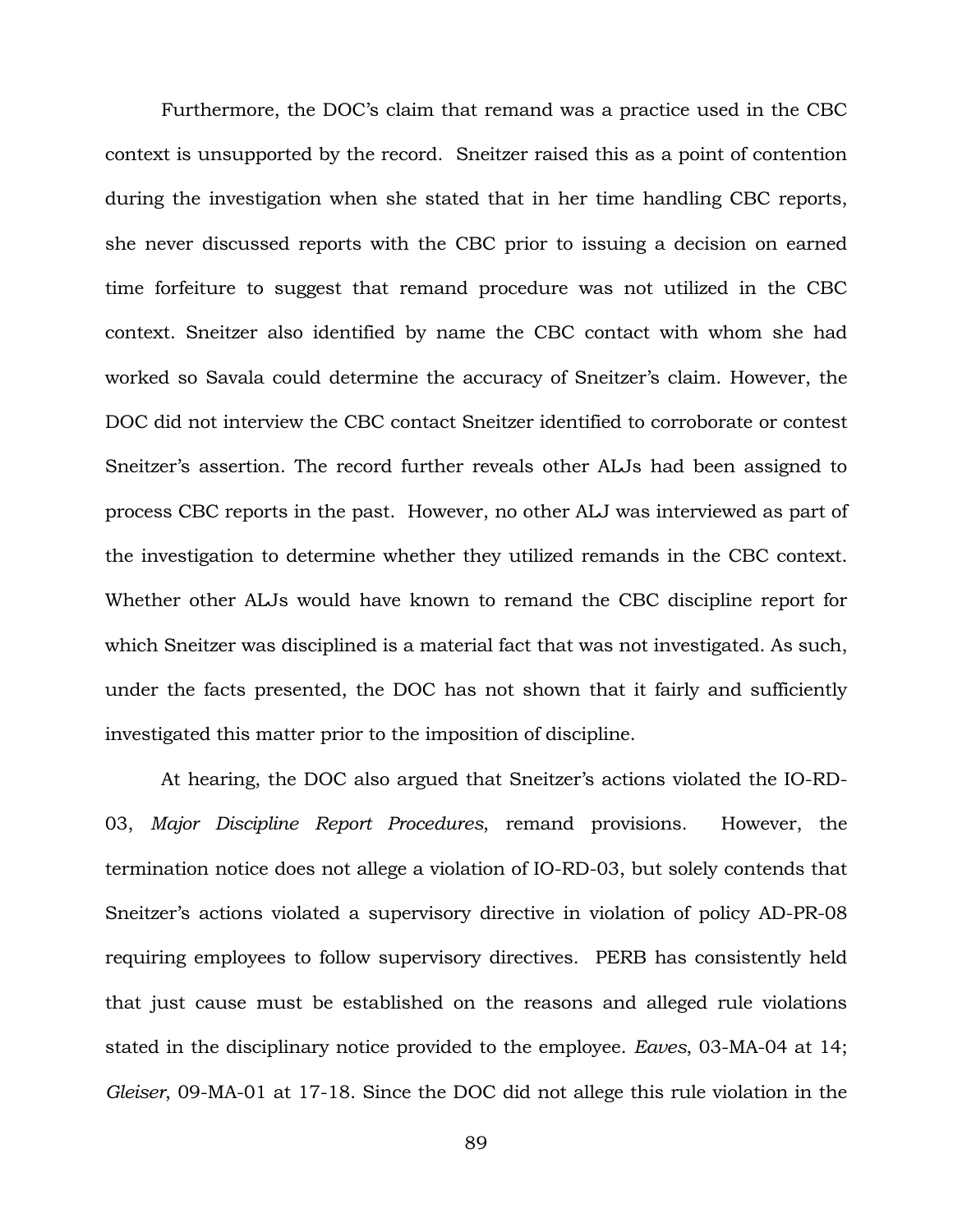Furthermore, the DOC's claim that remand was a practice used in the CBC context is unsupported by the record. Sneitzer raised this as a point of contention during the investigation when she stated that in her time handling CBC reports, she never discussed reports with the CBC prior to issuing a decision on earned time forfeiture to suggest that remand procedure was not utilized in the CBC context. Sneitzer also identified by name the CBC contact with whom she had worked so Savala could determine the accuracy of Sneitzer's claim. However, the DOC did not interview the CBC contact Sneitzer identified to corroborate or contest Sneitzer's assertion. The record further reveals other ALJs had been assigned to process CBC reports in the past. However, no other ALJ was interviewed as part of the investigation to determine whether they utilized remands in the CBC context. Whether other ALJs would have known to remand the CBC discipline report for which Sneitzer was disciplined is a material fact that was not investigated. As such, under the facts presented, the DOC has not shown that it fairly and sufficiently investigated this matter prior to the imposition of discipline.

At hearing, the DOC also argued that Sneitzer's actions violated the IO-RD-03, *Major Discipline Report Procedures*, remand provisions. However, the termination notice does not allege a violation of IO-RD-03, but solely contends that Sneitzer's actions violated a supervisory directive in violation of policy AD-PR-08 requiring employees to follow supervisory directives. PERB has consistently held that just cause must be established on the reasons and alleged rule violations stated in the disciplinary notice provided to the employee. *Eaves*, 03-MA-04 at 14; *Gleiser*, 09-MA-01 at 17-18. Since the DOC did not allege this rule violation in the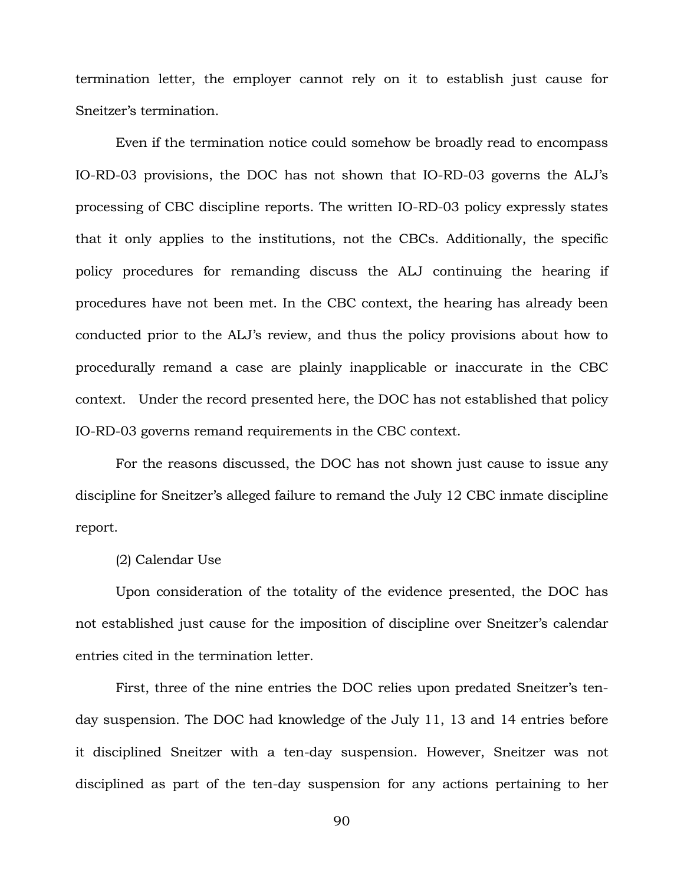termination letter, the employer cannot rely on it to establish just cause for Sneitzer's termination.

Even if the termination notice could somehow be broadly read to encompass IO-RD-03 provisions, the DOC has not shown that IO-RD-03 governs the ALJ's processing of CBC discipline reports. The written IO-RD-03 policy expressly states that it only applies to the institutions, not the CBCs. Additionally, the specific policy procedures for remanding discuss the ALJ continuing the hearing if procedures have not been met. In the CBC context, the hearing has already been conducted prior to the ALJ's review, and thus the policy provisions about how to procedurally remand a case are plainly inapplicable or inaccurate in the CBC context. Under the record presented here, the DOC has not established that policy IO-RD-03 governs remand requirements in the CBC context.

For the reasons discussed, the DOC has not shown just cause to issue any discipline for Sneitzer's alleged failure to remand the July 12 CBC inmate discipline report.

(2) Calendar Use

Upon consideration of the totality of the evidence presented, the DOC has not established just cause for the imposition of discipline over Sneitzer's calendar entries cited in the termination letter.

First, three of the nine entries the DOC relies upon predated Sneitzer's ten-day suspension. The DOC had knowledge of the July 11, 13 and 14 entries before it disciplined Sneitzer with a ten-day suspension. However, Sneitzer was not disciplined as part of the ten-day suspension for any actions pertaining to her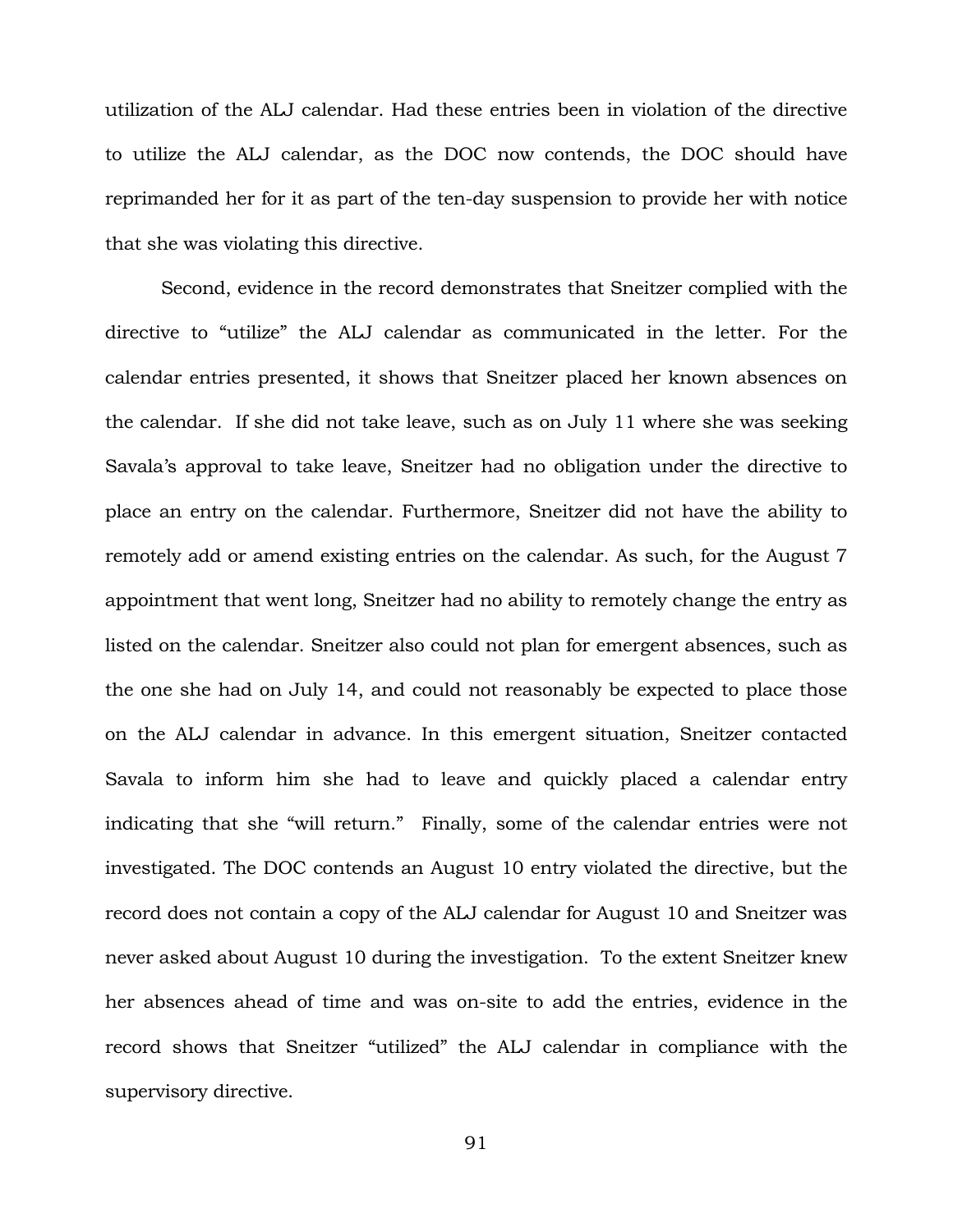utilization of the ALJ calendar. Had these entries been in violation of the directive to utilize the ALJ calendar, as the DOC now contends, the DOC should have reprimanded her for it as part of the ten-day suspension to provide her with notice that she was violating this directive.

Second, evidence in the record demonstrates that Sneitzer complied with the directive to "utilize" the ALJ calendar as communicated in the letter. For the calendar entries presented, it shows that Sneitzer placed her known absences on the calendar. If she did not take leave, such as on July 11 where she was seeking Savala's approval to take leave, Sneitzer had no obligation under the directive to place an entry on the calendar. Furthermore, Sneitzer did not have the ability to remotely add or amend existing entries on the calendar. As such, for the August 7 appointment that went long, Sneitzer had no ability to remotely change the entry as listed on the calendar. Sneitzer also could not plan for emergent absences, such as the one she had on July 14, and could not reasonably be expected to place those on the ALJ calendar in advance. In this emergent situation, Sneitzer contacted Savala to inform him she had to leave and quickly placed a calendar entry indicating that she "will return." Finally, some of the calendar entries were not investigated. The DOC contends an August 10 entry violated the directive, but the record does not contain a copy of the ALJ calendar for August 10 and Sneitzer was never asked about August 10 during the investigation. To the extent Sneitzer knew her absences ahead of time and was on-site to add the entries, evidence in the record shows that Sneitzer "utilized" the ALJ calendar in compliance with the supervisory directive.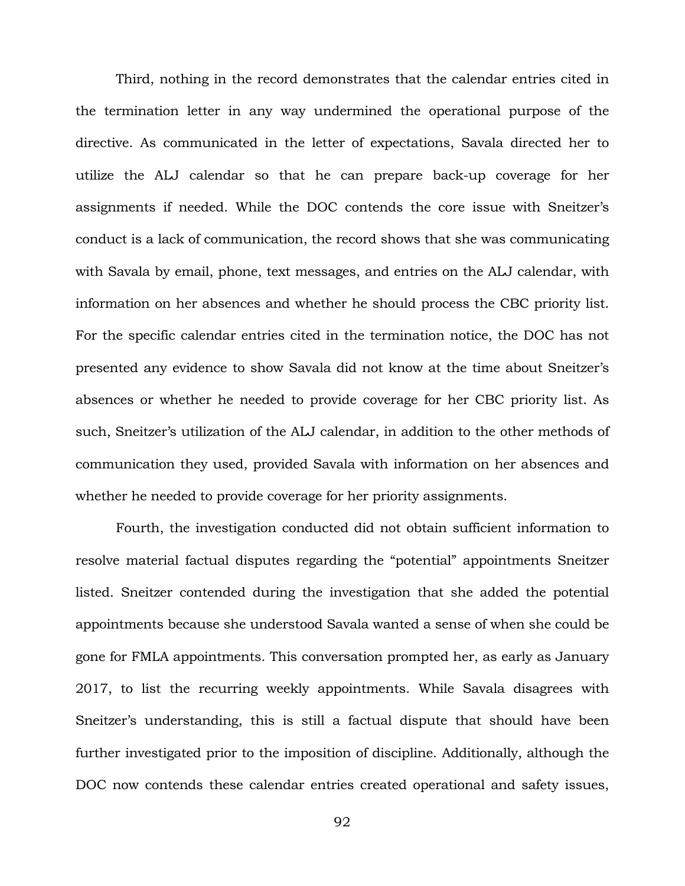Third, nothing in the record demonstrates that the calendar entries cited in the termination letter in any way undermined the operational purpose of the directive. As communicated in the letter of expectations, Savala directed her to utilize the ALJ calendar so that he can prepare back-up coverage for her assignments if needed. While the DOC contends the core issue with Sneitzer's conduct is a lack of communication, the record shows that she was communicating with Savala by email, phone, text messages, and entries on the ALJ calendar, with information on her absences and whether he should process the CBC priority list. For the specific calendar entries cited in the termination notice, the DOC has not presented any evidence to show Savala did not know at the time about Sneitzer's absences or whether he needed to provide coverage for her CBC priority list. As such, Sneitzer's utilization of the ALJ calendar, in addition to the other methods of communication they used, provided Savala with information on her absences and whether he needed to provide coverage for her priority assignments.

Fourth, the investigation conducted did not obtain sufficient information to resolve material factual disputes regarding the "potential" appointments Sneitzer listed. Sneitzer contended during the investigation that she added the potential appointments because she understood Savala wanted a sense of when she could be gone for FMLA appointments. This conversation prompted her, as early as January 2017, to list the recurring weekly appointments. While Savala disagrees with Sneitzer's understanding, this is still a factual dispute that should have been further investigated prior to the imposition of discipline. Additionally, although the DOC now contends these calendar entries created operational and safety issues,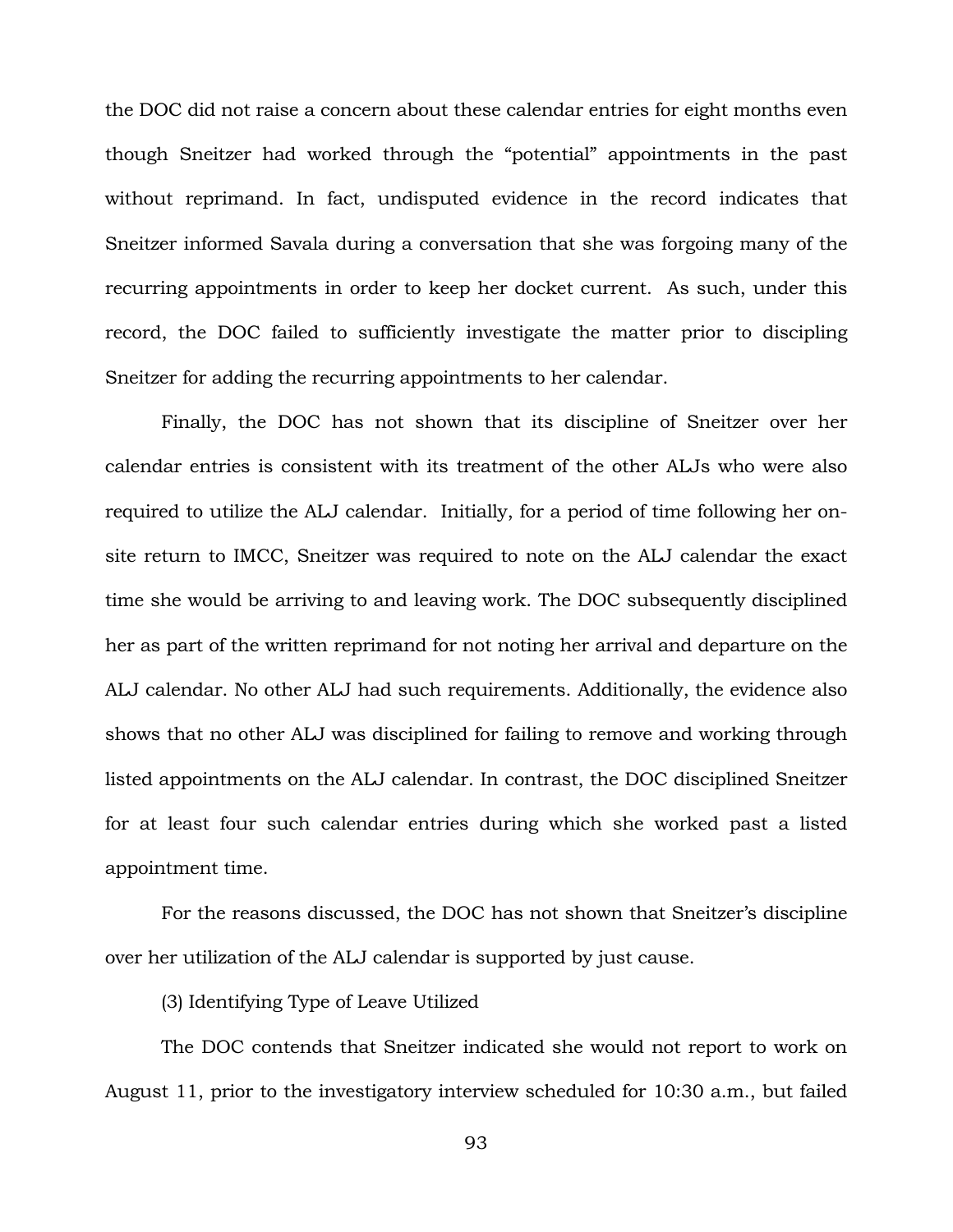the DOC did not raise a concern about these calendar entries for eight months even though Sneitzer had worked through the "potential" appointments in the past without reprimand. In fact, undisputed evidence in the record indicates that Sneitzer informed Savala during a conversation that she was forgoing many of the recurring appointments in order to keep her docket current. As such, under this record, the DOC failed to sufficiently investigate the matter prior to discipling Sneitzer for adding the recurring appointments to her calendar.

Finally, the DOC has not shown that its discipline of Sneitzer over her calendar entries is consistent with its treatment of the other ALJs who were also required to utilize the ALJ calendar. Initially, for a period of time following her on-site return to IMCC, Sneitzer was required to note on the ALJ calendar the exact time she would be arriving to and leaving work. The DOC subsequently disciplined her as part of the written reprimand for not noting her arrival and departure on the ALJ calendar. No other ALJ had such requirements. Additionally, the evidence also shows that no other ALJ was disciplined for failing to remove and working through listed appointments on the ALJ calendar. In contrast, the DOC disciplined Sneitzer for at least four such calendar entries during which she worked past a listed appointment time.

For the reasons discussed, the DOC has not shown that Sneitzer's discipline over her utilization of the ALJ calendar is supported by just cause.

(3) Identifying Type of Leave Utilized

The DOC contends that Sneitzer indicated she would not report to work on August 11, prior to the investigatory interview scheduled for 10:30 a.m., but failed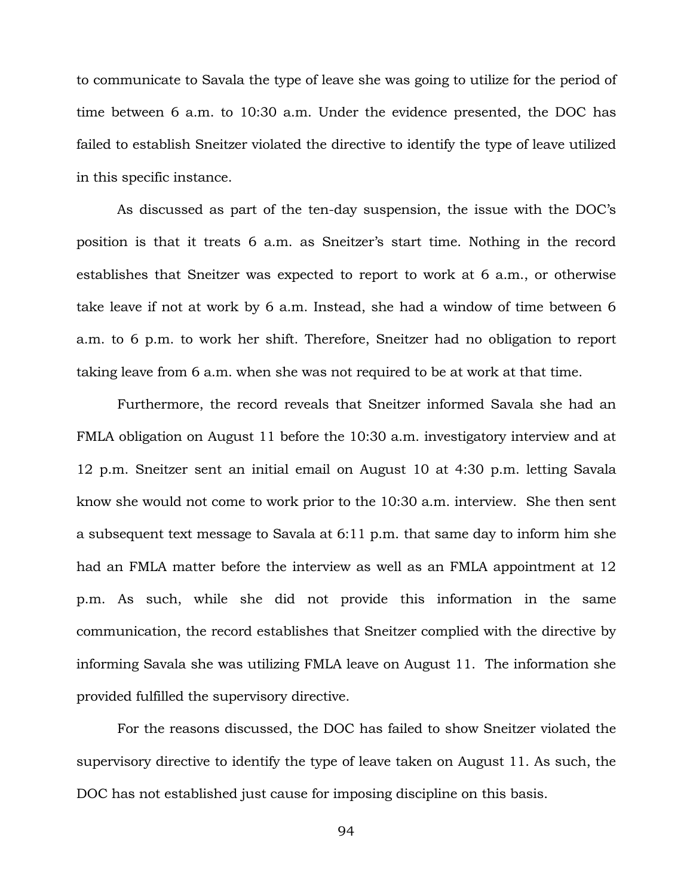to communicate to Savala the type of leave she was going to utilize for the period of time between 6 a.m. to 10:30 a.m. Under the evidence presented, the DOC has failed to establish Sneitzer violated the directive to identify the type of leave utilized in this specific instance.

As discussed as part of the ten-day suspension, the issue with the DOC's position is that it treats 6 a.m. as Sneitzer's start time. Nothing in the record establishes that Sneitzer was expected to report to work at 6 a.m., or otherwise take leave if not at work by 6 a.m. Instead, she had a window of time between 6 a.m. to 6 p.m. to work her shift. Therefore, Sneitzer had no obligation to report taking leave from 6 a.m. when she was not required to be at work at that time.

Furthermore, the record reveals that Sneitzer informed Savala she had an FMLA obligation on August 11 before the 10:30 a.m. investigatory interview and at 12 p.m. Sneitzer sent an initial email on August 10 at 4:30 p.m. letting Savala know she would not come to work prior to the 10:30 a.m. interview. She then sent a subsequent text message to Savala at 6:11 p.m. that same day to inform him she had an FMLA matter before the interview as well as an FMLA appointment at 12 p.m. As such, while she did not provide this information in the same communication, the record establishes that Sneitzer complied with the directive by informing Savala she was utilizing FMLA leave on August 11. The information she provided fulfilled the supervisory directive.

For the reasons discussed, the DOC has failed to show Sneitzer violated the supervisory directive to identify the type of leave taken on August 11. As such, the DOC has not established just cause for imposing discipline on this basis.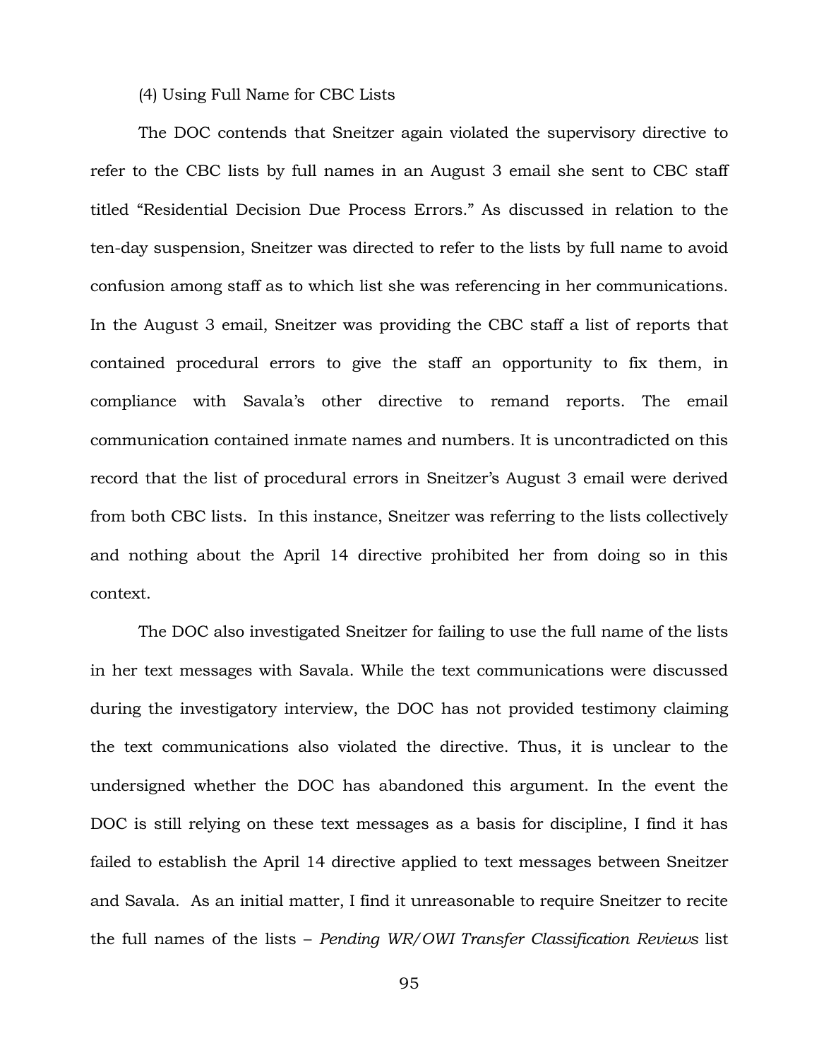(4) Using Full Name for CBC Lists

The DOC contends that Sneitzer again violated the supervisory directive to refer to the CBC lists by full names in an August 3 email she sent to CBC staff titled "Residential Decision Due Process Errors." As discussed in relation to the ten-day suspension, Sneitzer was directed to refer to the lists by full name to avoid confusion among staff as to which list she was referencing in her communications. In the August 3 email, Sneitzer was providing the CBC staff a list of reports that contained procedural errors to give the staff an opportunity to fix them, in compliance with Savala's other directive to remand reports. The email communication contained inmate names and numbers. It is uncontradicted on this record that the list of procedural errors in Sneitzer's August 3 email were derived from both CBC lists. In this instance, Sneitzer was referring to the lists collectively and nothing about the April 14 directive prohibited her from doing so in this context.

The DOC also investigated Sneitzer for failing to use the full name of the lists in her text messages with Savala. While the text communications were discussed during the investigatory interview, the DOC has not provided testimony claiming the text communications also violated the directive. Thus, it is unclear to the undersigned whether the DOC has abandoned this argument. In the event the DOC is still relying on these text messages as a basis for discipline, I find it has failed to establish the April 14 directive applied to text messages between Sneitzer and Savala. As an initial matter, I find it unreasonable to require Sneitzer to recite the full names of the lists – *Pending WR/OWI Transfer Classification Reviews* list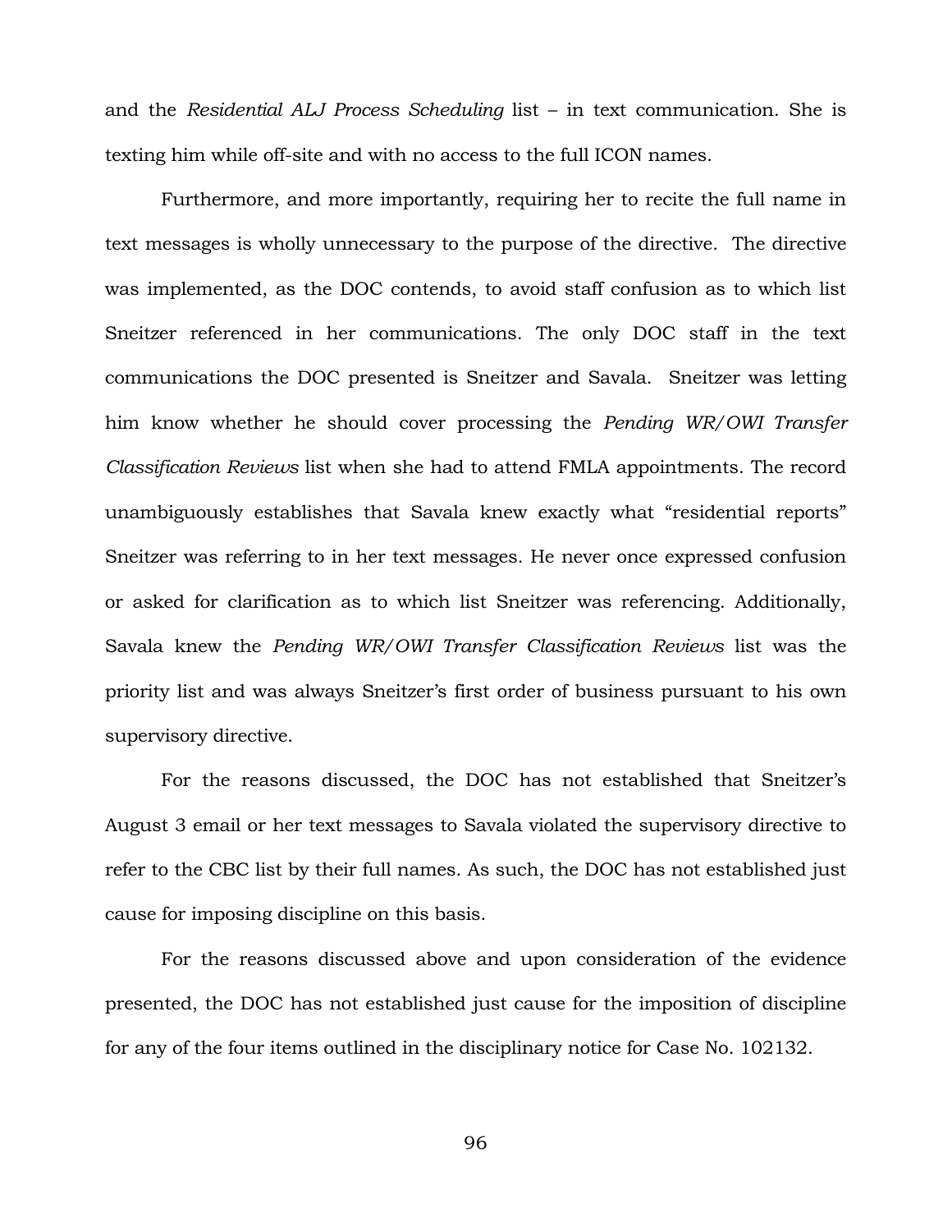and the *Residential ALJ Process Scheduling* list – in text communication. She is texting him while off-site and with no access to the full ICON names.

Furthermore, and more importantly, requiring her to recite the full name in text messages is wholly unnecessary to the purpose of the directive. The directive was implemented, as the DOC contends, to avoid staff confusion as to which list Sneitzer referenced in her communications. The only DOC staff in the text communications the DOC presented is Sneitzer and Savala. Sneitzer was letting him know whether he should cover processing the *Pending WR/OWI Transfer Classification Reviews* list when she had to attend FMLA appointments. The record unambiguously establishes that Savala knew exactly what "residential reports" Sneitzer was referring to in her text messages. He never once expressed confusion or asked for clarification as to which list Sneitzer was referencing. Additionally, Savala knew the *Pending WR/OWI Transfer Classification Reviews* list was the priority list and was always Sneitzer's first order of business pursuant to his own supervisory directive.

For the reasons discussed, the DOC has not established that Sneitzer's August 3 email or her text messages to Savala violated the supervisory directive to refer to the CBC list by their full names. As such, the DOC has not established just cause for imposing discipline on this basis.

For the reasons discussed above and upon consideration of the evidence presented, the DOC has not established just cause for the imposition of discipline for any of the four items outlined in the disciplinary notice for Case No. 102132.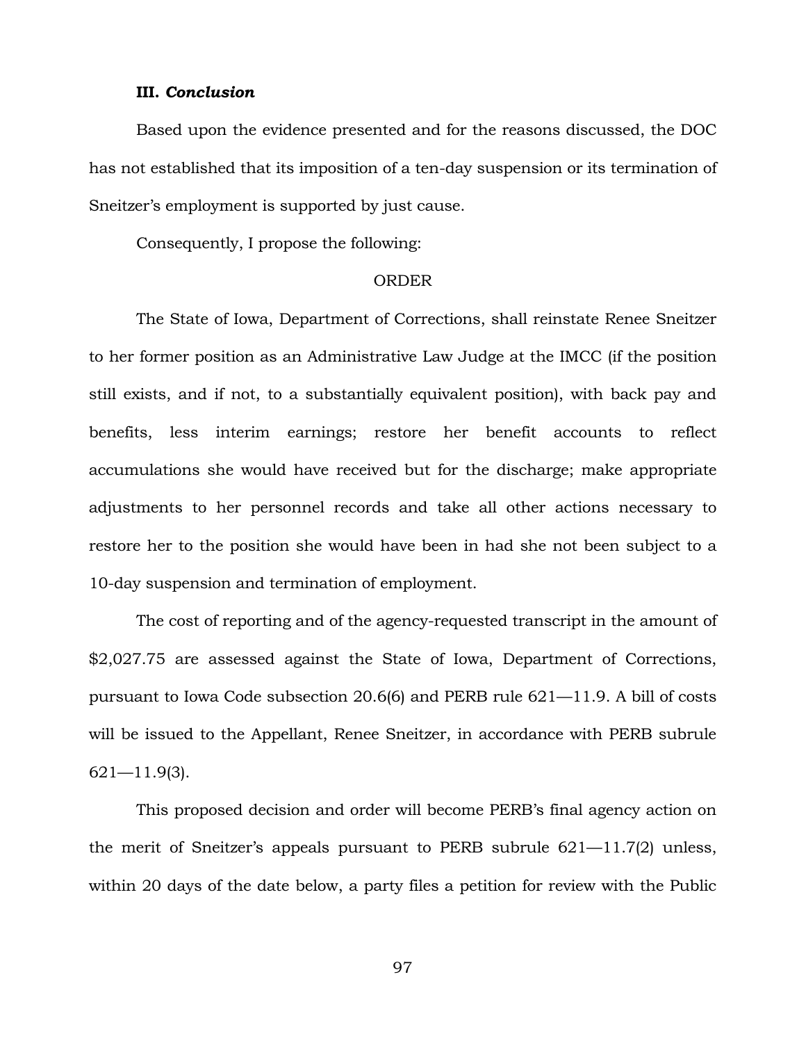### III. *Conclusion*

Based upon the evidence presented and for the reasons discussed, the DOC has not established that its imposition of a ten-day suspension or its termination of Sneitzer's employment is supported by just cause.

Consequently, I propose the following:

ORDER

The State of Iowa, Department of Corrections, shall reinstate Renee Sneitzer to her former position as an Administrative Law Judge at the IMCC (if the position still exists, and if not, to a substantially equivalent position), with back pay and benefits, less interim earnings; restore her benefit accounts to reflect accumulations she would have received but for the discharge; make appropriate adjustments to her personnel records and take all other actions necessary to restore her to the position she would have been in had she not been subject to a 10-day suspension and termination of employment.

The cost of reporting and of the agency-requested transcript in the amount of $2,027.75 are assessed against the State of Iowa, Department of Corrections, pursuant to Iowa Code subsection 20.6(6) and PERB rule 621—11.9. A bill of costs will be issued to the Appellant, Renee Sneitzer, in accordance with PERB subrule 621—11.9(3).

This proposed decision and order will become PERB's final agency action on the merit of Sneitzer's appeals pursuant to PERB subrule 621—11.7(2) unless, within 20 days of the date below, a party files a petition for review with the Public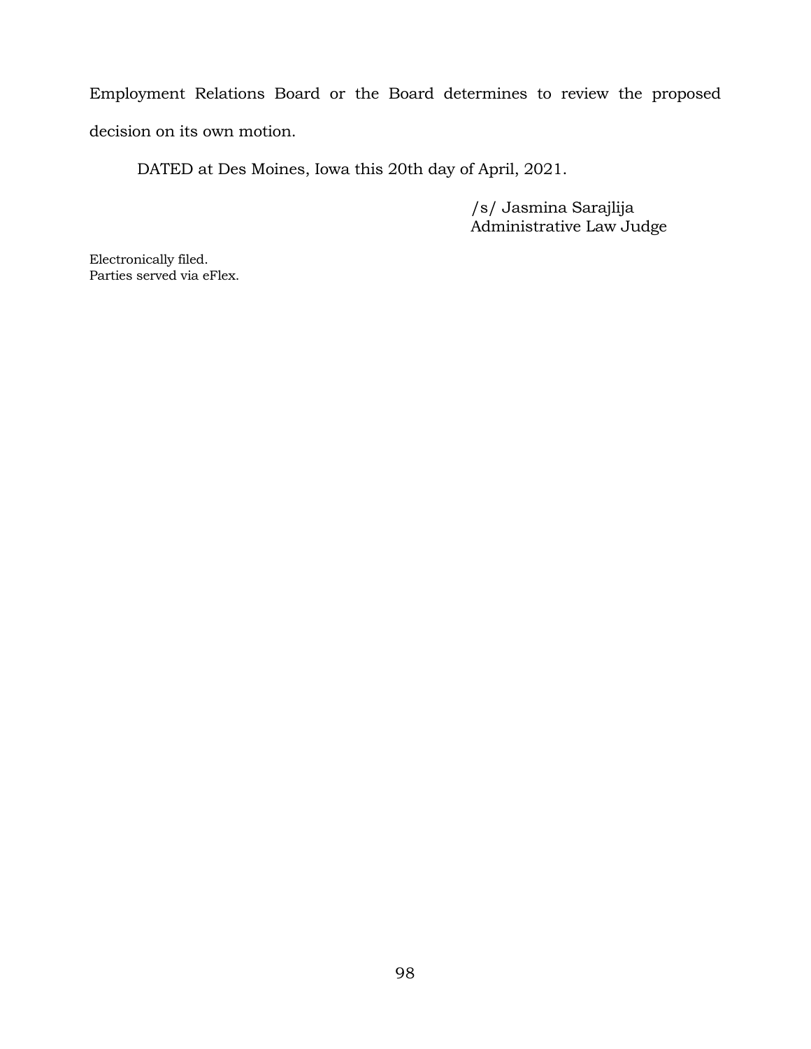Employment Relations Board or the Board determines to review the proposed decision on its own motion.

DATED at Des Moines, Iowa this 20th day of April, 2021.

/s/ Jasmina Sarajlija
Administrative Law Judge

Electronically filed.
Parties served via eFlex.